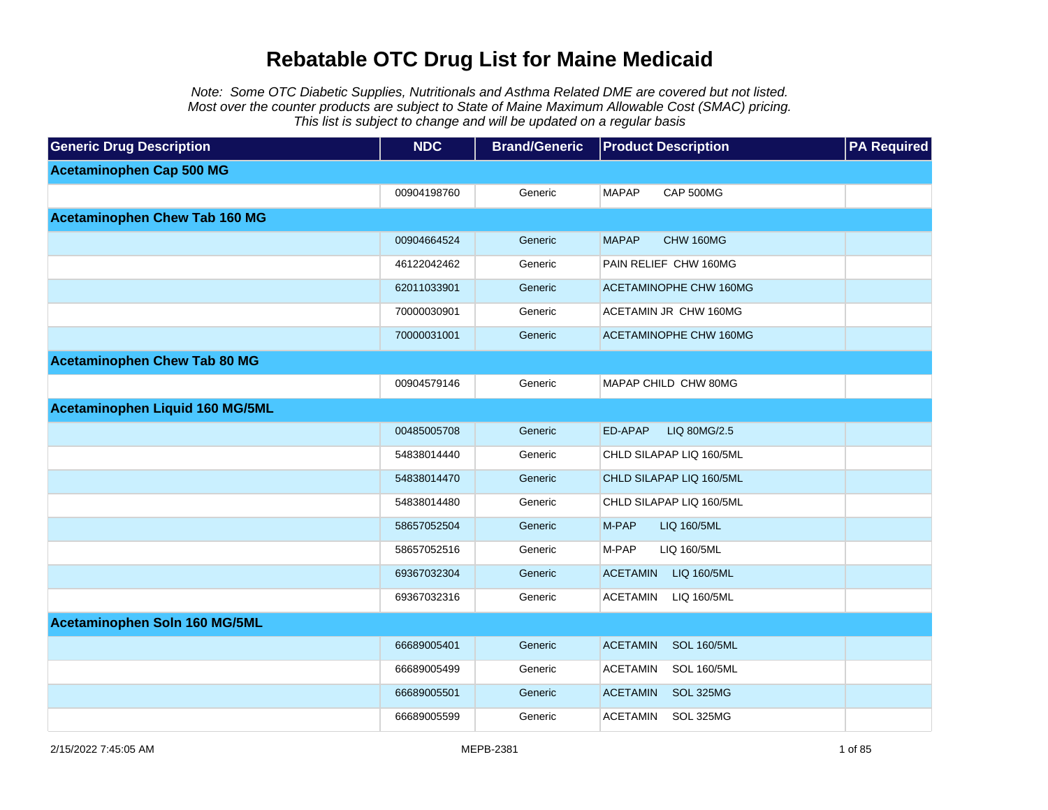# Rebatable OTC Drug List for Maine Medicaid

*Note: Some OTC Diabetic Supplies, Nutritionals and Asthma Related DME are covered but not listed.*
*Most over the counter products are subject to State of Maine Maximum Allowable Cost (SMAC) pricing.*
*This list is subject to change and will be updated on a regular basis*

| Generic Drug Description | NDC | Brand/Generic | Product Description | PA Required |
|---|---|---|---|---|
| **Acetaminophen Cap 500 MG** | | | | |
| | 00904198760 | Generic | MAPAP CAP 500MG | |
| **Acetaminophen Chew Tab 160 MG** | | | | |
| | 00904664524 | Generic | MAPAP CHW 160MG | |
| | 46122042462 | Generic | PAIN RELIEF CHW 160MG | |
| | 62011033901 | Generic | ACETAMINOPHE CHW 160MG | |
| | 70000030901 | Generic | ACETAMIN JR CHW 160MG | |
| | 70000031001 | Generic | ACETAMINOPHE CHW 160MG | |
| **Acetaminophen Chew Tab 80 MG** | | | | |
| | 00904579146 | Generic | MAPAP CHILD CHW 80MG | |
| **Acetaminophen Liquid 160 MG/5ML** | | | | |
| | 00485005708 | Generic | ED-APAP LIQ 80MG/2.5 | |
| | 54838014440 | Generic | CHLD SILAPAP LIQ 160/5ML | |
| | 54838014470 | Generic | CHLD SILAPAP LIQ 160/5ML | |
| | 54838014480 | Generic | CHLD SILAPAP LIQ 160/5ML | |
| | 58657052504 | Generic | M-PAP LIQ 160/5ML | |
| | 58657052516 | Generic | M-PAP LIQ 160/5ML | |
| | 69367032304 | Generic | ACETAMIN LIQ 160/5ML | |
| | 69367032316 | Generic | ACETAMIN LIQ 160/5ML | |
| **Acetaminophen Soln 160 MG/5ML** | | | | |
| | 66689005401 | Generic | ACETAMIN SOL 160/5ML | |
| | 66689005499 | Generic | ACETAMIN SOL 160/5ML | |
| | 66689005501 | Generic | ACETAMIN SOL 325MG | |
| | 66689005599 | Generic | ACETAMIN SOL 325MG | |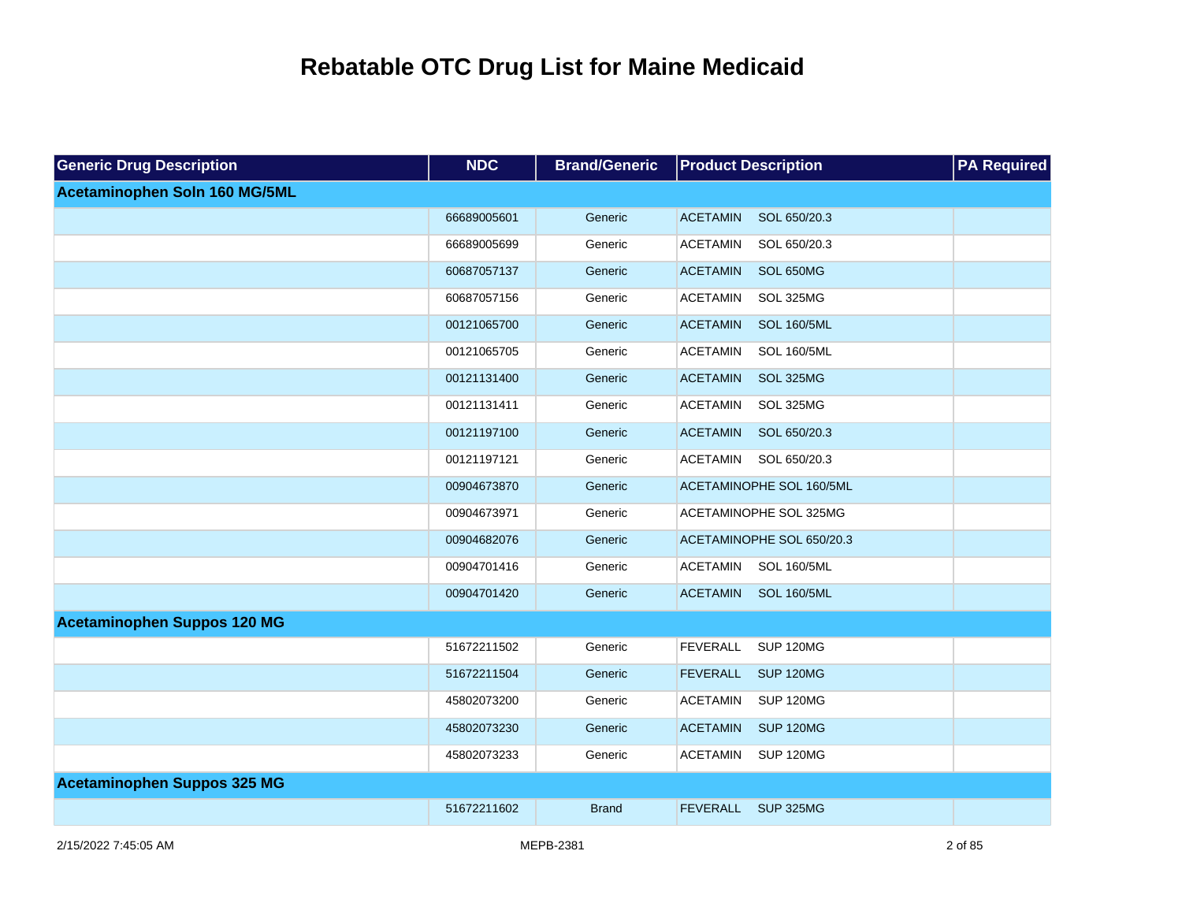# Rebatable OTC Drug List for Maine Medicaid

| Generic Drug Description | NDC | Brand/Generic | Product Description | PA Required |
|---|---|---|---|---|
| **Acetaminophen Soln 160 MG/5ML** | | | | |
| | 66689005601 | Generic | ACETAMIN SOL 650/20.3 | |
| | 66689005699 | Generic | ACETAMIN SOL 650/20.3 | |
| | 60687057137 | Generic | ACETAMIN SOL 650MG | |
| | 60687057156 | Generic | ACETAMIN SOL 325MG | |
| | 00121065700 | Generic | ACETAMIN SOL 160/5ML | |
| | 00121065705 | Generic | ACETAMIN SOL 160/5ML | |
| | 00121131400 | Generic | ACETAMIN SOL 325MG | |
| | 00121131411 | Generic | ACETAMIN SOL 325MG | |
| | 00121197100 | Generic | ACETAMIN SOL 650/20.3 | |
| | 00121197121 | Generic | ACETAMIN SOL 650/20.3 | |
| | 00904673870 | Generic | ACETAMINOPHE SOL 160/5ML | |
| | 00904673971 | Generic | ACETAMINOPHE SOL 325MG | |
| | 00904682076 | Generic | ACETAMINOPHE SOL 650/20.3 | |
| | 00904701416 | Generic | ACETAMIN SOL 160/5ML | |
| | 00904701420 | Generic | ACETAMIN SOL 160/5ML | |
| **Acetaminophen Suppos 120 MG** | | | | |
| | 51672211502 | Generic | FEVERALL SUP 120MG | |
| | 51672211504 | Generic | FEVERALL SUP 120MG | |
| | 45802073200 | Generic | ACETAMIN SUP 120MG | |
| | 45802073230 | Generic | ACETAMIN SUP 120MG | |
| | 45802073233 | Generic | ACETAMIN SUP 120MG | |
| **Acetaminophen Suppos 325 MG** | | | | |
| | 51672211602 | Brand | FEVERALL SUP 325MG | |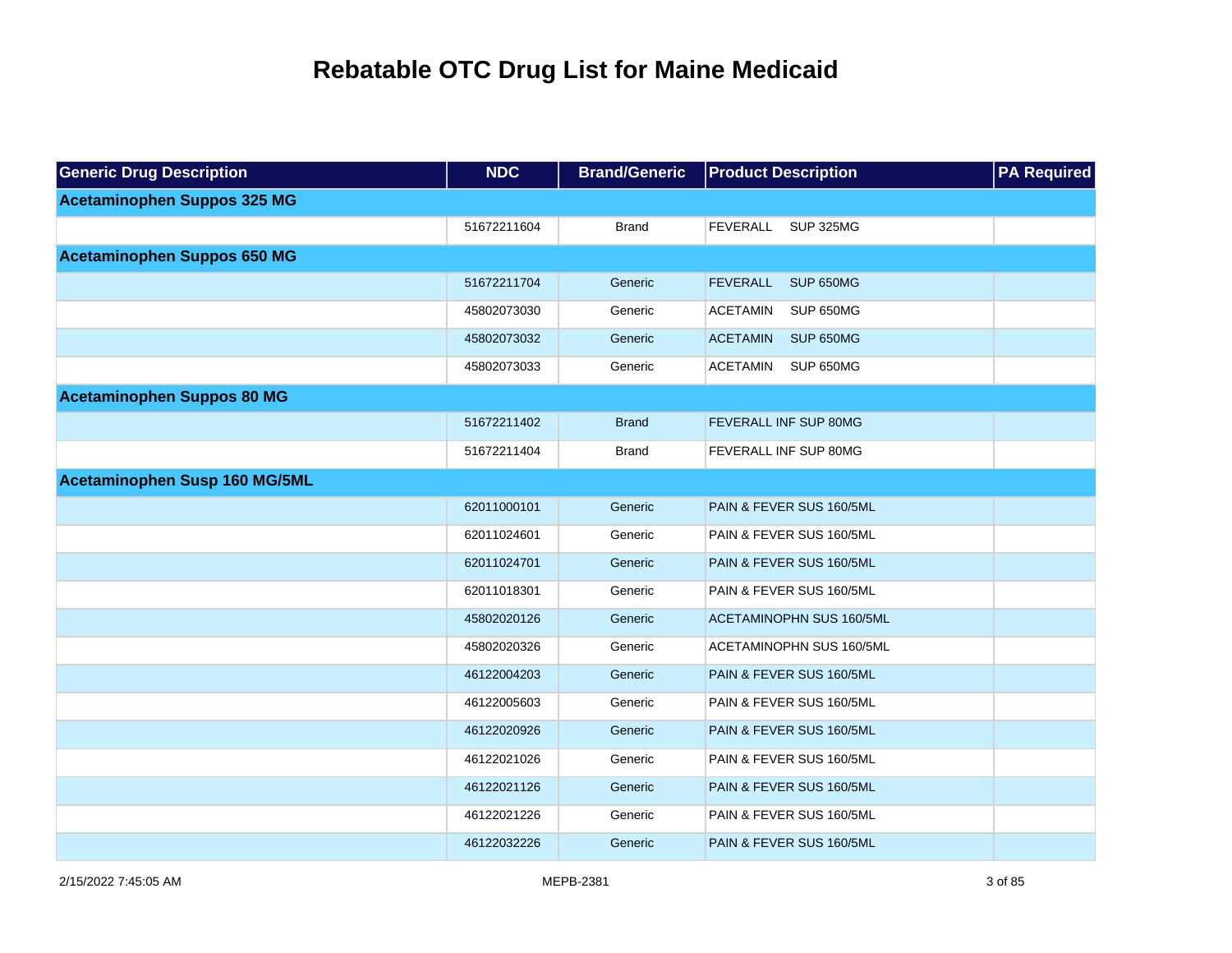# Rebatable OTC Drug List for Maine Medicaid

| Generic Drug Description | NDC | Brand/Generic | Product Description | PA Required |
|---|---|---|---|---|
| **Acetaminophen Suppos 325 MG** | | | | |
| | 51672211604 | Brand | FEVERALL SUP 325MG | |
| **Acetaminophen Suppos 650 MG** | | | | |
| | 51672211704 | Generic | FEVERALL SUP 650MG | |
| | 45802073030 | Generic | ACETAMIN SUP 650MG | |
| | 45802073032 | Generic | ACETAMIN SUP 650MG | |
| | 45802073033 | Generic | ACETAMIN SUP 650MG | |
| **Acetaminophen Suppos 80 MG** | | | | |
| | 51672211402 | Brand | FEVERALL INF SUP 80MG | |
| | 51672211404 | Brand | FEVERALL INF SUP 80MG | |
| **Acetaminophen Susp 160 MG/5ML** | | | | |
| | 62011000101 | Generic | PAIN & FEVER SUS 160/5ML | |
| | 62011024601 | Generic | PAIN & FEVER SUS 160/5ML | |
| | 62011024701 | Generic | PAIN & FEVER SUS 160/5ML | |
| | 62011018301 | Generic | PAIN & FEVER SUS 160/5ML | |
| | 45802020126 | Generic | ACETAMINOPHN SUS 160/5ML | |
| | 45802020326 | Generic | ACETAMINOPHN SUS 160/5ML | |
| | 46122004203 | Generic | PAIN & FEVER SUS 160/5ML | |
| | 46122005603 | Generic | PAIN & FEVER SUS 160/5ML | |
| | 46122020926 | Generic | PAIN & FEVER SUS 160/5ML | |
| | 46122021026 | Generic | PAIN & FEVER SUS 160/5ML | |
| | 46122021126 | Generic | PAIN & FEVER SUS 160/5ML | |
| | 46122021226 | Generic | PAIN & FEVER SUS 160/5ML | |
| | 46122032226 | Generic | PAIN & FEVER SUS 160/5ML | |

2/15/2022 7:45:05 AM MEPB-2381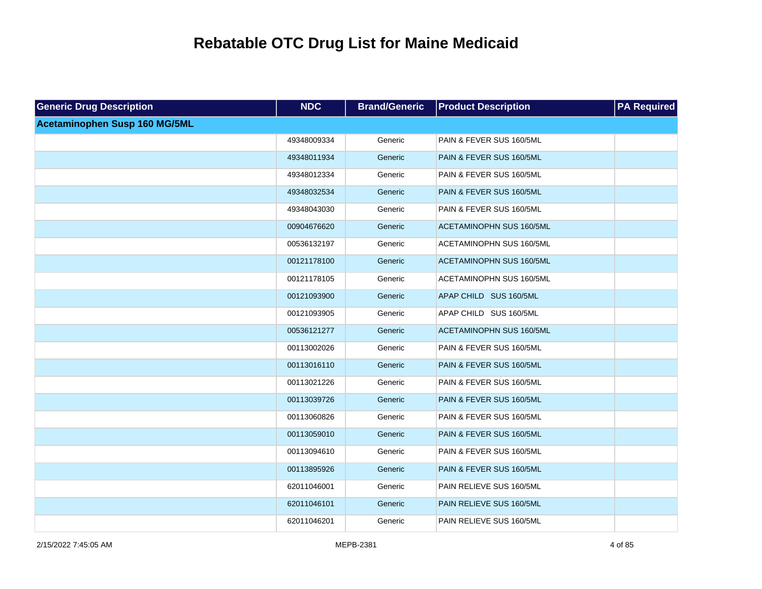# Rebatable OTC Drug List for Maine Medicaid

| Generic Drug Description | NDC | Brand/Generic | Product Description | PA Required |
|---|---|---|---|---|
| **Acetaminophen Susp 160 MG/5ML** | | | | |
| | 49348009334 | Generic | PAIN & FEVER SUS 160/5ML | |
| | 49348011934 | Generic | PAIN & FEVER SUS 160/5ML | |
| | 49348012334 | Generic | PAIN & FEVER SUS 160/5ML | |
| | 49348032534 | Generic | PAIN & FEVER SUS 160/5ML | |
| | 49348043030 | Generic | PAIN & FEVER SUS 160/5ML | |
| | 00904676620 | Generic | ACETAMINOPHN SUS 160/5ML | |
| | 00536132197 | Generic | ACETAMINOPHN SUS 160/5ML | |
| | 00121178100 | Generic | ACETAMINOPHN SUS 160/5ML | |
| | 00121178105 | Generic | ACETAMINOPHN SUS 160/5ML | |
| | 00121093900 | Generic | APAP CHILD SUS 160/5ML | |
| | 00121093905 | Generic | APAP CHILD SUS 160/5ML | |
| | 00536121277 | Generic | ACETAMINOPHN SUS 160/5ML | |
| | 00113002026 | Generic | PAIN & FEVER SUS 160/5ML | |
| | 00113016110 | Generic | PAIN & FEVER SUS 160/5ML | |
| | 00113021226 | Generic | PAIN & FEVER SUS 160/5ML | |
| | 00113039726 | Generic | PAIN & FEVER SUS 160/5ML | |
| | 00113060826 | Generic | PAIN & FEVER SUS 160/5ML | |
| | 00113059010 | Generic | PAIN & FEVER SUS 160/5ML | |
| | 00113094610 | Generic | PAIN & FEVER SUS 160/5ML | |
| | 00113895926 | Generic | PAIN & FEVER SUS 160/5ML | |
| | 62011046001 | Generic | PAIN RELIEVE SUS 160/5ML | |
| | 62011046101 | Generic | PAIN RELIEVE SUS 160/5ML | |
| | 62011046201 | Generic | PAIN RELIEVE SUS 160/5ML | |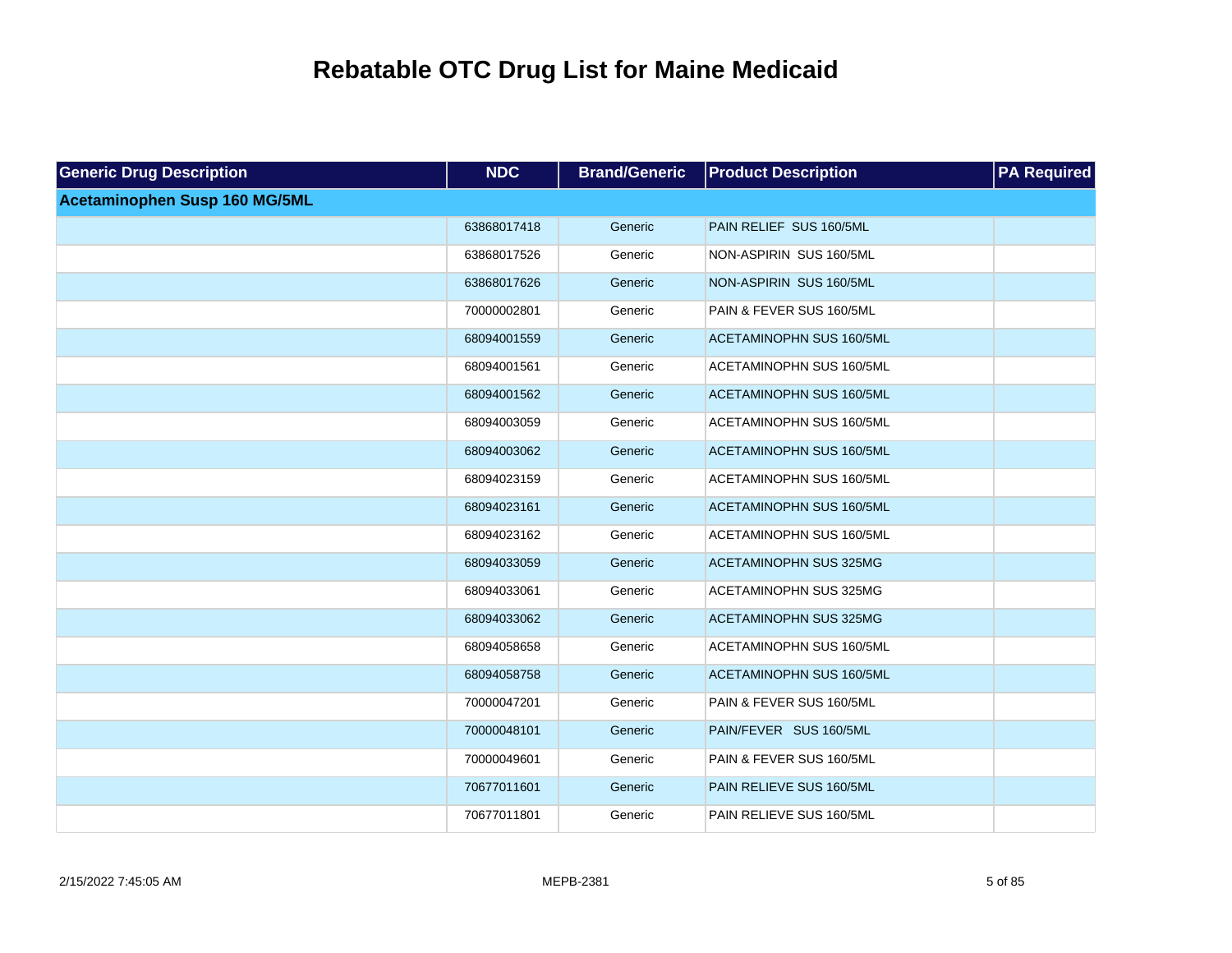# Rebatable OTC Drug List for Maine Medicaid

| Generic Drug Description | NDC | Brand/Generic | Product Description | PA Required |
|---|---|---|---|---|
| **Acetaminophen Susp 160 MG/5ML** | | | | |
| | 63868017418 | Generic | PAIN RELIEF SUS 160/5ML | |
| | 63868017526 | Generic | NON-ASPIRIN SUS 160/5ML | |
| | 63868017626 | Generic | NON-ASPIRIN SUS 160/5ML | |
| | 70000002801 | Generic | PAIN & FEVER SUS 160/5ML | |
| | 68094001559 | Generic | ACETAMINOPHN SUS 160/5ML | |
| | 68094001561 | Generic | ACETAMINOPHN SUS 160/5ML | |
| | 68094001562 | Generic | ACETAMINOPHN SUS 160/5ML | |
| | 68094003059 | Generic | ACETAMINOPHN SUS 160/5ML | |
| | 68094003062 | Generic | ACETAMINOPHN SUS 160/5ML | |
| | 68094023159 | Generic | ACETAMINOPHN SUS 160/5ML | |
| | 68094023161 | Generic | ACETAMINOPHN SUS 160/5ML | |
| | 68094023162 | Generic | ACETAMINOPHN SUS 160/5ML | |
| | 68094033059 | Generic | ACETAMINOPHN SUS 325MG | |
| | 68094033061 | Generic | ACETAMINOPHN SUS 325MG | |
| | 68094033062 | Generic | ACETAMINOPHN SUS 325MG | |
| | 68094058658 | Generic | ACETAMINOPHN SUS 160/5ML | |
| | 68094058758 | Generic | ACETAMINOPHN SUS 160/5ML | |
| | 70000047201 | Generic | PAIN & FEVER SUS 160/5ML | |
| | 70000048101 | Generic | PAIN/FEVER SUS 160/5ML | |
| | 70000049601 | Generic | PAIN & FEVER SUS 160/5ML | |
| | 70677011601 | Generic | PAIN RELIEVE SUS 160/5ML | |
| | 70677011801 | Generic | PAIN RELIEVE SUS 160/5ML | |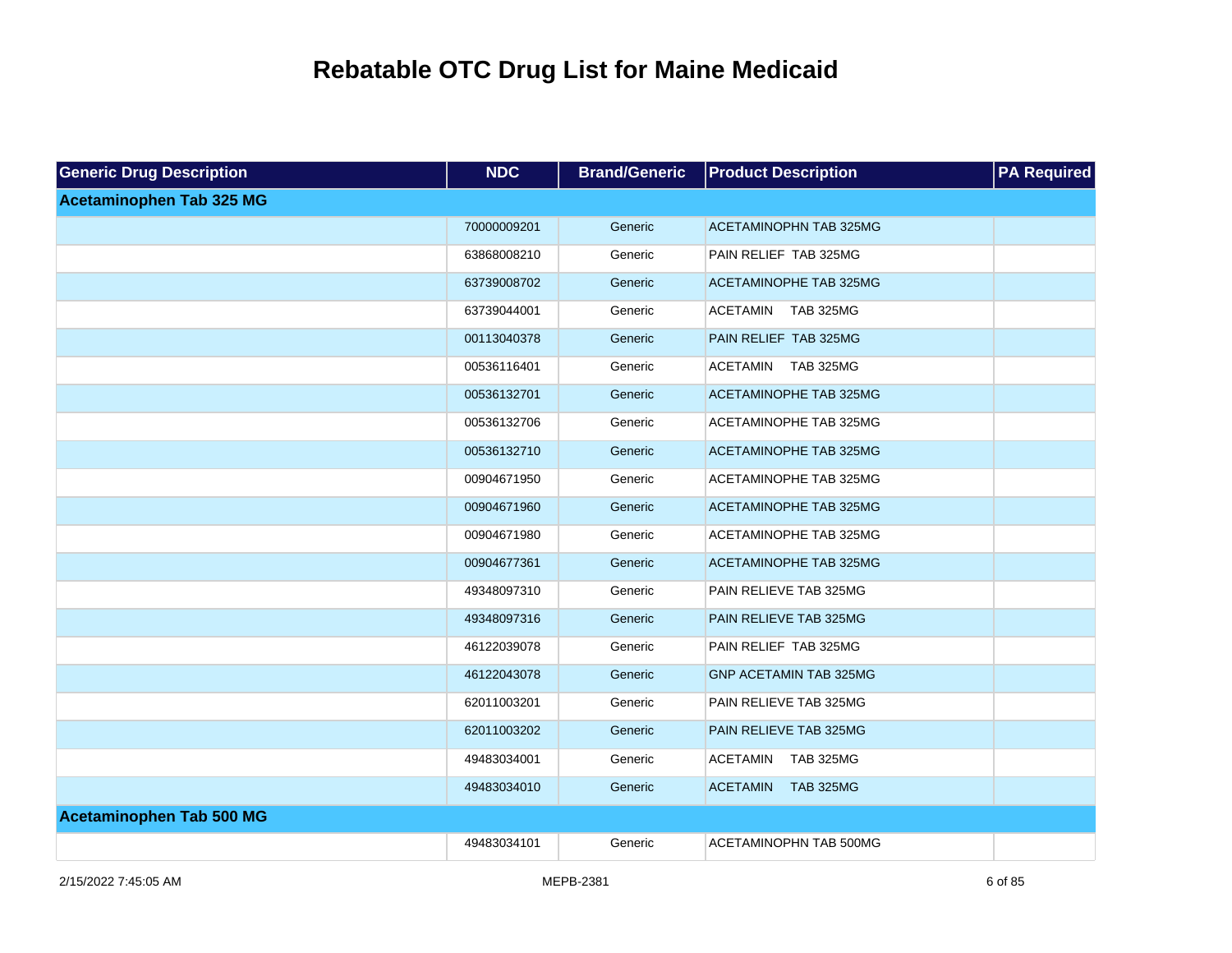# Rebatable OTC Drug List for Maine Medicaid

| Generic Drug Description | NDC | Brand/Generic | Product Description | PA Required |
|---|---|---|---|---|
| **Acetaminophen Tab 325 MG** | | | | |
| | 70000009201 | Generic | ACETAMINOPHN TAB 325MG | |
| | 63868008210 | Generic | PAIN RELIEF TAB 325MG | |
| | 63739008702 | Generic | ACETAMINOPHE TAB 325MG | |
| | 63739044001 | Generic | ACETAMIN TAB 325MG | |
| | 00113040378 | Generic | PAIN RELIEF TAB 325MG | |
| | 00536116401 | Generic | ACETAMIN TAB 325MG | |
| | 00536132701 | Generic | ACETAMINOPHE TAB 325MG | |
| | 00536132706 | Generic | ACETAMINOPHE TAB 325MG | |
| | 00536132710 | Generic | ACETAMINOPHE TAB 325MG | |
| | 00904671950 | Generic | ACETAMINOPHE TAB 325MG | |
| | 00904671960 | Generic | ACETAMINOPHE TAB 325MG | |
| | 00904671980 | Generic | ACETAMINOPHE TAB 325MG | |
| | 00904677361 | Generic | ACETAMINOPHE TAB 325MG | |
| | 49348097310 | Generic | PAIN RELIEVE TAB 325MG | |
| | 49348097316 | Generic | PAIN RELIEVE TAB 325MG | |
| | 46122039078 | Generic | PAIN RELIEF TAB 325MG | |
| | 46122043078 | Generic | GNP ACETAMIN TAB 325MG | |
| | 62011003201 | Generic | PAIN RELIEVE TAB 325MG | |
| | 62011003202 | Generic | PAIN RELIEVE TAB 325MG | |
| | 49483034001 | Generic | ACETAMIN TAB 325MG | |
| | 49483034010 | Generic | ACETAMIN TAB 325MG | |
| **Acetaminophen Tab 500 MG** | | | | |
| | 49483034101 | Generic | ACETAMINOPHN TAB 500MG | |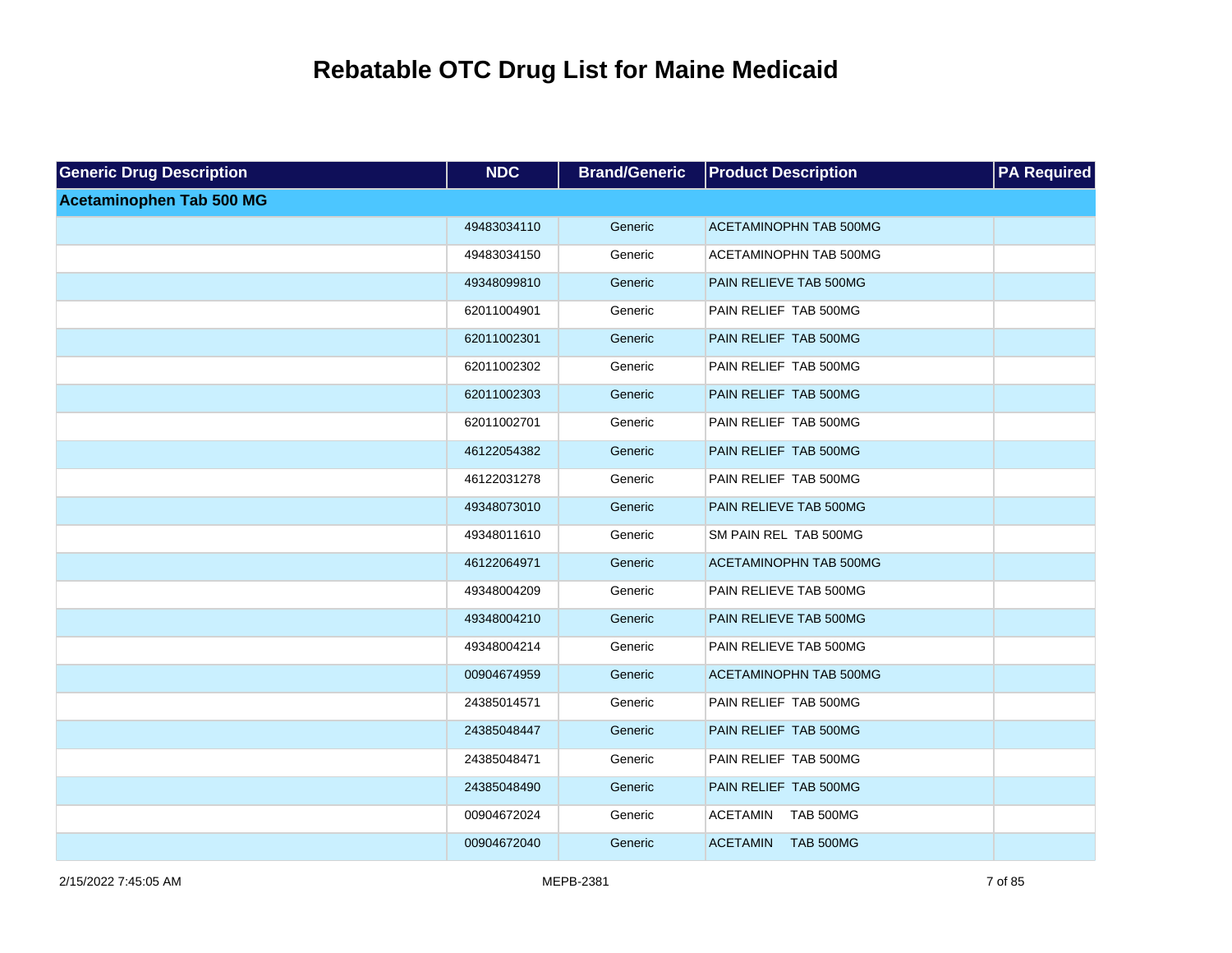# Rebatable OTC Drug List for Maine Medicaid

| Generic Drug Description | NDC | Brand/Generic | Product Description | PA Required |
|---|---|---|---|---|
| **Acetaminophen Tab 500 MG** | | | | |
| | 49483034110 | Generic | ACETAMINOPHN TAB 500MG | |
| | 49483034150 | Generic | ACETAMINOPHN TAB 500MG | |
| | 49348099810 | Generic | PAIN RELIEVE TAB 500MG | |
| | 62011004901 | Generic | PAIN RELIEF TAB 500MG | |
| | 62011002301 | Generic | PAIN RELIEF TAB 500MG | |
| | 62011002302 | Generic | PAIN RELIEF TAB 500MG | |
| | 62011002303 | Generic | PAIN RELIEF TAB 500MG | |
| | 62011002701 | Generic | PAIN RELIEF TAB 500MG | |
| | 46122054382 | Generic | PAIN RELIEF TAB 500MG | |
| | 46122031278 | Generic | PAIN RELIEF TAB 500MG | |
| | 49348073010 | Generic | PAIN RELIEVE TAB 500MG | |
| | 49348011610 | Generic | SM PAIN REL TAB 500MG | |
| | 46122064971 | Generic | ACETAMINOPHN TAB 500MG | |
| | 49348004209 | Generic | PAIN RELIEVE TAB 500MG | |
| | 49348004210 | Generic | PAIN RELIEVE TAB 500MG | |
| | 49348004214 | Generic | PAIN RELIEVE TAB 500MG | |
| | 00904674959 | Generic | ACETAMINOPHN TAB 500MG | |
| | 24385014571 | Generic | PAIN RELIEF TAB 500MG | |
| | 24385048447 | Generic | PAIN RELIEF TAB 500MG | |
| | 24385048471 | Generic | PAIN RELIEF TAB 500MG | |
| | 24385048490 | Generic | PAIN RELIEF TAB 500MG | |
| | 00904672024 | Generic | ACETAMIN TAB 500MG | |
| | 00904672040 | Generic | ACETAMIN TAB 500MG | |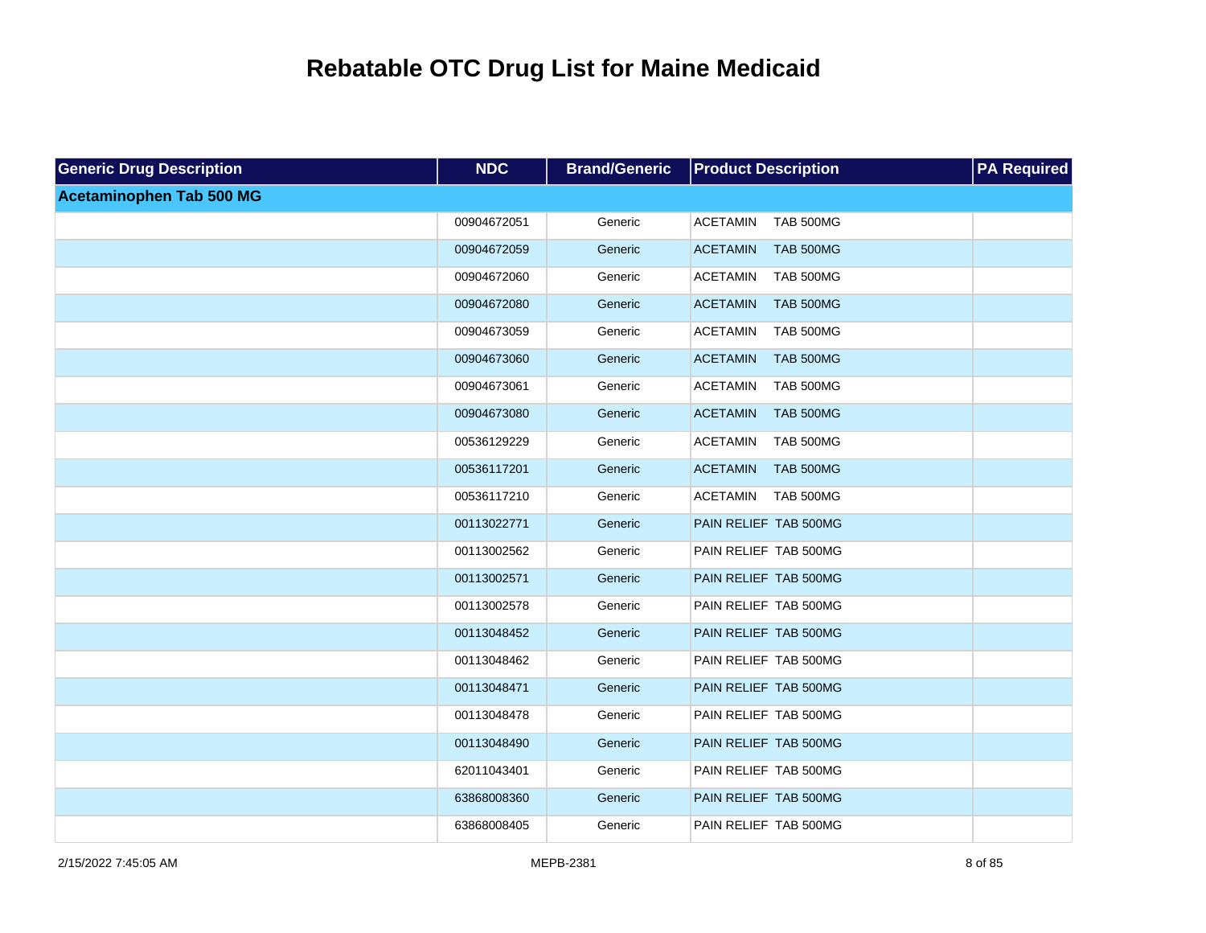# Rebatable OTC Drug List for Maine Medicaid

| Generic Drug Description | NDC | Brand/Generic | Product Description | PA Required |
|---|---|---|---|---|
| **Acetaminophen Tab 500 MG** | | | | |
| | 00904672051 | Generic | ACETAMIN TAB 500MG | |
| | 00904672059 | Generic | ACETAMIN TAB 500MG | |
| | 00904672060 | Generic | ACETAMIN TAB 500MG | |
| | 00904672080 | Generic | ACETAMIN TAB 500MG | |
| | 00904673059 | Generic | ACETAMIN TAB 500MG | |
| | 00904673060 | Generic | ACETAMIN TAB 500MG | |
| | 00904673061 | Generic | ACETAMIN TAB 500MG | |
| | 00904673080 | Generic | ACETAMIN TAB 500MG | |
| | 00536129229 | Generic | ACETAMIN TAB 500MG | |
| | 00536117201 | Generic | ACETAMIN TAB 500MG | |
| | 00536117210 | Generic | ACETAMIN TAB 500MG | |
| | 00113022771 | Generic | PAIN RELIEF TAB 500MG | |
| | 00113002562 | Generic | PAIN RELIEF TAB 500MG | |
| | 00113002571 | Generic | PAIN RELIEF TAB 500MG | |
| | 00113002578 | Generic | PAIN RELIEF TAB 500MG | |
| | 00113048452 | Generic | PAIN RELIEF TAB 500MG | |
| | 00113048462 | Generic | PAIN RELIEF TAB 500MG | |
| | 00113048471 | Generic | PAIN RELIEF TAB 500MG | |
| | 00113048478 | Generic | PAIN RELIEF TAB 500MG | |
| | 00113048490 | Generic | PAIN RELIEF TAB 500MG | |
| | 62011043401 | Generic | PAIN RELIEF TAB 500MG | |
| | 63868008360 | Generic | PAIN RELIEF TAB 500MG | |
| | 63868008405 | Generic | PAIN RELIEF TAB 500MG | |

2/15/2022 7:45:05 AM MEPB-2381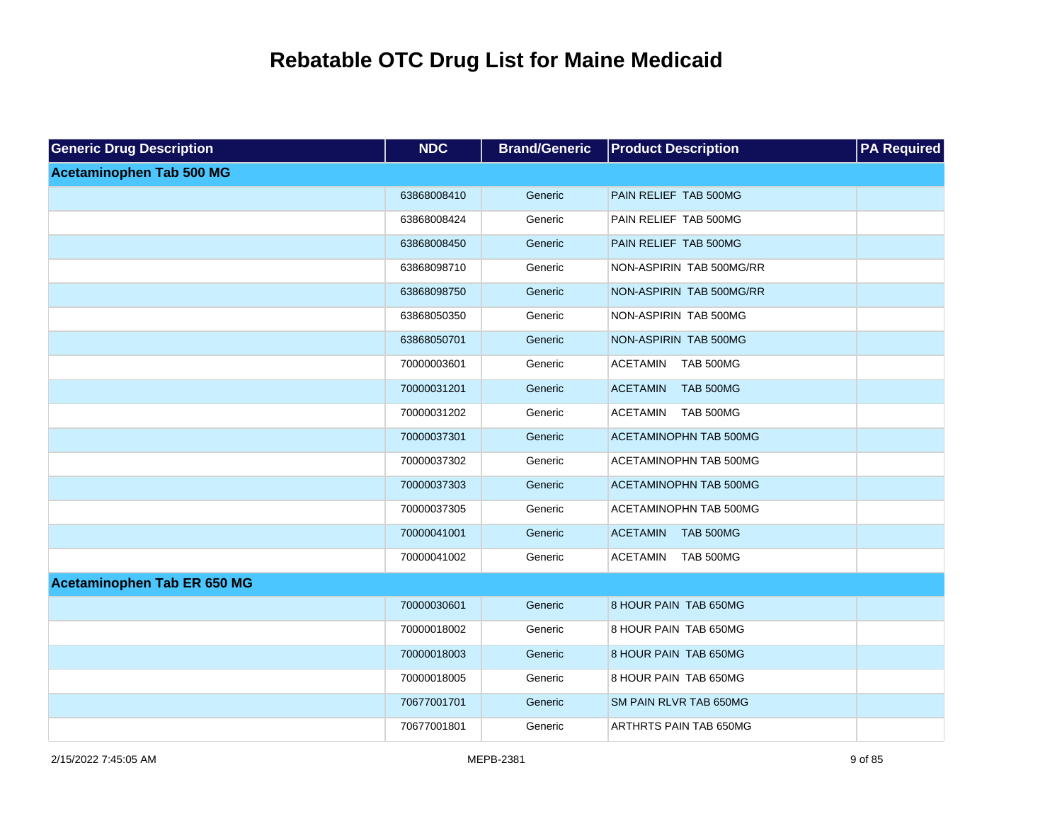# Rebatable OTC Drug List for Maine Medicaid

| Generic Drug Description | NDC | Brand/Generic | Product Description | PA Required |
|---|---|---|---|---|
| **Acetaminophen Tab 500 MG** | | | | |
| | 63868008410 | Generic | PAIN RELIEF TAB 500MG | |
| | 63868008424 | Generic | PAIN RELIEF TAB 500MG | |
| | 63868008450 | Generic | PAIN RELIEF TAB 500MG | |
| | 63868098710 | Generic | NON-ASPIRIN TAB 500MG/RR | |
| | 63868098750 | Generic | NON-ASPIRIN TAB 500MG/RR | |
| | 63868050350 | Generic | NON-ASPIRIN TAB 500MG | |
| | 63868050701 | Generic | NON-ASPIRIN TAB 500MG | |
| | 70000003601 | Generic | ACETAMIN TAB 500MG | |
| | 70000031201 | Generic | ACETAMIN TAB 500MG | |
| | 70000031202 | Generic | ACETAMIN TAB 500MG | |
| | 70000037301 | Generic | ACETAMINOPHN TAB 500MG | |
| | 70000037302 | Generic | ACETAMINOPHN TAB 500MG | |
| | 70000037303 | Generic | ACETAMINOPHN TAB 500MG | |
| | 70000037305 | Generic | ACETAMINOPHN TAB 500MG | |
| | 70000041001 | Generic | ACETAMIN TAB 500MG | |
| | 70000041002 | Generic | ACETAMIN TAB 500MG | |
| **Acetaminophen Tab ER 650 MG** | | | | |
| | 70000030601 | Generic | 8 HOUR PAIN TAB 650MG | |
| | 70000018002 | Generic | 8 HOUR PAIN TAB 650MG | |
| | 70000018003 | Generic | 8 HOUR PAIN TAB 650MG | |
| | 70000018005 | Generic | 8 HOUR PAIN TAB 650MG | |
| | 70677001701 | Generic | SM PAIN RLVR TAB 650MG | |
| | 70677001801 | Generic | ARTHRTS PAIN TAB 650MG | |

2/15/2022 7:45:05 AM MEPB-2381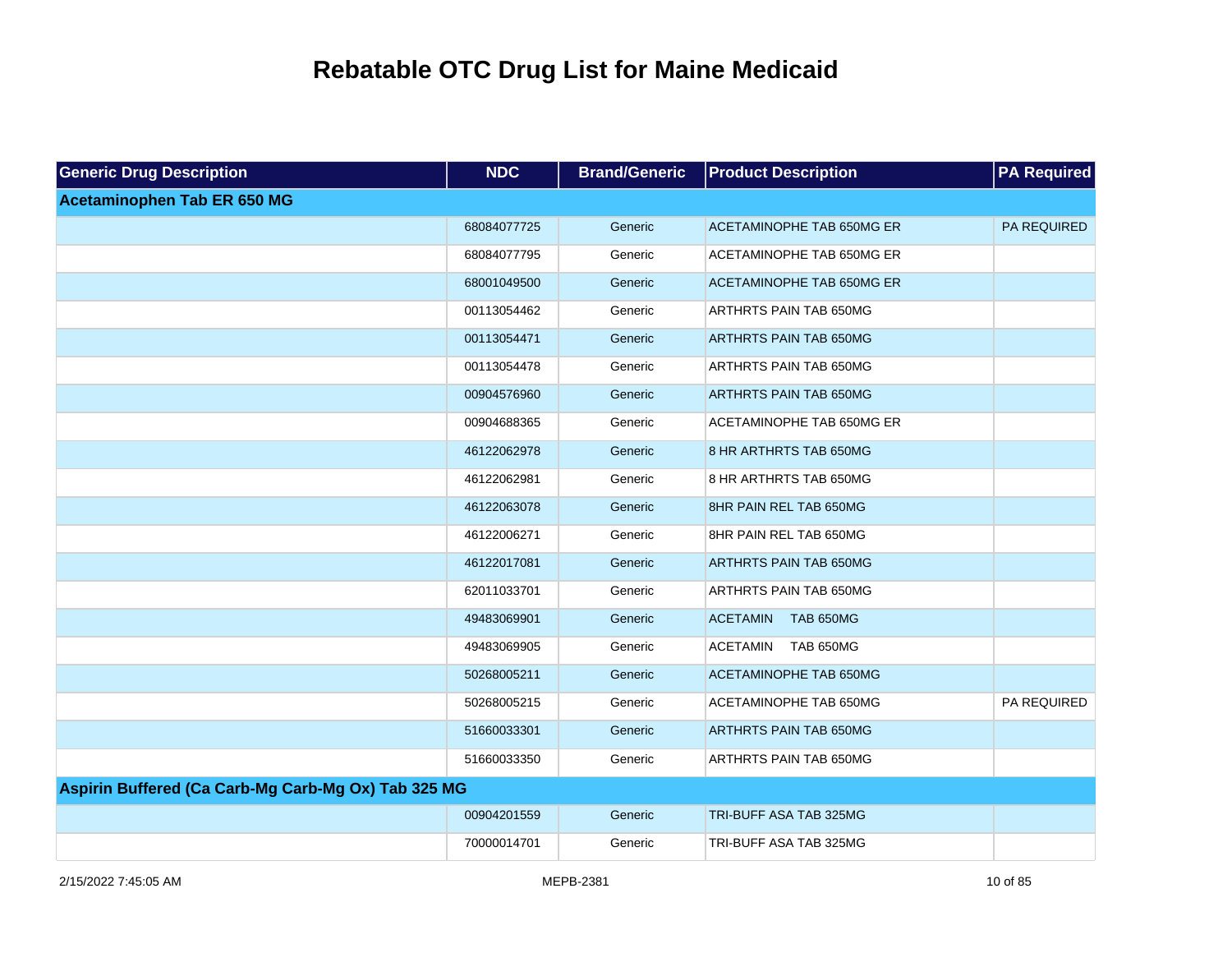# Rebatable OTC Drug List for Maine Medicaid

| Generic Drug Description | NDC | Brand/Generic | Product Description | PA Required |
|---|---|---|---|---|
| **Acetaminophen Tab ER 650 MG** | | | | |
| | 68084077725 | Generic | ACETAMINOPHE TAB 650MG ER | PA REQUIRED |
| | 68084077795 | Generic | ACETAMINOPHE TAB 650MG ER | |
| | 68001049500 | Generic | ACETAMINOPHE TAB 650MG ER | |
| | 00113054462 | Generic | ARTHRTS PAIN TAB 650MG | |
| | 00113054471 | Generic | ARTHRTS PAIN TAB 650MG | |
| | 00113054478 | Generic | ARTHRTS PAIN TAB 650MG | |
| | 00904576960 | Generic | ARTHRTS PAIN TAB 650MG | |
| | 00904688365 | Generic | ACETAMINOPHE TAB 650MG ER | |
| | 46122062978 | Generic | 8 HR ARTHRTS TAB 650MG | |
| | 46122062981 | Generic | 8 HR ARTHRTS TAB 650MG | |
| | 46122063078 | Generic | 8HR PAIN REL TAB 650MG | |
| | 46122006271 | Generic | 8HR PAIN REL TAB 650MG | |
| | 46122017081 | Generic | ARTHRTS PAIN TAB 650MG | |
| | 62011033701 | Generic | ARTHRTS PAIN TAB 650MG | |
| | 49483069901 | Generic | ACETAMIN TAB 650MG | |
| | 49483069905 | Generic | ACETAMIN TAB 650MG | |
| | 50268005211 | Generic | ACETAMINOPHE TAB 650MG | |
| | 50268005215 | Generic | ACETAMINOPHE TAB 650MG | PA REQUIRED |
| | 51660033301 | Generic | ARTHRTS PAIN TAB 650MG | |
| | 51660033350 | Generic | ARTHRTS PAIN TAB 650MG | |
| **Aspirin Buffered (Ca Carb-Mg Carb-Mg Ox) Tab 325 MG** | | | | |
| | 00904201559 | Generic | TRI-BUFF ASA TAB 325MG | |
| | 70000014701 | Generic | TRI-BUFF ASA TAB 325MG | |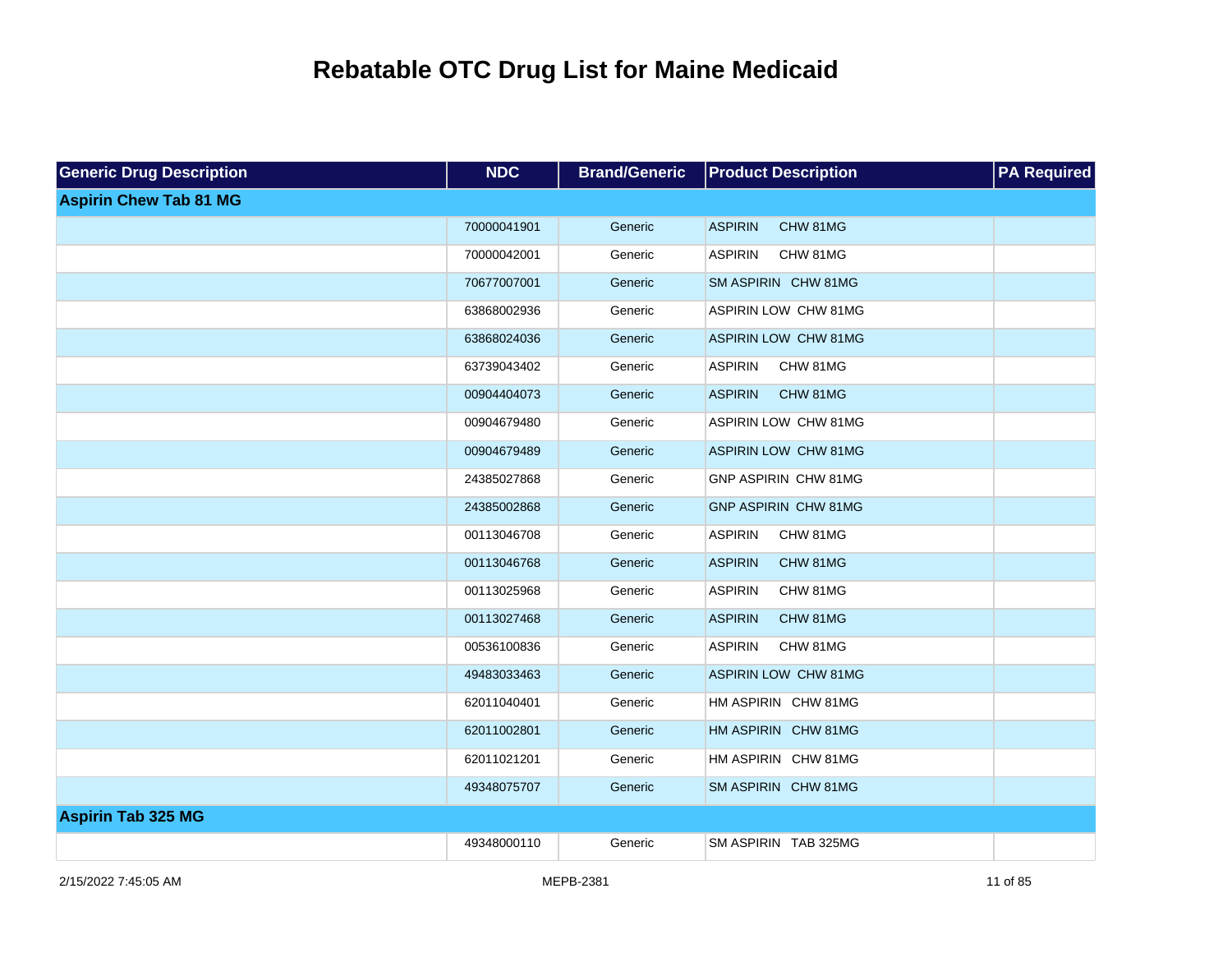# Rebatable OTC Drug List for Maine Medicaid

| Generic Drug Description | NDC | Brand/Generic | Product Description | PA Required |
|---|---|---|---|---|
| **Aspirin Chew Tab 81 MG** | | | | |
| | 70000041901 | Generic | ASPIRIN CHW 81MG | |
| | 70000042001 | Generic | ASPIRIN CHW 81MG | |
| | 70677007001 | Generic | SM ASPIRIN CHW 81MG | |
| | 63868002936 | Generic | ASPIRIN LOW CHW 81MG | |
| | 63868024036 | Generic | ASPIRIN LOW CHW 81MG | |
| | 63739043402 | Generic | ASPIRIN CHW 81MG | |
| | 00904404073 | Generic | ASPIRIN CHW 81MG | |
| | 00904679480 | Generic | ASPIRIN LOW CHW 81MG | |
| | 00904679489 | Generic | ASPIRIN LOW CHW 81MG | |
| | 24385027868 | Generic | GNP ASPIRIN CHW 81MG | |
| | 24385002868 | Generic | GNP ASPIRIN CHW 81MG | |
| | 00113046708 | Generic | ASPIRIN CHW 81MG | |
| | 00113046768 | Generic | ASPIRIN CHW 81MG | |
| | 00113025968 | Generic | ASPIRIN CHW 81MG | |
| | 00113027468 | Generic | ASPIRIN CHW 81MG | |
| | 00536100836 | Generic | ASPIRIN CHW 81MG | |
| | 49483033463 | Generic | ASPIRIN LOW CHW 81MG | |
| | 62011040401 | Generic | HM ASPIRIN CHW 81MG | |
| | 62011002801 | Generic | HM ASPIRIN CHW 81MG | |
| | 62011021201 | Generic | HM ASPIRIN CHW 81MG | |
| | 49348075707 | Generic | SM ASPIRIN CHW 81MG | |
| **Aspirin Tab 325 MG** | | | | |
| | 49348000110 | Generic | SM ASPIRIN TAB 325MG | |

2/15/2022 7:45:05 AM MEPB-2381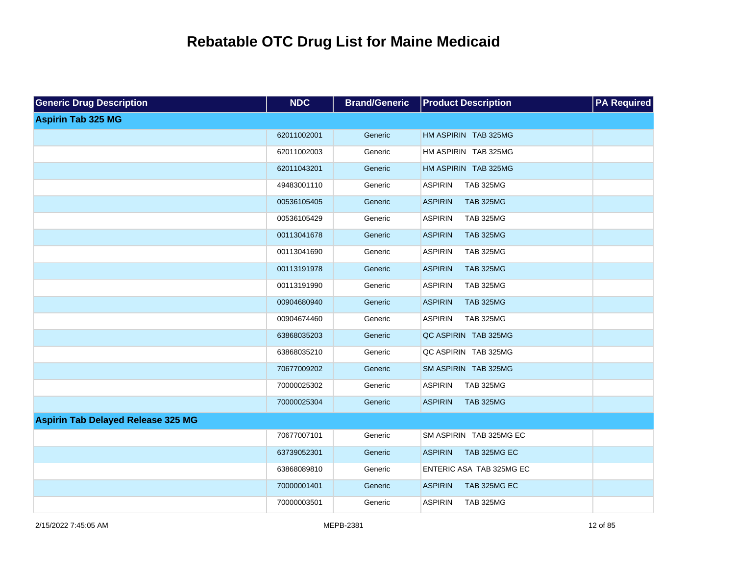# Rebatable OTC Drug List for Maine Medicaid

| Generic Drug Description | NDC | Brand/Generic | Product Description | PA Required |
|---|---|---|---|---|
| **Aspirin Tab 325 MG** | | | | |
| | 62011002001 | Generic | HM ASPIRIN TAB 325MG | |
| | 62011002003 | Generic | HM ASPIRIN TAB 325MG | |
| | 62011043201 | Generic | HM ASPIRIN TAB 325MG | |
| | 49483001110 | Generic | ASPIRIN TAB 325MG | |
| | 00536105405 | Generic | ASPIRIN TAB 325MG | |
| | 00536105429 | Generic | ASPIRIN TAB 325MG | |
| | 00113041678 | Generic | ASPIRIN TAB 325MG | |
| | 00113041690 | Generic | ASPIRIN TAB 325MG | |
| | 00113191978 | Generic | ASPIRIN TAB 325MG | |
| | 00113191990 | Generic | ASPIRIN TAB 325MG | |
| | 00904680940 | Generic | ASPIRIN TAB 325MG | |
| | 00904674460 | Generic | ASPIRIN TAB 325MG | |
| | 63868035203 | Generic | QC ASPIRIN TAB 325MG | |
| | 63868035210 | Generic | QC ASPIRIN TAB 325MG | |
| | 70677009202 | Generic | SM ASPIRIN TAB 325MG | |
| | 70000025302 | Generic | ASPIRIN TAB 325MG | |
| | 70000025304 | Generic | ASPIRIN TAB 325MG | |
| **Aspirin Tab Delayed Release 325 MG** | | | | |
| | 70677007101 | Generic | SM ASPIRIN TAB 325MG EC | |
| | 63739052301 | Generic | ASPIRIN TAB 325MG EC | |
| | 63868089810 | Generic | ENTERIC ASA TAB 325MG EC | |
| | 70000001401 | Generic | ASPIRIN TAB 325MG EC | |
| | 70000003501 | Generic | ASPIRIN TAB 325MG | |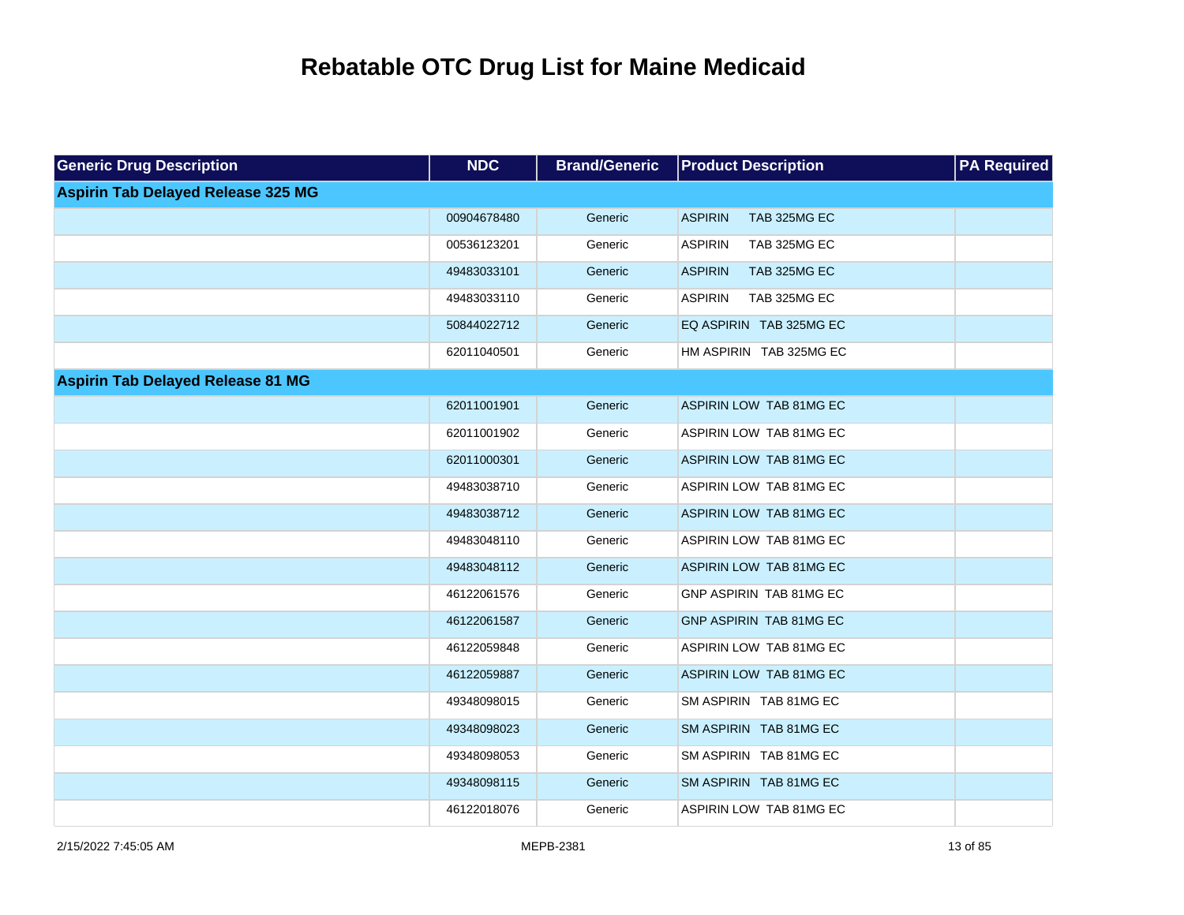# Rebatable OTC Drug List for Maine Medicaid

| Generic Drug Description | NDC | Brand/Generic | Product Description | PA Required |
|---|---|---|---|---|
| **Aspirin Tab Delayed Release 325 MG** | | | | |
| | 00904678480 | Generic | ASPIRIN TAB 325MG EC | |
| | 00536123201 | Generic | ASPIRIN TAB 325MG EC | |
| | 49483033101 | Generic | ASPIRIN TAB 325MG EC | |
| | 49483033110 | Generic | ASPIRIN TAB 325MG EC | |
| | 50844022712 | Generic | EQ ASPIRIN TAB 325MG EC | |
| | 62011040501 | Generic | HM ASPIRIN TAB 325MG EC | |
| **Aspirin Tab Delayed Release 81 MG** | | | | |
| | 62011001901 | Generic | ASPIRIN LOW TAB 81MG EC | |
| | 62011001902 | Generic | ASPIRIN LOW TAB 81MG EC | |
| | 62011000301 | Generic | ASPIRIN LOW TAB 81MG EC | |
| | 49483038710 | Generic | ASPIRIN LOW TAB 81MG EC | |
| | 49483038712 | Generic | ASPIRIN LOW TAB 81MG EC | |
| | 49483048110 | Generic | ASPIRIN LOW TAB 81MG EC | |
| | 49483048112 | Generic | ASPIRIN LOW TAB 81MG EC | |
| | 46122061576 | Generic | GNP ASPIRIN TAB 81MG EC | |
| | 46122061587 | Generic | GNP ASPIRIN TAB 81MG EC | |
| | 46122059848 | Generic | ASPIRIN LOW TAB 81MG EC | |
| | 46122059887 | Generic | ASPIRIN LOW TAB 81MG EC | |
| | 49348098015 | Generic | SM ASPIRIN TAB 81MG EC | |
| | 49348098023 | Generic | SM ASPIRIN TAB 81MG EC | |
| | 49348098053 | Generic | SM ASPIRIN TAB 81MG EC | |
| | 49348098115 | Generic | SM ASPIRIN TAB 81MG EC | |
| | 46122018076 | Generic | ASPIRIN LOW TAB 81MG EC | |

2/15/2022 7:45:05 AM MEPB-2381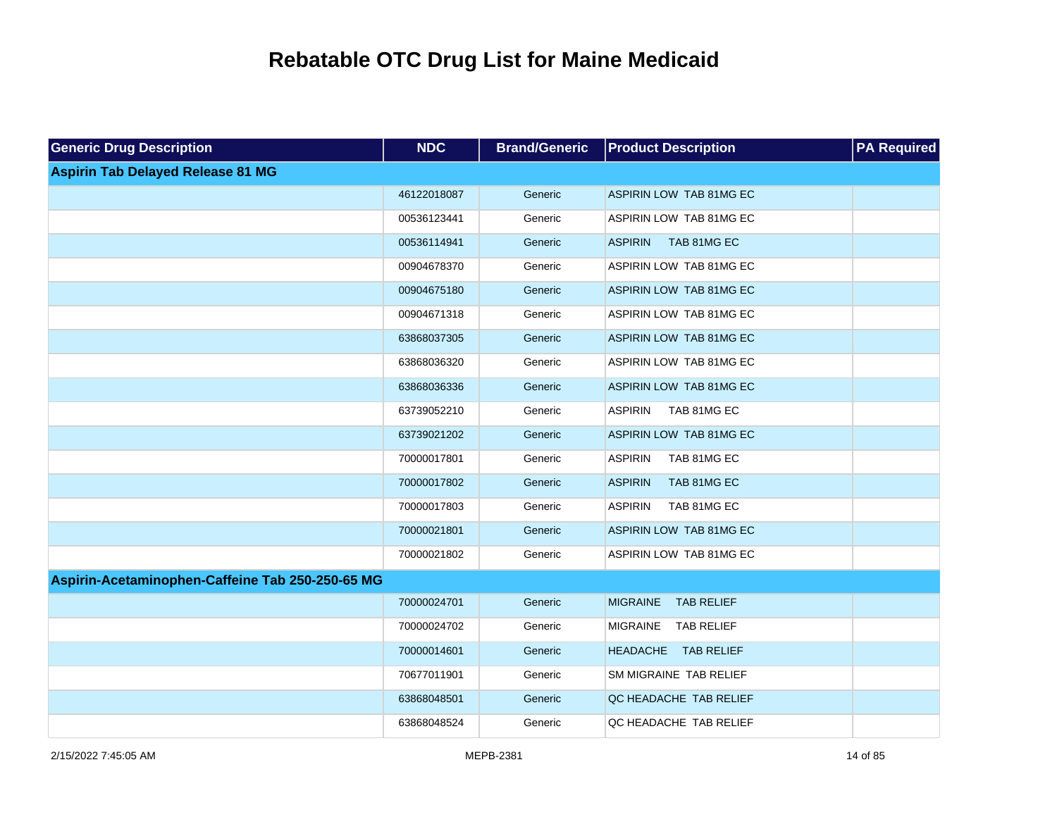# Rebatable OTC Drug List for Maine Medicaid

| Generic Drug Description | NDC | Brand/Generic | Product Description | PA Required |
|---|---|---|---|---|
| **Aspirin Tab Delayed Release 81 MG** | | | | |
| | 46122018087 | Generic | ASPIRIN LOW TAB 81MG EC | |
| | 00536123441 | Generic | ASPIRIN LOW TAB 81MG EC | |
| | 00536114941 | Generic | ASPIRIN TAB 81MG EC | |
| | 00904678370 | Generic | ASPIRIN LOW TAB 81MG EC | |
| | 00904675180 | Generic | ASPIRIN LOW TAB 81MG EC | |
| | 00904671318 | Generic | ASPIRIN LOW TAB 81MG EC | |
| | 63868037305 | Generic | ASPIRIN LOW TAB 81MG EC | |
| | 63868036320 | Generic | ASPIRIN LOW TAB 81MG EC | |
| | 63868036336 | Generic | ASPIRIN LOW TAB 81MG EC | |
| | 63739052210 | Generic | ASPIRIN TAB 81MG EC | |
| | 63739021202 | Generic | ASPIRIN LOW TAB 81MG EC | |
| | 70000017801 | Generic | ASPIRIN TAB 81MG EC | |
| | 70000017802 | Generic | ASPIRIN TAB 81MG EC | |
| | 70000017803 | Generic | ASPIRIN TAB 81MG EC | |
| | 70000021801 | Generic | ASPIRIN LOW TAB 81MG EC | |
| | 70000021802 | Generic | ASPIRIN LOW TAB 81MG EC | |
| **Aspirin-Acetaminophen-Caffeine Tab 250-250-65 MG** | | | | |
| | 70000024701 | Generic | MIGRAINE TAB RELIEF | |
| | 70000024702 | Generic | MIGRAINE TAB RELIEF | |
| | 70000014601 | Generic | HEADACHE TAB RELIEF | |
| | 70677011901 | Generic | SM MIGRAINE TAB RELIEF | |
| | 63868048501 | Generic | QC HEADACHE TAB RELIEF | |
| | 63868048524 | Generic | QC HEADACHE TAB RELIEF | |

2/15/2022 7:45:05 AM MEPB-2381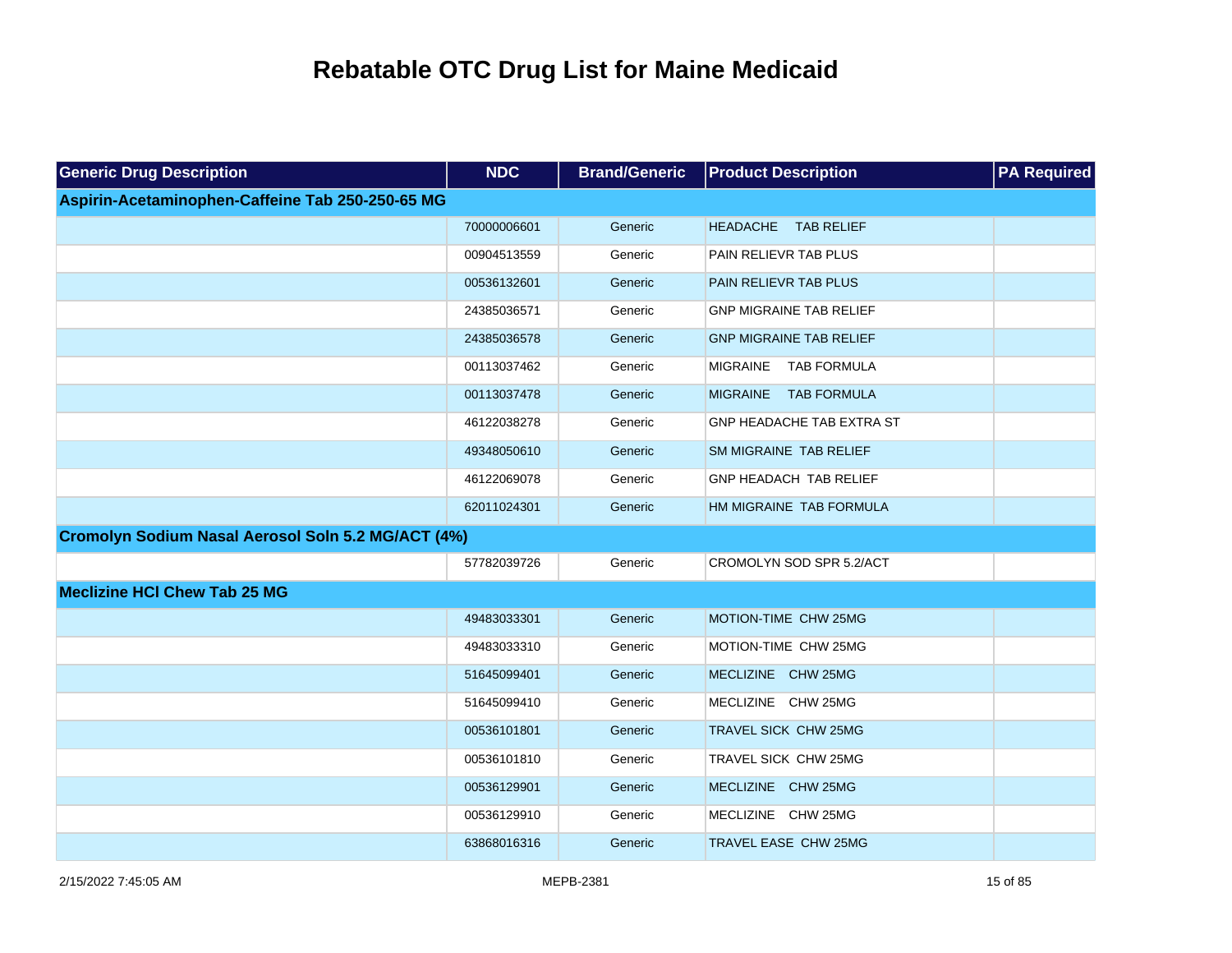# Rebatable OTC Drug List for Maine Medicaid

| Generic Drug Description | NDC | Brand/Generic | Product Description | PA Required |
|---|---|---|---|---|
| **Aspirin-Acetaminophen-Caffeine Tab 250-250-65 MG** | | | | |
| | 70000006601 | Generic | HEADACHE TAB RELIEF | |
| | 00904513559 | Generic | PAIN RELIEVR TAB PLUS | |
| | 00536132601 | Generic | PAIN RELIEVR TAB PLUS | |
| | 24385036571 | Generic | GNP MIGRAINE TAB RELIEF | |
| | 24385036578 | Generic | GNP MIGRAINE TAB RELIEF | |
| | 00113037462 | Generic | MIGRAINE TAB FORMULA | |
| | 00113037478 | Generic | MIGRAINE TAB FORMULA | |
| | 46122038278 | Generic | GNP HEADACHE TAB EXTRA ST | |
| | 49348050610 | Generic | SM MIGRAINE TAB RELIEF | |
| | 46122069078 | Generic | GNP HEADACH TAB RELIEF | |
| | 62011024301 | Generic | HM MIGRAINE TAB FORMULA | |
| **Cromolyn Sodium Nasal Aerosol Soln 5.2 MG/ACT (4%)** | | | | |
| | 57782039726 | Generic | CROMOLYN SOD SPR 5.2/ACT | |
| **Meclizine HCl Chew Tab 25 MG** | | | | |
| | 49483033301 | Generic | MOTION-TIME CHW 25MG | |
| | 49483033310 | Generic | MOTION-TIME CHW 25MG | |
| | 51645099401 | Generic | MECLIZINE CHW 25MG | |
| | 51645099410 | Generic | MECLIZINE CHW 25MG | |
| | 00536101801 | Generic | TRAVEL SICK CHW 25MG | |
| | 00536101810 | Generic | TRAVEL SICK CHW 25MG | |
| | 00536129901 | Generic | MECLIZINE CHW 25MG | |
| | 00536129910 | Generic | MECLIZINE CHW 25MG | |
| | 63868016316 | Generic | TRAVEL EASE CHW 25MG | |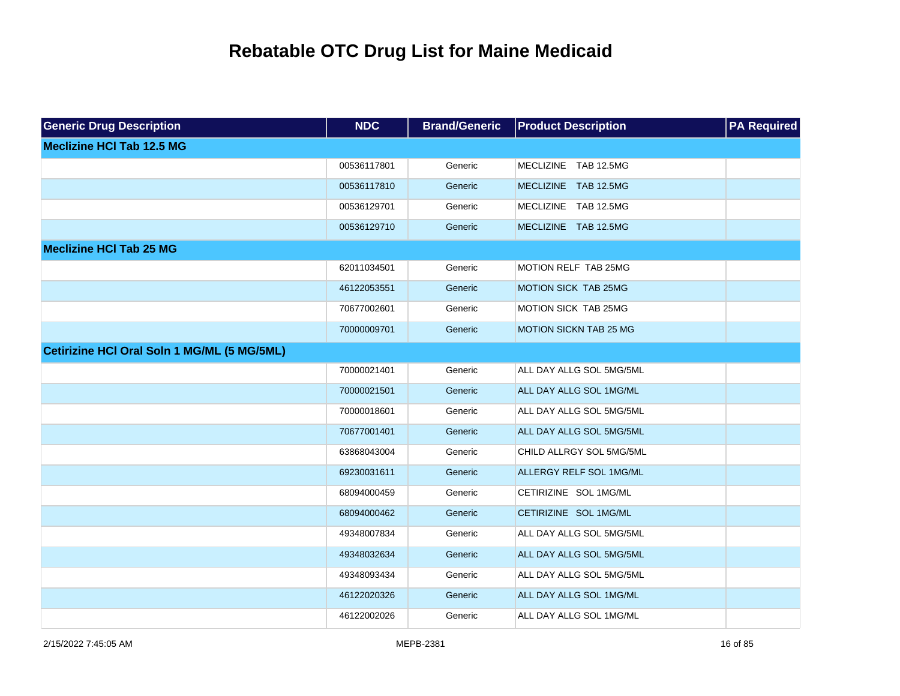# Rebatable OTC Drug List for Maine Medicaid

| Generic Drug Description | NDC | Brand/Generic | Product Description | PA Required |
|---|---|---|---|---|
| **Meclizine HCl Tab 12.5 MG** | | | | |
| | 00536117801 | Generic | MECLIZINE TAB 12.5MG | |
| | 00536117810 | Generic | MECLIZINE TAB 12.5MG | |
| | 00536129701 | Generic | MECLIZINE TAB 12.5MG | |
| | 00536129710 | Generic | MECLIZINE TAB 12.5MG | |
| **Meclizine HCl Tab 25 MG** | | | | |
| | 62011034501 | Generic | MOTION RELF TAB 25MG | |
| | 46122053551 | Generic | MOTION SICK TAB 25MG | |
| | 70677002601 | Generic | MOTION SICK TAB 25MG | |
| | 70000009701 | Generic | MOTION SICKN TAB 25 MG | |
| **Cetirizine HCl Oral Soln 1 MG/ML (5 MG/5ML)** | | | | |
| | 70000021401 | Generic | ALL DAY ALLG SOL 5MG/5ML | |
| | 70000021501 | Generic | ALL DAY ALLG SOL 1MG/ML | |
| | 70000018601 | Generic | ALL DAY ALLG SOL 5MG/5ML | |
| | 70677001401 | Generic | ALL DAY ALLG SOL 5MG/5ML | |
| | 63868043004 | Generic | CHILD ALLRGY SOL 5MG/5ML | |
| | 69230031611 | Generic | ALLERGY RELF SOL 1MG/ML | |
| | 68094000459 | Generic | CETIRIZINE SOL 1MG/ML | |
| | 68094000462 | Generic | CETIRIZINE SOL 1MG/ML | |
| | 49348007834 | Generic | ALL DAY ALLG SOL 5MG/5ML | |
| | 49348032634 | Generic | ALL DAY ALLG SOL 5MG/5ML | |
| | 49348093434 | Generic | ALL DAY ALLG SOL 5MG/5ML | |
| | 46122020326 | Generic | ALL DAY ALLG SOL 1MG/ML | |
| | 46122002026 | Generic | ALL DAY ALLG SOL 1MG/ML | |

2/15/2022 7:45:05 AM MEPB-2381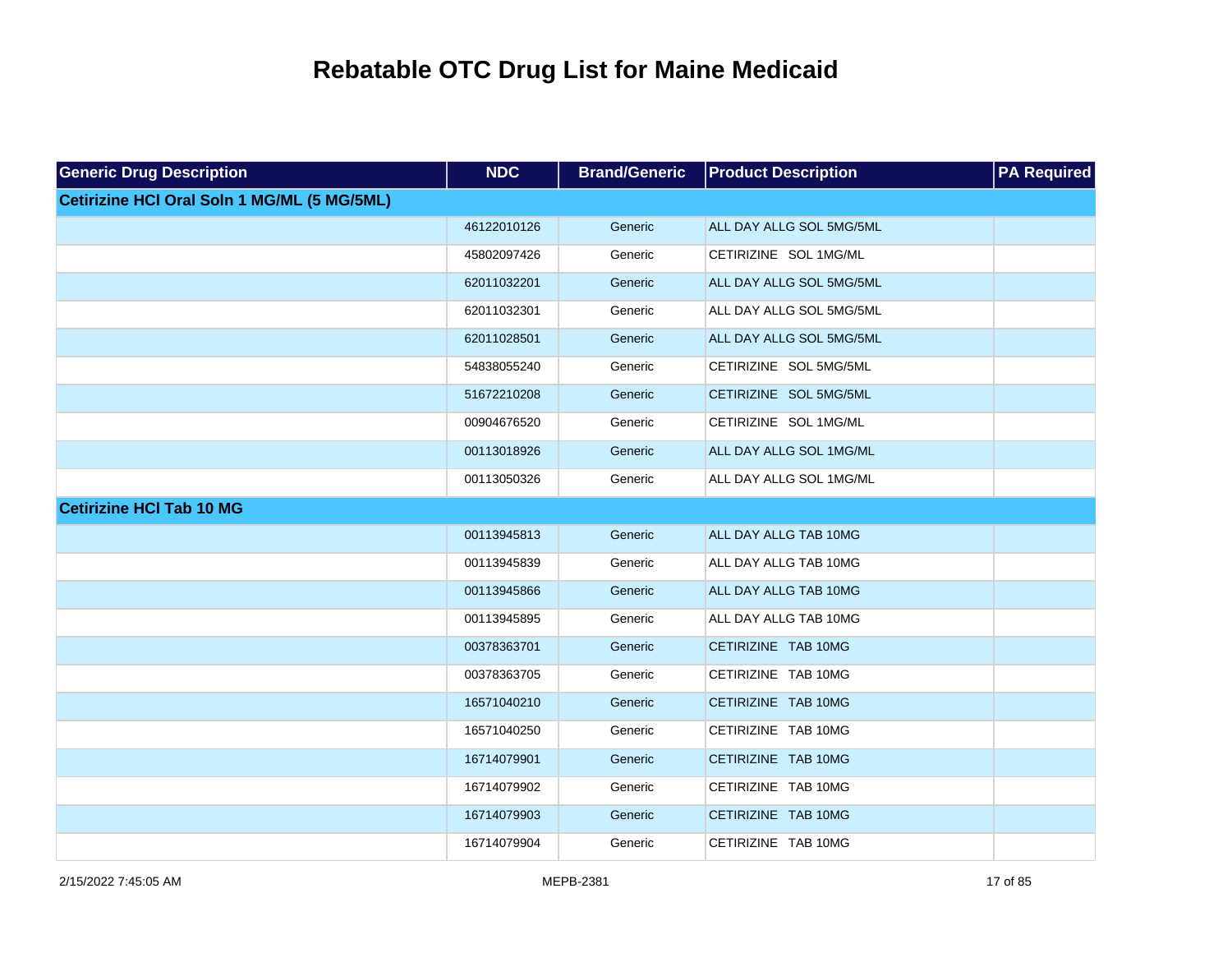# Rebatable OTC Drug List for Maine Medicaid

| Generic Drug Description | NDC | Brand/Generic | Product Description | PA Required |
|---|---|---|---|---|
| **Cetirizine HCl Oral Soln 1 MG/ML (5 MG/5ML)** | | | | |
| | 46122010126 | Generic | ALL DAY ALLG SOL 5MG/5ML | |
| | 45802097426 | Generic | CETIRIZINE SOL 1MG/ML | |
| | 62011032201 | Generic | ALL DAY ALLG SOL 5MG/5ML | |
| | 62011032301 | Generic | ALL DAY ALLG SOL 5MG/5ML | |
| | 62011028501 | Generic | ALL DAY ALLG SOL 5MG/5ML | |
| | 54838055240 | Generic | CETIRIZINE SOL 5MG/5ML | |
| | 51672210208 | Generic | CETIRIZINE SOL 5MG/5ML | |
| | 00904676520 | Generic | CETIRIZINE SOL 1MG/ML | |
| | 00113018926 | Generic | ALL DAY ALLG SOL 1MG/ML | |
| | 00113050326 | Generic | ALL DAY ALLG SOL 1MG/ML | |
| **Cetirizine HCl Tab 10 MG** | | | | |
| | 00113945813 | Generic | ALL DAY ALLG TAB 10MG | |
| | 00113945839 | Generic | ALL DAY ALLG TAB 10MG | |
| | 00113945866 | Generic | ALL DAY ALLG TAB 10MG | |
| | 00113945895 | Generic | ALL DAY ALLG TAB 10MG | |
| | 00378363701 | Generic | CETIRIZINE TAB 10MG | |
| | 00378363705 | Generic | CETIRIZINE TAB 10MG | |
| | 16571040210 | Generic | CETIRIZINE TAB 10MG | |
| | 16571040250 | Generic | CETIRIZINE TAB 10MG | |
| | 16714079901 | Generic | CETIRIZINE TAB 10MG | |
| | 16714079902 | Generic | CETIRIZINE TAB 10MG | |
| | 16714079903 | Generic | CETIRIZINE TAB 10MG | |
| | 16714079904 | Generic | CETIRIZINE TAB 10MG | |

2/15/2022 7:45:05 AM MEPB-2381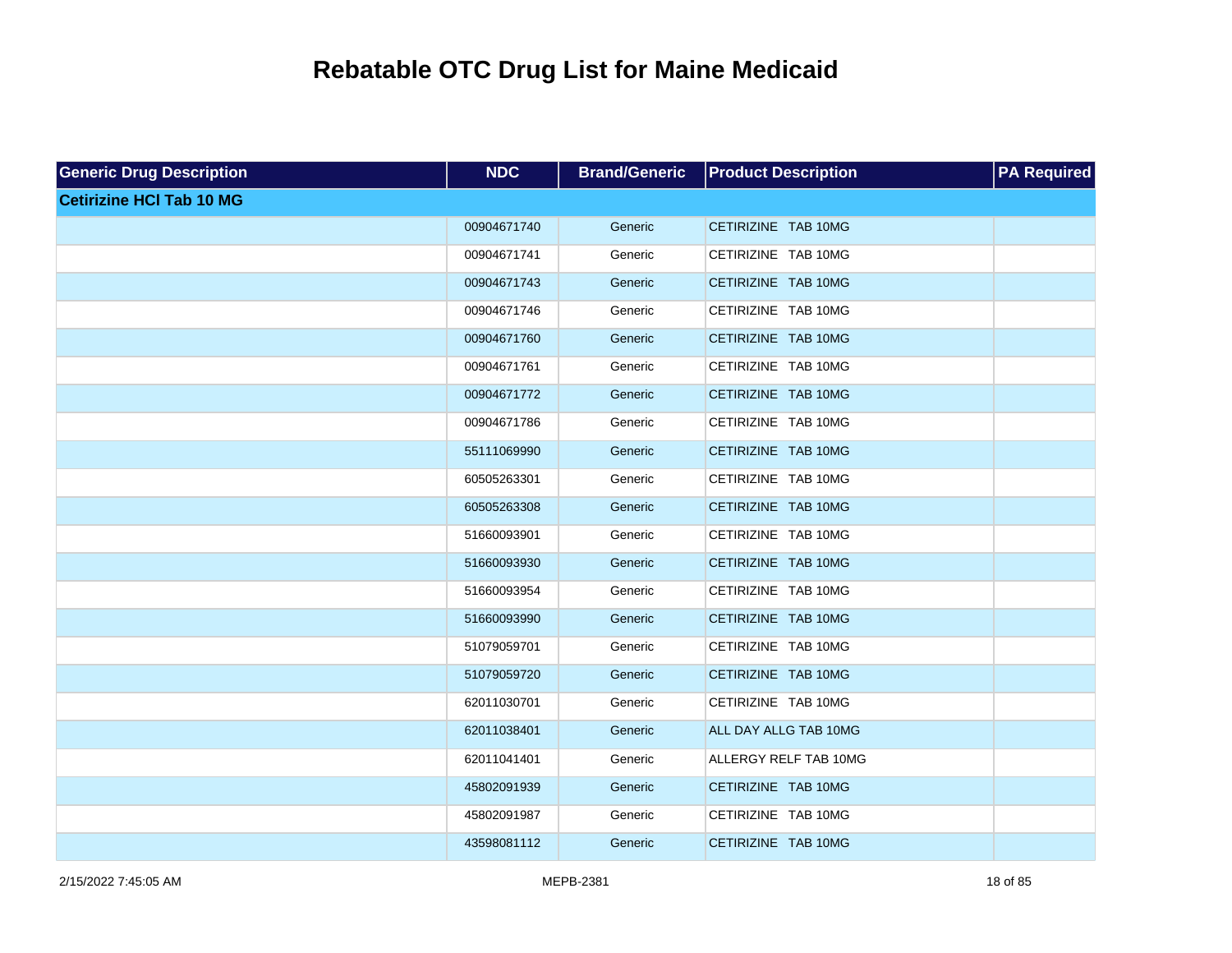# Rebatable OTC Drug List for Maine Medicaid

| Generic Drug Description | NDC | Brand/Generic | Product Description | PA Required |
|---|---|---|---|---|
| **Cetirizine HCl Tab 10 MG** | | | | |
| | 00904671740 | Generic | CETIRIZINE TAB 10MG | |
| | 00904671741 | Generic | CETIRIZINE TAB 10MG | |
| | 00904671743 | Generic | CETIRIZINE TAB 10MG | |
| | 00904671746 | Generic | CETIRIZINE TAB 10MG | |
| | 00904671760 | Generic | CETIRIZINE TAB 10MG | |
| | 00904671761 | Generic | CETIRIZINE TAB 10MG | |
| | 00904671772 | Generic | CETIRIZINE TAB 10MG | |
| | 00904671786 | Generic | CETIRIZINE TAB 10MG | |
| | 55111069990 | Generic | CETIRIZINE TAB 10MG | |
| | 60505263301 | Generic | CETIRIZINE TAB 10MG | |
| | 60505263308 | Generic | CETIRIZINE TAB 10MG | |
| | 51660093901 | Generic | CETIRIZINE TAB 10MG | |
| | 51660093930 | Generic | CETIRIZINE TAB 10MG | |
| | 51660093954 | Generic | CETIRIZINE TAB 10MG | |
| | 51660093990 | Generic | CETIRIZINE TAB 10MG | |
| | 51079059701 | Generic | CETIRIZINE TAB 10MG | |
| | 51079059720 | Generic | CETIRIZINE TAB 10MG | |
| | 62011030701 | Generic | CETIRIZINE TAB 10MG | |
| | 62011038401 | Generic | ALL DAY ALLG TAB 10MG | |
| | 62011041401 | Generic | ALLERGY RELF TAB 10MG | |
| | 45802091939 | Generic | CETIRIZINE TAB 10MG | |
| | 45802091987 | Generic | CETIRIZINE TAB 10MG | |
| | 43598081112 | Generic | CETIRIZINE TAB 10MG | |

2/15/2022 7:45:05 AM MEPB-2381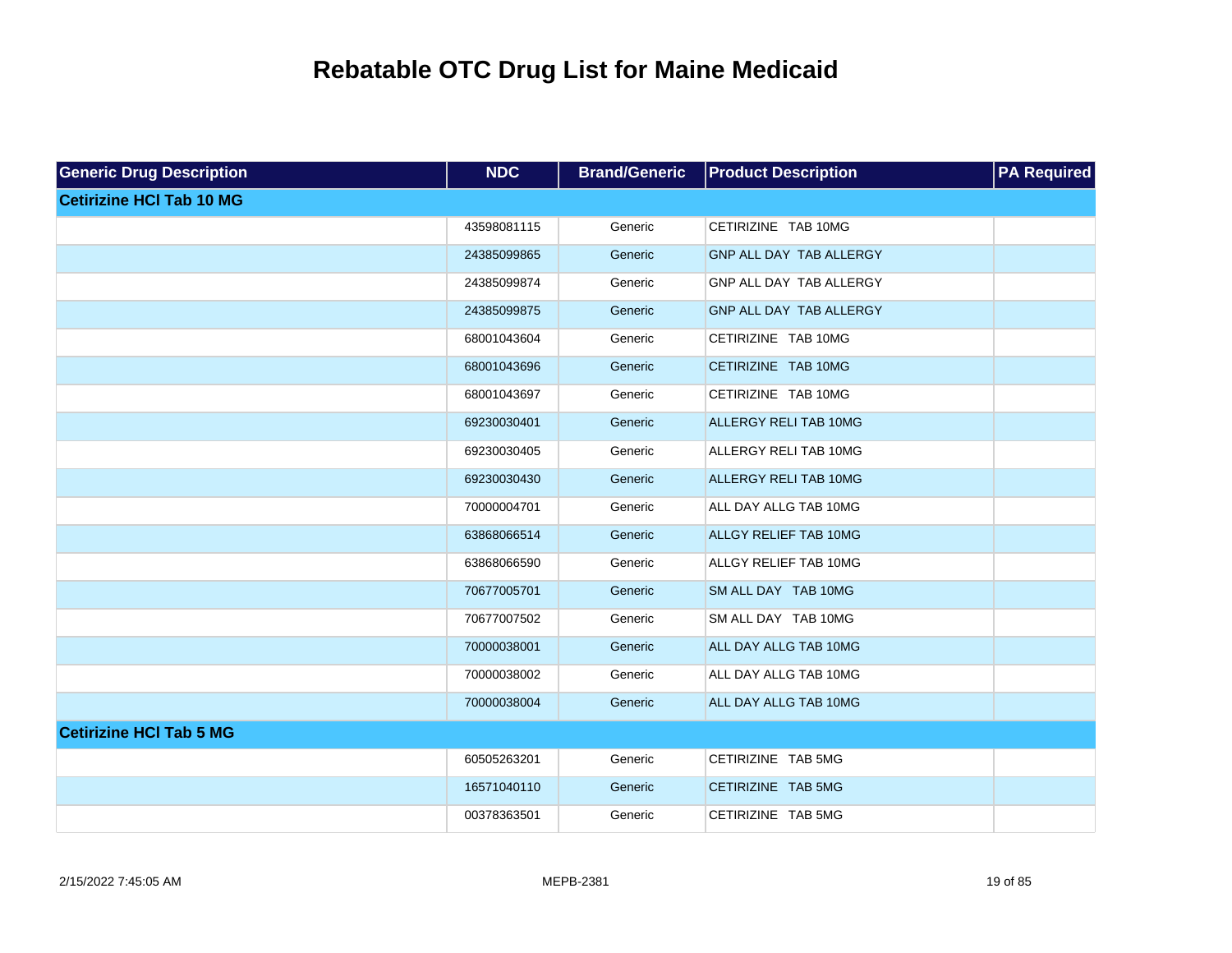# Rebatable OTC Drug List for Maine Medicaid

| Generic Drug Description | NDC | Brand/Generic | Product Description | PA Required |
|---|---|---|---|---|
| **Cetirizine HCl Tab 10 MG** | | | | |
| | 43598081115 | Generic | CETIRIZINE TAB 10MG | |
| | 24385099865 | Generic | GNP ALL DAY TAB ALLERGY | |
| | 24385099874 | Generic | GNP ALL DAY TAB ALLERGY | |
| | 24385099875 | Generic | GNP ALL DAY TAB ALLERGY | |
| | 68001043604 | Generic | CETIRIZINE TAB 10MG | |
| | 68001043696 | Generic | CETIRIZINE TAB 10MG | |
| | 68001043697 | Generic | CETIRIZINE TAB 10MG | |
| | 69230030401 | Generic | ALLERGY RELI TAB 10MG | |
| | 69230030405 | Generic | ALLERGY RELI TAB 10MG | |
| | 69230030430 | Generic | ALLERGY RELI TAB 10MG | |
| | 70000004701 | Generic | ALL DAY ALLG TAB 10MG | |
| | 63868066514 | Generic | ALLGY RELIEF TAB 10MG | |
| | 63868066590 | Generic | ALLGY RELIEF TAB 10MG | |
| | 70677005701 | Generic | SM ALL DAY TAB 10MG | |
| | 70677007502 | Generic | SM ALL DAY TAB 10MG | |
| | 70000038001 | Generic | ALL DAY ALLG TAB 10MG | |
| | 70000038002 | Generic | ALL DAY ALLG TAB 10MG | |
| | 70000038004 | Generic | ALL DAY ALLG TAB 10MG | |
| **Cetirizine HCl Tab 5 MG** | | | | |
| | 60505263201 | Generic | CETIRIZINE TAB 5MG | |
| | 16571040110 | Generic | CETIRIZINE TAB 5MG | |
| | 00378363501 | Generic | CETIRIZINE TAB 5MG | |

2/15/2022 7:45:05 AM MEPB-2381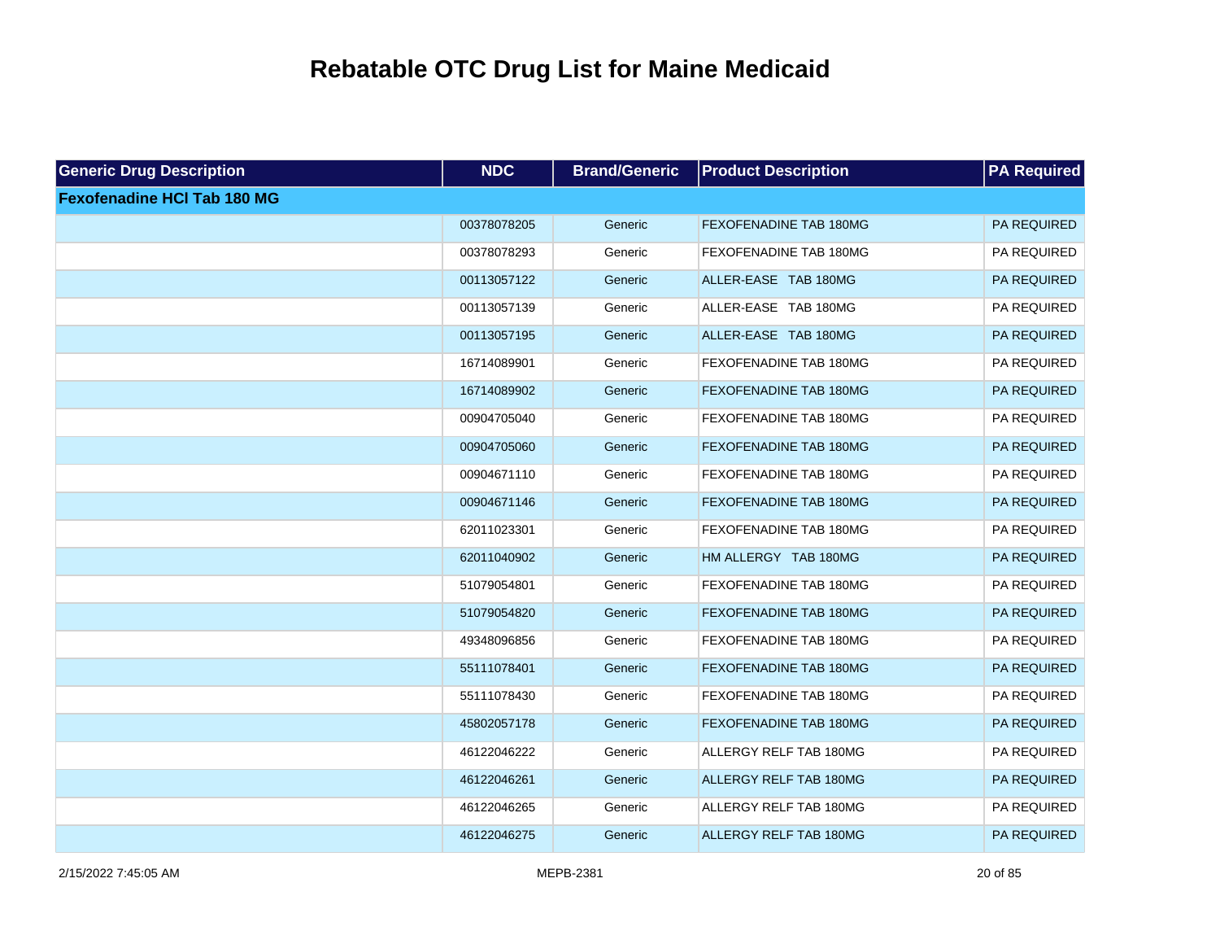# Rebatable OTC Drug List for Maine Medicaid

| Generic Drug Description | NDC | Brand/Generic | Product Description | PA Required |
|---|---|---|---|---|
| **Fexofenadine HCl Tab 180 MG** | | | | |
| | 00378078205 | Generic | FEXOFENADINE TAB 180MG | PA REQUIRED |
| | 00378078293 | Generic | FEXOFENADINE TAB 180MG | PA REQUIRED |
| | 00113057122 | Generic | ALLER-EASE TAB 180MG | PA REQUIRED |
| | 00113057139 | Generic | ALLER-EASE TAB 180MG | PA REQUIRED |
| | 00113057195 | Generic | ALLER-EASE TAB 180MG | PA REQUIRED |
| | 16714089901 | Generic | FEXOFENADINE TAB 180MG | PA REQUIRED |
| | 16714089902 | Generic | FEXOFENADINE TAB 180MG | PA REQUIRED |
| | 00904705040 | Generic | FEXOFENADINE TAB 180MG | PA REQUIRED |
| | 00904705060 | Generic | FEXOFENADINE TAB 180MG | PA REQUIRED |
| | 00904671110 | Generic | FEXOFENADINE TAB 180MG | PA REQUIRED |
| | 00904671146 | Generic | FEXOFENADINE TAB 180MG | PA REQUIRED |
| | 62011023301 | Generic | FEXOFENADINE TAB 180MG | PA REQUIRED |
| | 62011040902 | Generic | HM ALLERGY TAB 180MG | PA REQUIRED |
| | 51079054801 | Generic | FEXOFENADINE TAB 180MG | PA REQUIRED |
| | 51079054820 | Generic | FEXOFENADINE TAB 180MG | PA REQUIRED |
| | 49348096856 | Generic | FEXOFENADINE TAB 180MG | PA REQUIRED |
| | 55111078401 | Generic | FEXOFENADINE TAB 180MG | PA REQUIRED |
| | 55111078430 | Generic | FEXOFENADINE TAB 180MG | PA REQUIRED |
| | 45802057178 | Generic | FEXOFENADINE TAB 180MG | PA REQUIRED |
| | 46122046222 | Generic | ALLERGY RELF TAB 180MG | PA REQUIRED |
| | 46122046261 | Generic | ALLERGY RELF TAB 180MG | PA REQUIRED |
| | 46122046265 | Generic | ALLERGY RELF TAB 180MG | PA REQUIRED |
| | 46122046275 | Generic | ALLERGY RELF TAB 180MG | PA REQUIRED |

2/15/2022 7:45:05 AM MEPB-2381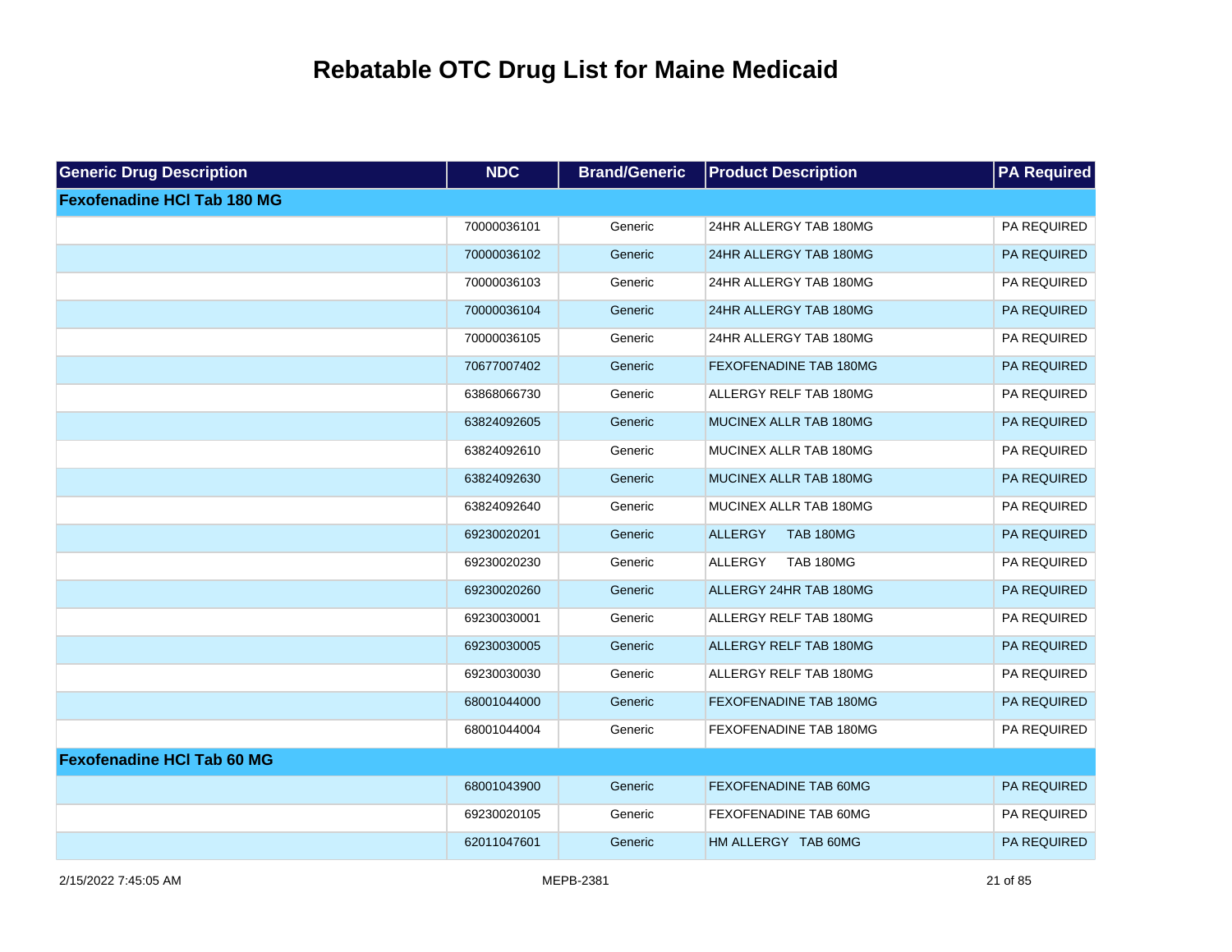# Rebatable OTC Drug List for Maine Medicaid

| Generic Drug Description | NDC | Brand/Generic | Product Description | PA Required |
|---|---|---|---|---|
| **Fexofenadine HCl Tab 180 MG** | | | | |
| | 70000036101 | Generic | 24HR ALLERGY TAB 180MG | PA REQUIRED |
| | 70000036102 | Generic | 24HR ALLERGY TAB 180MG | PA REQUIRED |
| | 70000036103 | Generic | 24HR ALLERGY TAB 180MG | PA REQUIRED |
| | 70000036104 | Generic | 24HR ALLERGY TAB 180MG | PA REQUIRED |
| | 70000036105 | Generic | 24HR ALLERGY TAB 180MG | PA REQUIRED |
| | 70677007402 | Generic | FEXOFENADINE TAB 180MG | PA REQUIRED |
| | 63868066730 | Generic | ALLERGY RELF TAB 180MG | PA REQUIRED |
| | 63824092605 | Generic | MUCINEX ALLR TAB 180MG | PA REQUIRED |
| | 63824092610 | Generic | MUCINEX ALLR TAB 180MG | PA REQUIRED |
| | 63824092630 | Generic | MUCINEX ALLR TAB 180MG | PA REQUIRED |
| | 63824092640 | Generic | MUCINEX ALLR TAB 180MG | PA REQUIRED |
| | 69230020201 | Generic | ALLERGY TAB 180MG | PA REQUIRED |
| | 69230020230 | Generic | ALLERGY TAB 180MG | PA REQUIRED |
| | 69230020260 | Generic | ALLERGY 24HR TAB 180MG | PA REQUIRED |
| | 69230030001 | Generic | ALLERGY RELF TAB 180MG | PA REQUIRED |
| | 69230030005 | Generic | ALLERGY RELF TAB 180MG | PA REQUIRED |
| | 69230030030 | Generic | ALLERGY RELF TAB 180MG | PA REQUIRED |
| | 68001044000 | Generic | FEXOFENADINE TAB 180MG | PA REQUIRED |
| | 68001044004 | Generic | FEXOFENADINE TAB 180MG | PA REQUIRED |
| **Fexofenadine HCl Tab 60 MG** | | | | |
| | 68001043900 | Generic | FEXOFENADINE TAB 60MG | PA REQUIRED |
| | 69230020105 | Generic | FEXOFENADINE TAB 60MG | PA REQUIRED |
| | 62011047601 | Generic | HM ALLERGY TAB 60MG | PA REQUIRED |

2/15/2022 7:45:05 AM MEPB-2381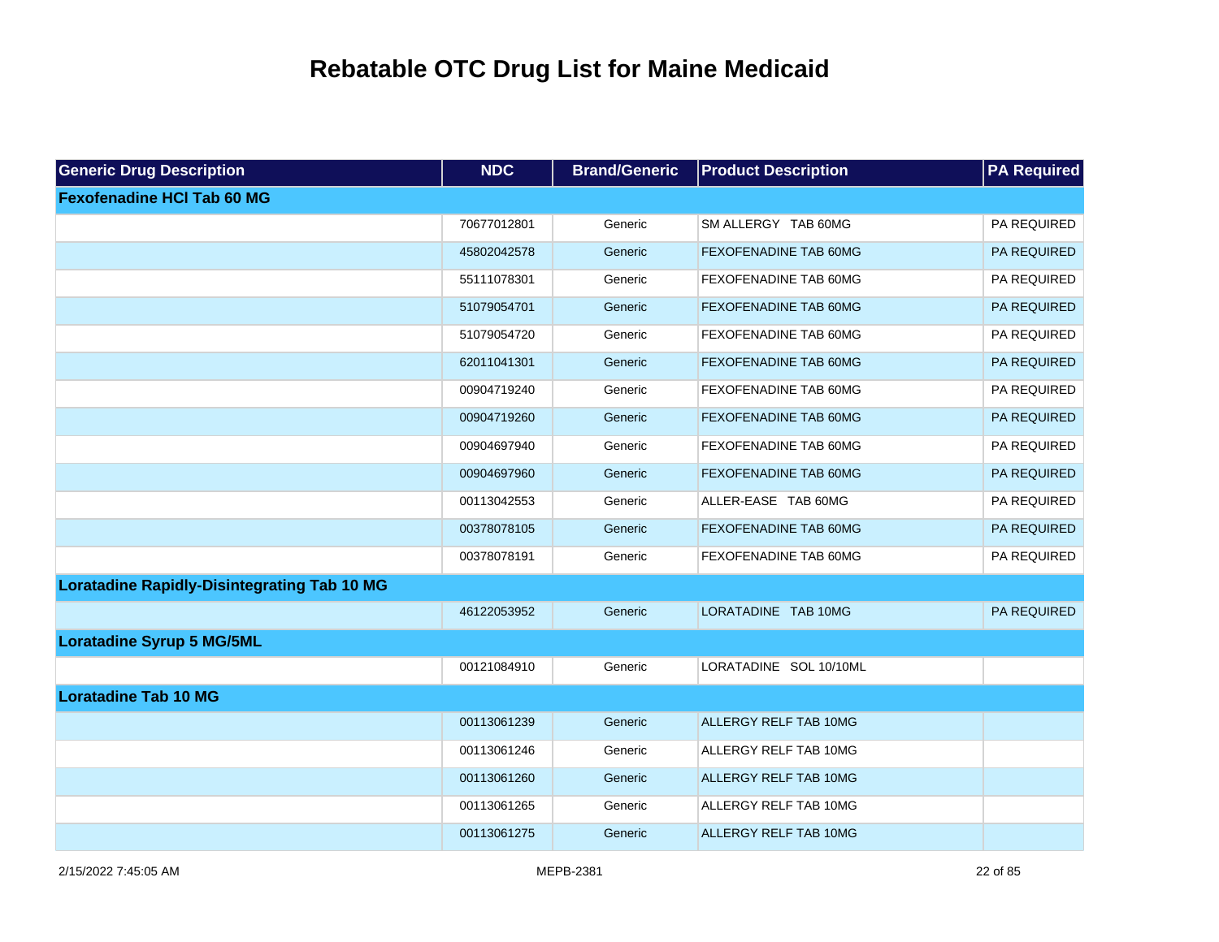# Rebatable OTC Drug List for Maine Medicaid

| Generic Drug Description | NDC | Brand/Generic | Product Description | PA Required |
| --- | --- | --- | --- | --- |
| **Fexofenadine HCl Tab 60 MG** | | | | |
| | 70677012801 | Generic | SM ALLERGY TAB 60MG | PA REQUIRED |
| | 45802042578 | Generic | FEXOFENADINE TAB 60MG | PA REQUIRED |
| | 55111078301 | Generic | FEXOFENADINE TAB 60MG | PA REQUIRED |
| | 51079054701 | Generic | FEXOFENADINE TAB 60MG | PA REQUIRED |
| | 51079054720 | Generic | FEXOFENADINE TAB 60MG | PA REQUIRED |
| | 62011041301 | Generic | FEXOFENADINE TAB 60MG | PA REQUIRED |
| | 00904719240 | Generic | FEXOFENADINE TAB 60MG | PA REQUIRED |
| | 00904719260 | Generic | FEXOFENADINE TAB 60MG | PA REQUIRED |
| | 00904697940 | Generic | FEXOFENADINE TAB 60MG | PA REQUIRED |
| | 00904697960 | Generic | FEXOFENADINE TAB 60MG | PA REQUIRED |
| | 00113042553 | Generic | ALLER-EASE TAB 60MG | PA REQUIRED |
| | 00378078105 | Generic | FEXOFENADINE TAB 60MG | PA REQUIRED |
| | 00378078191 | Generic | FEXOFENADINE TAB 60MG | PA REQUIRED |
| **Loratadine Rapidly-Disintegrating Tab 10 MG** | | | | |
| | 46122053952 | Generic | LORATADINE TAB 10MG | PA REQUIRED |
| **Loratadine Syrup 5 MG/5ML** | | | | |
| | 00121084910 | Generic | LORATADINE SOL 10/10ML | |
| **Loratadine Tab 10 MG** | | | | |
| | 00113061239 | Generic | ALLERGY RELF TAB 10MG | |
| | 00113061246 | Generic | ALLERGY RELF TAB 10MG | |
| | 00113061260 | Generic | ALLERGY RELF TAB 10MG | |
| | 00113061265 | Generic | ALLERGY RELF TAB 10MG | |
| | 00113061275 | Generic | ALLERGY RELF TAB 10MG | |

2/15/2022 7:45:05 AM MEPB-2381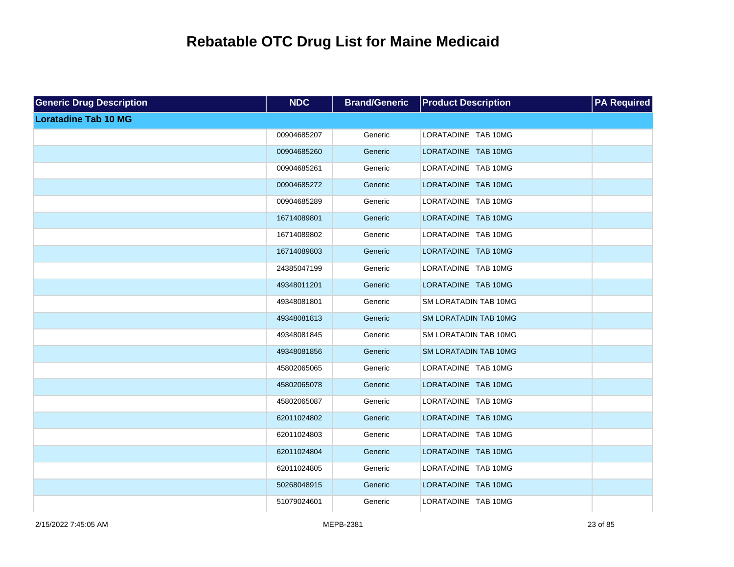# Rebatable OTC Drug List for Maine Medicaid

| Generic Drug Description | NDC | Brand/Generic | Product Description | PA Required |
|---|---|---|---|---|
| **Loratadine Tab 10 MG** | | | | |
| | 00904685207 | Generic | LORATADINE TAB 10MG | |
| | 00904685260 | Generic | LORATADINE TAB 10MG | |
| | 00904685261 | Generic | LORATADINE TAB 10MG | |
| | 00904685272 | Generic | LORATADINE TAB 10MG | |
| | 00904685289 | Generic | LORATADINE TAB 10MG | |
| | 16714089801 | Generic | LORATADINE TAB 10MG | |
| | 16714089802 | Generic | LORATADINE TAB 10MG | |
| | 16714089803 | Generic | LORATADINE TAB 10MG | |
| | 24385047199 | Generic | LORATADINE TAB 10MG | |
| | 49348011201 | Generic | LORATADINE TAB 10MG | |
| | 49348081801 | Generic | SM LORATADIN TAB 10MG | |
| | 49348081813 | Generic | SM LORATADIN TAB 10MG | |
| | 49348081845 | Generic | SM LORATADIN TAB 10MG | |
| | 49348081856 | Generic | SM LORATADIN TAB 10MG | |
| | 45802065065 | Generic | LORATADINE TAB 10MG | |
| | 45802065078 | Generic | LORATADINE TAB 10MG | |
| | 45802065087 | Generic | LORATADINE TAB 10MG | |
| | 62011024802 | Generic | LORATADINE TAB 10MG | |
| | 62011024803 | Generic | LORATADINE TAB 10MG | |
| | 62011024804 | Generic | LORATADINE TAB 10MG | |
| | 62011024805 | Generic | LORATADINE TAB 10MG | |
| | 50268048915 | Generic | LORATADINE TAB 10MG | |
| | 51079024601 | Generic | LORATADINE TAB 10MG | |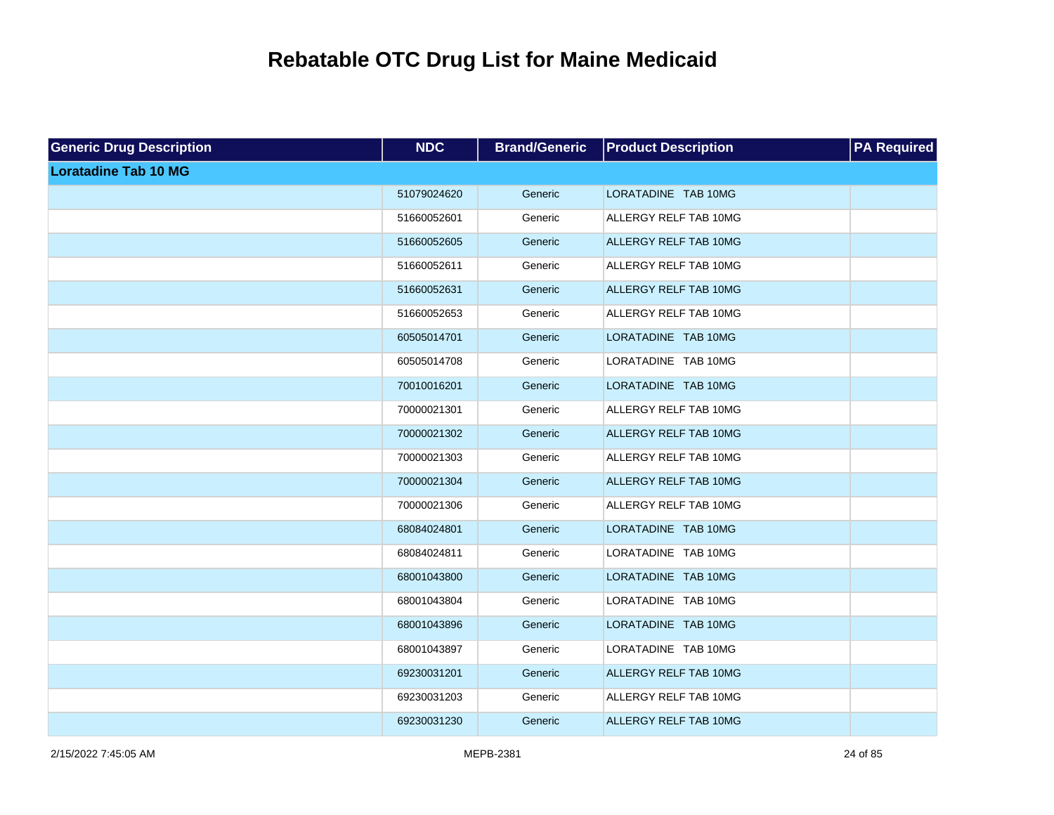# Rebatable OTC Drug List for Maine Medicaid

| Generic Drug Description | NDC | Brand/Generic | Product Description | PA Required |
|---|---|---|---|---|
| **Loratadine Tab 10 MG** | | | | |
| | 51079024620 | Generic | LORATADINE TAB 10MG | |
| | 51660052601 | Generic | ALLERGY RELF TAB 10MG | |
| | 51660052605 | Generic | ALLERGY RELF TAB 10MG | |
| | 51660052611 | Generic | ALLERGY RELF TAB 10MG | |
| | 51660052631 | Generic | ALLERGY RELF TAB 10MG | |
| | 51660052653 | Generic | ALLERGY RELF TAB 10MG | |
| | 60505014701 | Generic | LORATADINE TAB 10MG | |
| | 60505014708 | Generic | LORATADINE TAB 10MG | |
| | 70010016201 | Generic | LORATADINE TAB 10MG | |
| | 70000021301 | Generic | ALLERGY RELF TAB 10MG | |
| | 70000021302 | Generic | ALLERGY RELF TAB 10MG | |
| | 70000021303 | Generic | ALLERGY RELF TAB 10MG | |
| | 70000021304 | Generic | ALLERGY RELF TAB 10MG | |
| | 70000021306 | Generic | ALLERGY RELF TAB 10MG | |
| | 68084024801 | Generic | LORATADINE TAB 10MG | |
| | 68084024811 | Generic | LORATADINE TAB 10MG | |
| | 68001043800 | Generic | LORATADINE TAB 10MG | |
| | 68001043804 | Generic | LORATADINE TAB 10MG | |
| | 68001043896 | Generic | LORATADINE TAB 10MG | |
| | 68001043897 | Generic | LORATADINE TAB 10MG | |
| | 69230031201 | Generic | ALLERGY RELF TAB 10MG | |
| | 69230031203 | Generic | ALLERGY RELF TAB 10MG | |
| | 69230031230 | Generic | ALLERGY RELF TAB 10MG | |

2/15/2022 7:45:05 AM MEPB-2381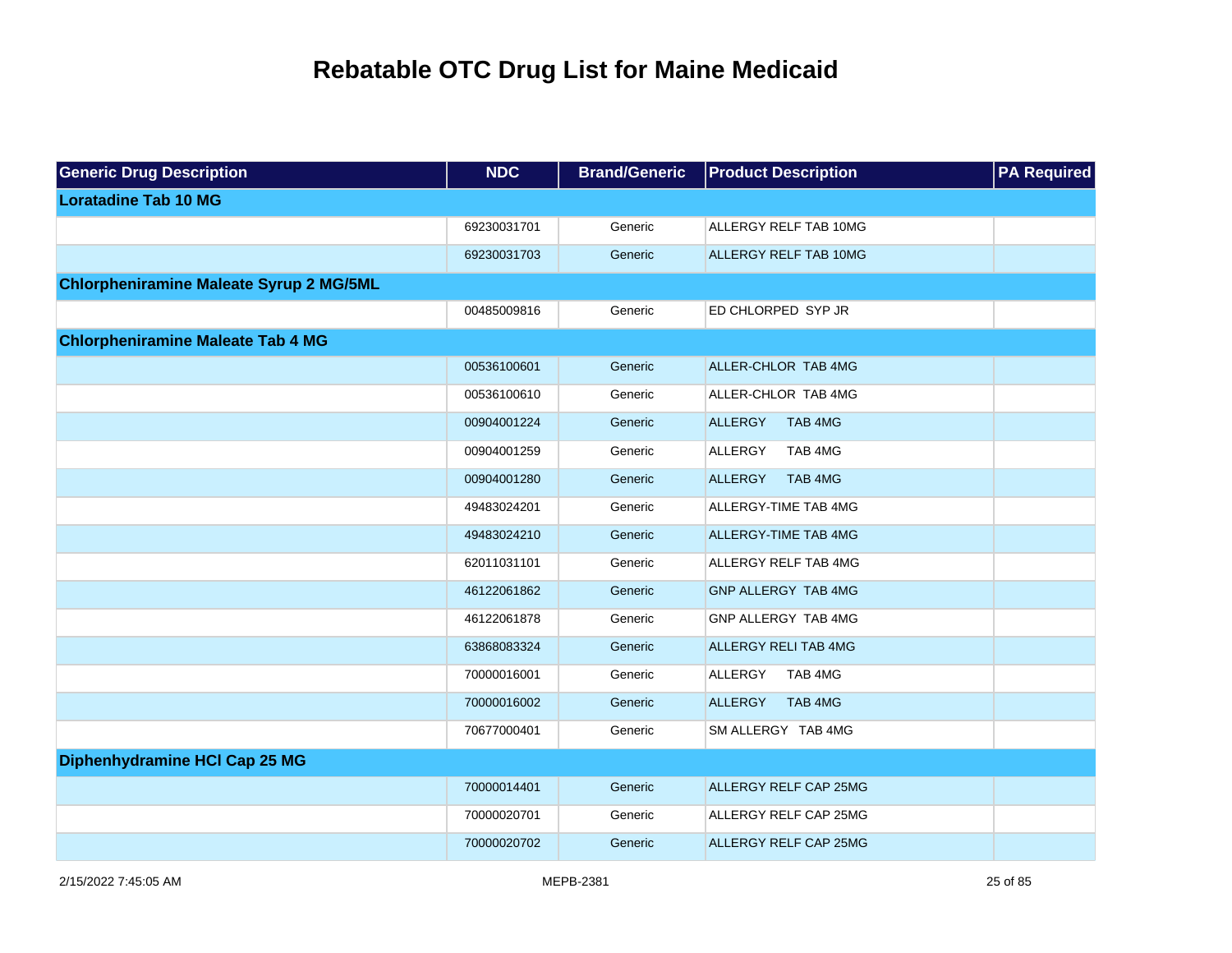# Rebatable OTC Drug List for Maine Medicaid

| Generic Drug Description | NDC | Brand/Generic | Product Description | PA Required |
|---|---|---|---|---|
| **Loratadine Tab 10 MG** | | | | |
| | 69230031701 | Generic | ALLERGY RELF TAB 10MG | |
| | 69230031703 | Generic | ALLERGY RELF TAB 10MG | |
| **Chlorpheniramine Maleate Syrup 2 MG/5ML** | | | | |
| | 00485009816 | Generic | ED CHLORPED SYP JR | |
| **Chlorpheniramine Maleate Tab 4 MG** | | | | |
| | 00536100601 | Generic | ALLER-CHLOR TAB 4MG | |
| | 00536100610 | Generic | ALLER-CHLOR TAB 4MG | |
| | 00904001224 | Generic | ALLERGY TAB 4MG | |
| | 00904001259 | Generic | ALLERGY TAB 4MG | |
| | 00904001280 | Generic | ALLERGY TAB 4MG | |
| | 49483024201 | Generic | ALLERGY-TIME TAB 4MG | |
| | 49483024210 | Generic | ALLERGY-TIME TAB 4MG | |
| | 62011031101 | Generic | ALLERGY RELF TAB 4MG | |
| | 46122061862 | Generic | GNP ALLERGY TAB 4MG | |
| | 46122061878 | Generic | GNP ALLERGY TAB 4MG | |
| | 63868083324 | Generic | ALLERGY RELI TAB 4MG | |
| | 70000016001 | Generic | ALLERGY TAB 4MG | |
| | 70000016002 | Generic | ALLERGY TAB 4MG | |
| | 70677000401 | Generic | SM ALLERGY TAB 4MG | |
| **Diphenhydramine HCl Cap 25 MG** | | | | |
| | 70000014401 | Generic | ALLERGY RELF CAP 25MG | |
| | 70000020701 | Generic | ALLERGY RELF CAP 25MG | |
| | 70000020702 | Generic | ALLERGY RELF CAP 25MG | |

2/15/2022 7:45:05 AM MEPB-2381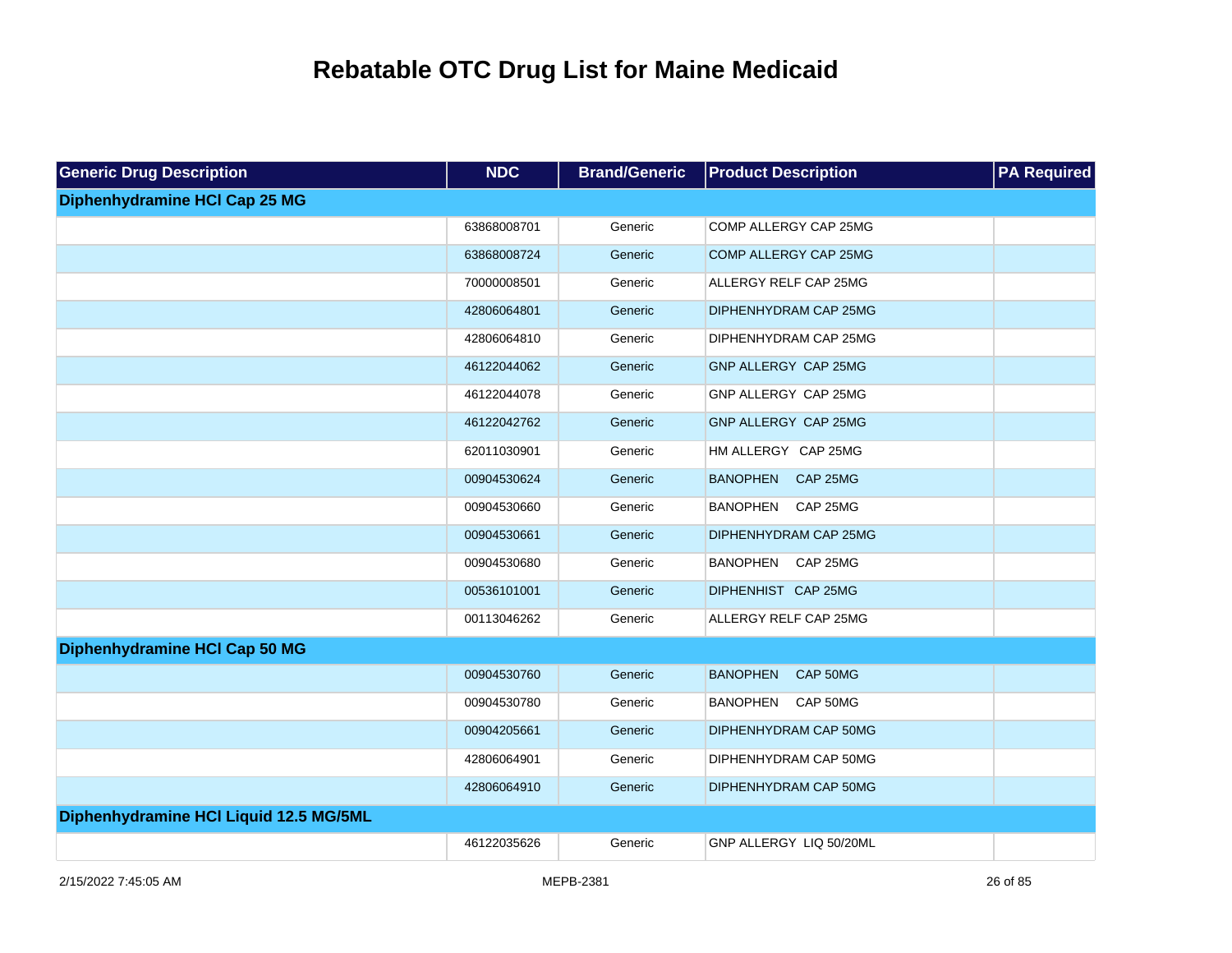# Rebatable OTC Drug List for Maine Medicaid

| Generic Drug Description | NDC | Brand/Generic | Product Description | PA Required |
|---|---|---|---|---|
| **Diphenhydramine HCl Cap 25 MG** | | | | |
| | 63868008701 | Generic | COMP ALLERGY CAP 25MG | |
| | 63868008724 | Generic | COMP ALLERGY CAP 25MG | |
| | 70000008501 | Generic | ALLERGY RELF CAP 25MG | |
| | 42806064801 | Generic | DIPHENHYDRAM CAP 25MG | |
| | 42806064810 | Generic | DIPHENHYDRAM CAP 25MG | |
| | 46122044062 | Generic | GNP ALLERGY CAP 25MG | |
| | 46122044078 | Generic | GNP ALLERGY CAP 25MG | |
| | 46122042762 | Generic | GNP ALLERGY CAP 25MG | |
| | 62011030901 | Generic | HM ALLERGY CAP 25MG | |
| | 00904530624 | Generic | BANOPHEN CAP 25MG | |
| | 00904530660 | Generic | BANOPHEN CAP 25MG | |
| | 00904530661 | Generic | DIPHENHYDRAM CAP 25MG | |
| | 00904530680 | Generic | BANOPHEN CAP 25MG | |
| | 00536101001 | Generic | DIPHENHIST CAP 25MG | |
| | 00113046262 | Generic | ALLERGY RELF CAP 25MG | |
| **Diphenhydramine HCl Cap 50 MG** | | | | |
| | 00904530760 | Generic | BANOPHEN CAP 50MG | |
| | 00904530780 | Generic | BANOPHEN CAP 50MG | |
| | 00904205661 | Generic | DIPHENHYDRAM CAP 50MG | |
| | 42806064901 | Generic | DIPHENHYDRAM CAP 50MG | |
| | 42806064910 | Generic | DIPHENHYDRAM CAP 50MG | |
| **Diphenhydramine HCl Liquid 12.5 MG/5ML** | | | | |
| | 46122035626 | Generic | GNP ALLERGY LIQ 50/20ML | |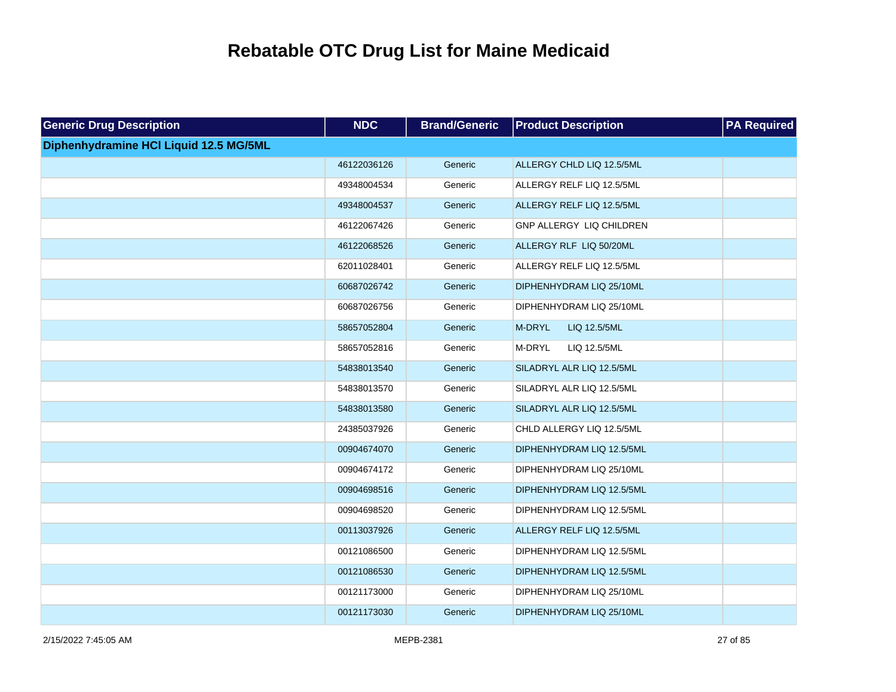# Rebatable OTC Drug List for Maine Medicaid

| Generic Drug Description | NDC | Brand/Generic | Product Description | PA Required |
|---|---|---|---|---|
| **Diphenhydramine HCl Liquid 12.5 MG/5ML** | | | | |
| | 46122036126 | Generic | ALLERGY CHLD LIQ 12.5/5ML | |
| | 49348004534 | Generic | ALLERGY RELF LIQ 12.5/5ML | |
| | 49348004537 | Generic | ALLERGY RELF LIQ 12.5/5ML | |
| | 46122067426 | Generic | GNP ALLERGY LIQ CHILDREN | |
| | 46122068526 | Generic | ALLERGY RLF LIQ 50/20ML | |
| | 62011028401 | Generic | ALLERGY RELF LIQ 12.5/5ML | |
| | 60687026742 | Generic | DIPHENHYDRAM LIQ 25/10ML | |
| | 60687026756 | Generic | DIPHENHYDRAM LIQ 25/10ML | |
| | 58657052804 | Generic | M-DRYL LIQ 12.5/5ML | |
| | 58657052816 | Generic | M-DRYL LIQ 12.5/5ML | |
| | 54838013540 | Generic | SILADRYL ALR LIQ 12.5/5ML | |
| | 54838013570 | Generic | SILADRYL ALR LIQ 12.5/5ML | |
| | 54838013580 | Generic | SILADRYL ALR LIQ 12.5/5ML | |
| | 24385037926 | Generic | CHLD ALLERGY LIQ 12.5/5ML | |
| | 00904674070 | Generic | DIPHENHYDRAM LIQ 12.5/5ML | |
| | 00904674172 | Generic | DIPHENHYDRAM LIQ 25/10ML | |
| | 00904698516 | Generic | DIPHENHYDRAM LIQ 12.5/5ML | |
| | 00904698520 | Generic | DIPHENHYDRAM LIQ 12.5/5ML | |
| | 00113037926 | Generic | ALLERGY RELF LIQ 12.5/5ML | |
| | 00121086500 | Generic | DIPHENHYDRAM LIQ 12.5/5ML | |
| | 00121086530 | Generic | DIPHENHYDRAM LIQ 12.5/5ML | |
| | 00121173000 | Generic | DIPHENHYDRAM LIQ 25/10ML | |
| | 00121173030 | Generic | DIPHENHYDRAM LIQ 25/10ML | |

2/15/2022 7:45:05 AM MEPB-2381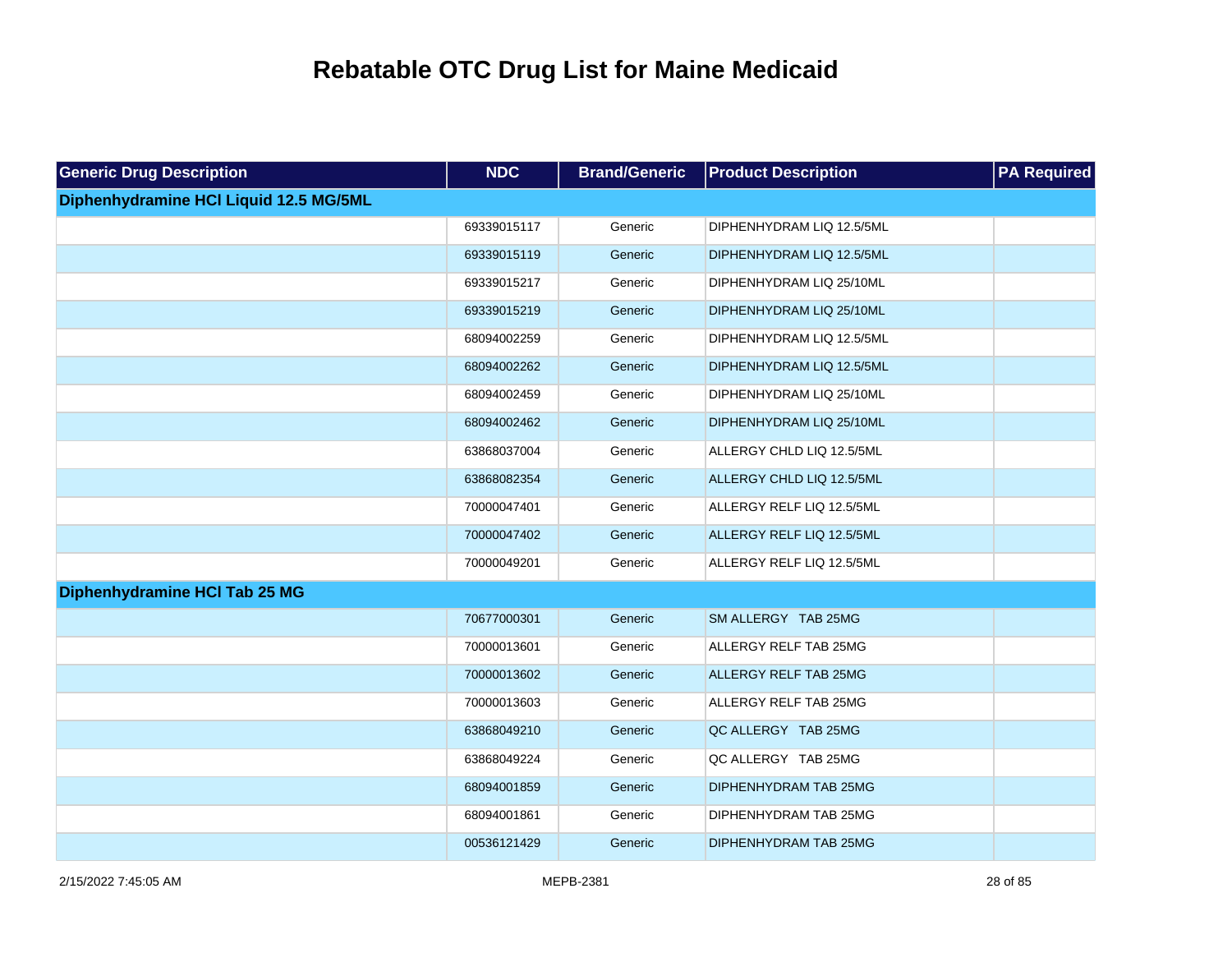# Rebatable OTC Drug List for Maine Medicaid

| Generic Drug Description | NDC | Brand/Generic | Product Description | PA Required |
|---|---|---|---|---|
| **Diphenhydramine HCl Liquid 12.5 MG/5ML** | | | | |
| | 69339015117 | Generic | DIPHENHYDRAM LIQ 12.5/5ML | |
| | 69339015119 | Generic | DIPHENHYDRAM LIQ 12.5/5ML | |
| | 69339015217 | Generic | DIPHENHYDRAM LIQ 25/10ML | |
| | 69339015219 | Generic | DIPHENHYDRAM LIQ 25/10ML | |
| | 68094002259 | Generic | DIPHENHYDRAM LIQ 12.5/5ML | |
| | 68094002262 | Generic | DIPHENHYDRAM LIQ 12.5/5ML | |
| | 68094002459 | Generic | DIPHENHYDRAM LIQ 25/10ML | |
| | 68094002462 | Generic | DIPHENHYDRAM LIQ 25/10ML | |
| | 63868037004 | Generic | ALLERGY CHLD LIQ 12.5/5ML | |
| | 63868082354 | Generic | ALLERGY CHLD LIQ 12.5/5ML | |
| | 70000047401 | Generic | ALLERGY RELF LIQ 12.5/5ML | |
| | 70000047402 | Generic | ALLERGY RELF LIQ 12.5/5ML | |
| | 70000049201 | Generic | ALLERGY RELF LIQ 12.5/5ML | |
| **Diphenhydramine HCl Tab 25 MG** | | | | |
| | 70677000301 | Generic | SM ALLERGY TAB 25MG | |
| | 70000013601 | Generic | ALLERGY RELF TAB 25MG | |
| | 70000013602 | Generic | ALLERGY RELF TAB 25MG | |
| | 70000013603 | Generic | ALLERGY RELF TAB 25MG | |
| | 63868049210 | Generic | QC ALLERGY TAB 25MG | |
| | 63868049224 | Generic | QC ALLERGY TAB 25MG | |
| | 68094001859 | Generic | DIPHENHYDRAM TAB 25MG | |
| | 68094001861 | Generic | DIPHENHYDRAM TAB 25MG | |
| | 00536121429 | Generic | DIPHENHYDRAM TAB 25MG | |

2/15/2022 7:45:05 AM MEPB-2381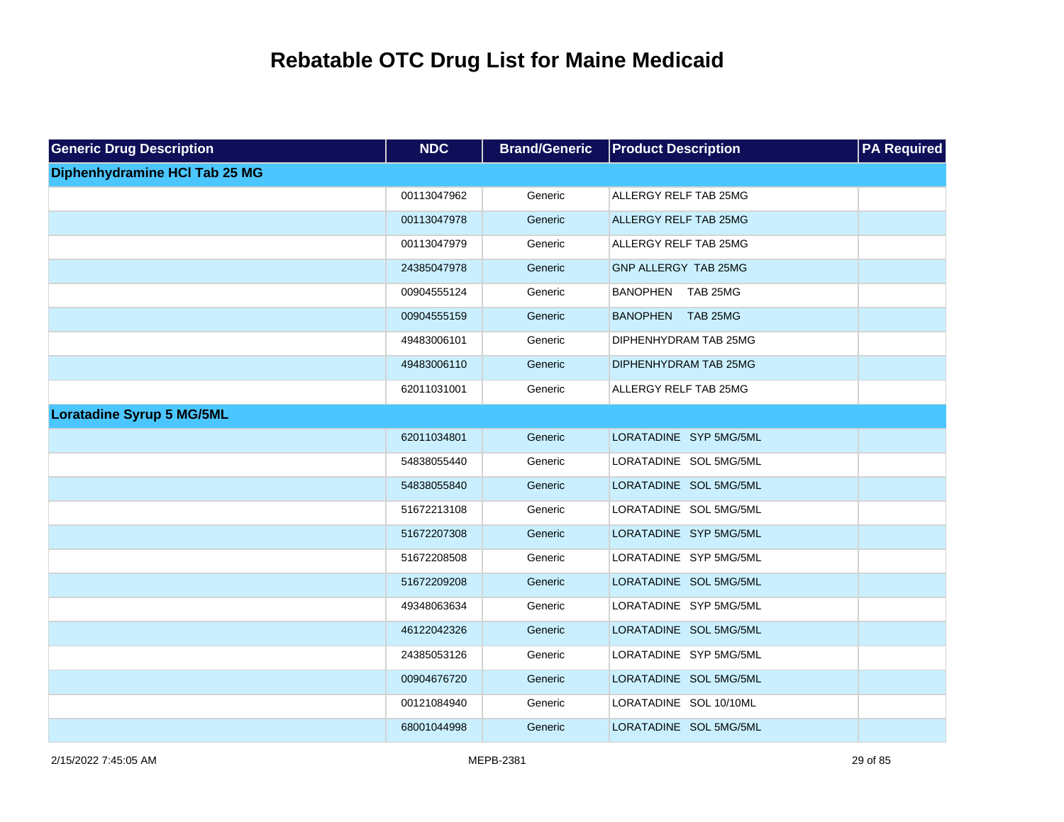# Rebatable OTC Drug List for Maine Medicaid

| Generic Drug Description | NDC | Brand/Generic | Product Description | PA Required |
|---|---|---|---|---|
| **Diphenhydramine HCl Tab 25 MG** | | | | |
| | 00113047962 | Generic | ALLERGY RELF TAB 25MG | |
| | 00113047978 | Generic | ALLERGY RELF TAB 25MG | |
| | 00113047979 | Generic | ALLERGY RELF TAB 25MG | |
| | 24385047978 | Generic | GNP ALLERGY TAB 25MG | |
| | 00904555124 | Generic | BANOPHEN TAB 25MG | |
| | 00904555159 | Generic | BANOPHEN TAB 25MG | |
| | 49483006101 | Generic | DIPHENHYDRAM TAB 25MG | |
| | 49483006110 | Generic | DIPHENHYDRAM TAB 25MG | |
| | 62011031001 | Generic | ALLERGY RELF TAB 25MG | |
| **Loratadine Syrup 5 MG/5ML** | | | | |
| | 62011034801 | Generic | LORATADINE SYP 5MG/5ML | |
| | 54838055440 | Generic | LORATADINE SOL 5MG/5ML | |
| | 54838055840 | Generic | LORATADINE SOL 5MG/5ML | |
| | 51672213108 | Generic | LORATADINE SOL 5MG/5ML | |
| | 51672207308 | Generic | LORATADINE SYP 5MG/5ML | |
| | 51672208508 | Generic | LORATADINE SYP 5MG/5ML | |
| | 51672209208 | Generic | LORATADINE SOL 5MG/5ML | |
| | 49348063634 | Generic | LORATADINE SYP 5MG/5ML | |
| | 46122042326 | Generic | LORATADINE SOL 5MG/5ML | |
| | 24385053126 | Generic | LORATADINE SYP 5MG/5ML | |
| | 00904676720 | Generic | LORATADINE SOL 5MG/5ML | |
| | 00121084940 | Generic | LORATADINE SOL 10/10ML | |
| | 68001044998 | Generic | LORATADINE SOL 5MG/5ML | |

2/15/2022 7:45:05 AM MEPB-2381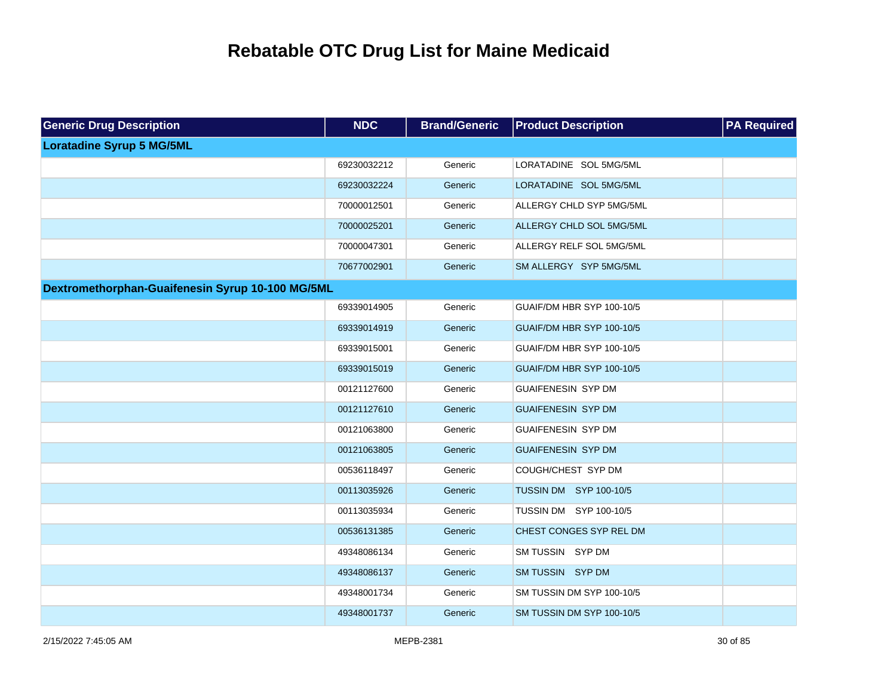# Rebatable OTC Drug List for Maine Medicaid

| Generic Drug Description | NDC | Brand/Generic | Product Description | PA Required |
|---|---|---|---|---|
| **Loratadine Syrup 5 MG/5ML** | | | | |
| | 69230032212 | Generic | LORATADINE SOL 5MG/5ML | |
| | 69230032224 | Generic | LORATADINE SOL 5MG/5ML | |
| | 70000012501 | Generic | ALLERGY CHLD SYP 5MG/5ML | |
| | 70000025201 | Generic | ALLERGY CHLD SOL 5MG/5ML | |
| | 70000047301 | Generic | ALLERGY RELF SOL 5MG/5ML | |
| | 70677002901 | Generic | SM ALLERGY SYP 5MG/5ML | |
| **Dextromethorphan-Guaifenesin Syrup 10-100 MG/5ML** | | | | |
| | 69339014905 | Generic | GUAIF/DM HBR SYP 100-10/5 | |
| | 69339014919 | Generic | GUAIF/DM HBR SYP 100-10/5 | |
| | 69339015001 | Generic | GUAIF/DM HBR SYP 100-10/5 | |
| | 69339015019 | Generic | GUAIF/DM HBR SYP 100-10/5 | |
| | 00121127600 | Generic | GUAIFENESIN SYP DM | |
| | 00121127610 | Generic | GUAIFENESIN SYP DM | |
| | 00121063800 | Generic | GUAIFENESIN SYP DM | |
| | 00121063805 | Generic | GUAIFENESIN SYP DM | |
| | 00536118497 | Generic | COUGH/CHEST SYP DM | |
| | 00113035926 | Generic | TUSSIN DM SYP 100-10/5 | |
| | 00113035934 | Generic | TUSSIN DM SYP 100-10/5 | |
| | 00536131385 | Generic | CHEST CONGES SYP REL DM | |
| | 49348086134 | Generic | SM TUSSIN SYP DM | |
| | 49348086137 | Generic | SM TUSSIN SYP DM | |
| | 49348001734 | Generic | SM TUSSIN DM SYP 100-10/5 | |
| | 49348001737 | Generic | SM TUSSIN DM SYP 100-10/5 | |

2/15/2022 7:45:05 AM MEPB-2381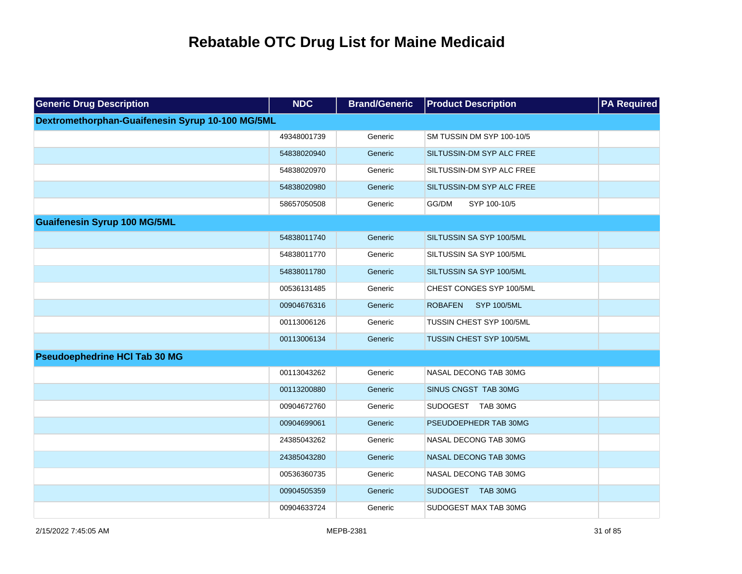# Rebatable OTC Drug List for Maine Medicaid

| Generic Drug Description | NDC | Brand/Generic | Product Description | PA Required |
|---|---|---|---|---|
| **Dextromethorphan-Guaifenesin Syrup 10-100 MG/5ML** | | | | |
| | 49348001739 | Generic | SM TUSSIN DM SYP 100-10/5 | |
| | 54838020940 | Generic | SILTUSSIN-DM SYP ALC FREE | |
| | 54838020970 | Generic | SILTUSSIN-DM SYP ALC FREE | |
| | 54838020980 | Generic | SILTUSSIN-DM SYP ALC FREE | |
| | 58657050508 | Generic | GG/DM SYP 100-10/5 | |
| **Guaifenesin Syrup 100 MG/5ML** | | | | |
| | 54838011740 | Generic | SILTUSSIN SA SYP 100/5ML | |
| | 54838011770 | Generic | SILTUSSIN SA SYP 100/5ML | |
| | 54838011780 | Generic | SILTUSSIN SA SYP 100/5ML | |
| | 00536131485 | Generic | CHEST CONGES SYP 100/5ML | |
| | 00904676316 | Generic | ROBAFEN SYP 100/5ML | |
| | 00113006126 | Generic | TUSSIN CHEST SYP 100/5ML | |
| | 00113006134 | Generic | TUSSIN CHEST SYP 100/5ML | |
| **Pseudoephedrine HCl Tab 30 MG** | | | | |
| | 00113043262 | Generic | NASAL DECONG TAB 30MG | |
| | 00113200880 | Generic | SINUS CNGST TAB 30MG | |
| | 00904672760 | Generic | SUDOGEST TAB 30MG | |
| | 00904699061 | Generic | PSEUDOEPHEDR TAB 30MG | |
| | 24385043262 | Generic | NASAL DECONG TAB 30MG | |
| | 24385043280 | Generic | NASAL DECONG TAB 30MG | |
| | 00536360735 | Generic | NASAL DECONG TAB 30MG | |
| | 00904505359 | Generic | SUDOGEST TAB 30MG | |
| | 00904633724 | Generic | SUDOGEST MAX TAB 30MG | |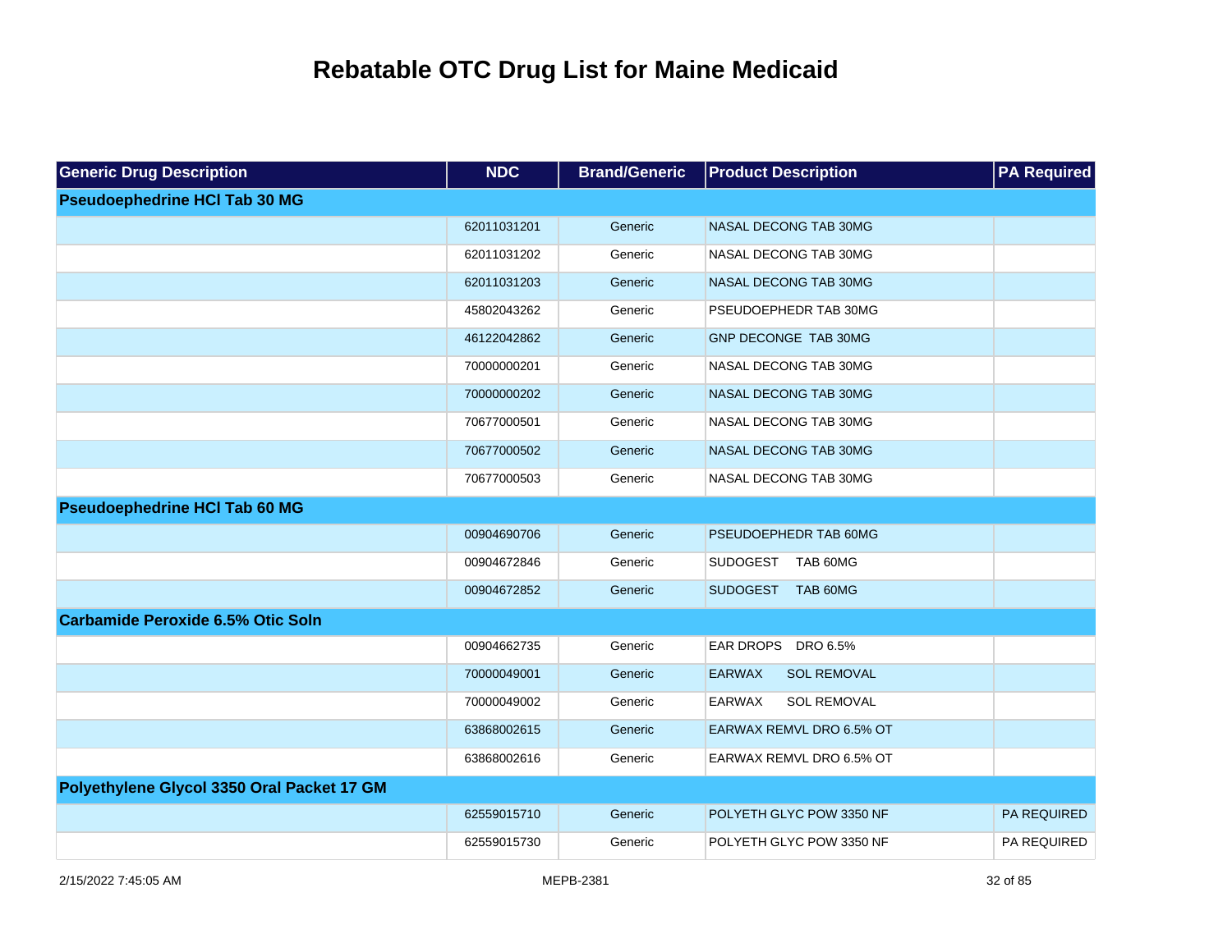# Rebatable OTC Drug List for Maine Medicaid

| Generic Drug Description | NDC | Brand/Generic | Product Description | PA Required |
|---|---|---|---|---|
| **Pseudoephedrine HCl Tab 30 MG** | | | | |
| | 62011031201 | Generic | NASAL DECONG TAB 30MG | |
| | 62011031202 | Generic | NASAL DECONG TAB 30MG | |
| | 62011031203 | Generic | NASAL DECONG TAB 30MG | |
| | 45802043262 | Generic | PSEUDOEPHEDR TAB 30MG | |
| | 46122042862 | Generic | GNP DECONGE TAB 30MG | |
| | 70000000201 | Generic | NASAL DECONG TAB 30MG | |
| | 70000000202 | Generic | NASAL DECONG TAB 30MG | |
| | 70677000501 | Generic | NASAL DECONG TAB 30MG | |
| | 70677000502 | Generic | NASAL DECONG TAB 30MG | |
| | 70677000503 | Generic | NASAL DECONG TAB 30MG | |
| **Pseudoephedrine HCl Tab 60 MG** | | | | |
| | 00904690706 | Generic | PSEUDOEPHEDR TAB 60MG | |
| | 00904672846 | Generic | SUDOGEST TAB 60MG | |
| | 00904672852 | Generic | SUDOGEST TAB 60MG | |
| **Carbamide Peroxide 6.5% Otic Soln** | | | | |
| | 00904662735 | Generic | EAR DROPS DRO 6.5% | |
| | 70000049001 | Generic | EARWAX SOL REMOVAL | |
| | 70000049002 | Generic | EARWAX SOL REMOVAL | |
| | 63868002615 | Generic | EARWAX REMVL DRO 6.5% OT | |
| | 63868002616 | Generic | EARWAX REMVL DRO 6.5% OT | |
| **Polyethylene Glycol 3350 Oral Packet 17 GM** | | | | |
| | 62559015710 | Generic | POLYETH GLYC POW 3350 NF | PA REQUIRED |
| | 62559015730 | Generic | POLYETH GLYC POW 3350 NF | PA REQUIRED |

2/15/2022 7:45:05 AM MEPB-2381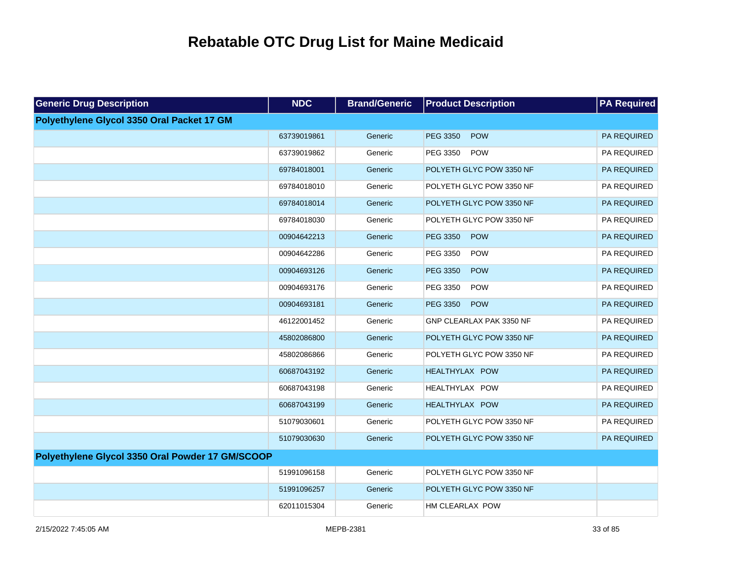# Rebatable OTC Drug List for Maine Medicaid

| Generic Drug Description | NDC | Brand/Generic | Product Description | PA Required |
|---|---|---|---|---|
| **Polyethylene Glycol 3350 Oral Packet 17 GM** | | | | |
| | 63739019861 | Generic | PEG 3350 POW | PA REQUIRED |
| | 63739019862 | Generic | PEG 3350 POW | PA REQUIRED |
| | 69784018001 | Generic | POLYETH GLYC POW 3350 NF | PA REQUIRED |
| | 69784018010 | Generic | POLYETH GLYC POW 3350 NF | PA REQUIRED |
| | 69784018014 | Generic | POLYETH GLYC POW 3350 NF | PA REQUIRED |
| | 69784018030 | Generic | POLYETH GLYC POW 3350 NF | PA REQUIRED |
| | 00904642213 | Generic | PEG 3350 POW | PA REQUIRED |
| | 00904642286 | Generic | PEG 3350 POW | PA REQUIRED |
| | 00904693126 | Generic | PEG 3350 POW | PA REQUIRED |
| | 00904693176 | Generic | PEG 3350 POW | PA REQUIRED |
| | 00904693181 | Generic | PEG 3350 POW | PA REQUIRED |
| | 46122001452 | Generic | GNP CLEARLAX PAK 3350 NF | PA REQUIRED |
| | 45802086800 | Generic | POLYETH GLYC POW 3350 NF | PA REQUIRED |
| | 45802086866 | Generic | POLYETH GLYC POW 3350 NF | PA REQUIRED |
| | 60687043192 | Generic | HEALTHYLAX POW | PA REQUIRED |
| | 60687043198 | Generic | HEALTHYLAX POW | PA REQUIRED |
| | 60687043199 | Generic | HEALTHYLAX POW | PA REQUIRED |
| | 51079030601 | Generic | POLYETH GLYC POW 3350 NF | PA REQUIRED |
| | 51079030630 | Generic | POLYETH GLYC POW 3350 NF | PA REQUIRED |
| **Polyethylene Glycol 3350 Oral Powder 17 GM/SCOOP** | | | | |
| | 51991096158 | Generic | POLYETH GLYC POW 3350 NF | |
| | 51991096257 | Generic | POLYETH GLYC POW 3350 NF | |
| | 62011015304 | Generic | HM CLEARLAX POW | |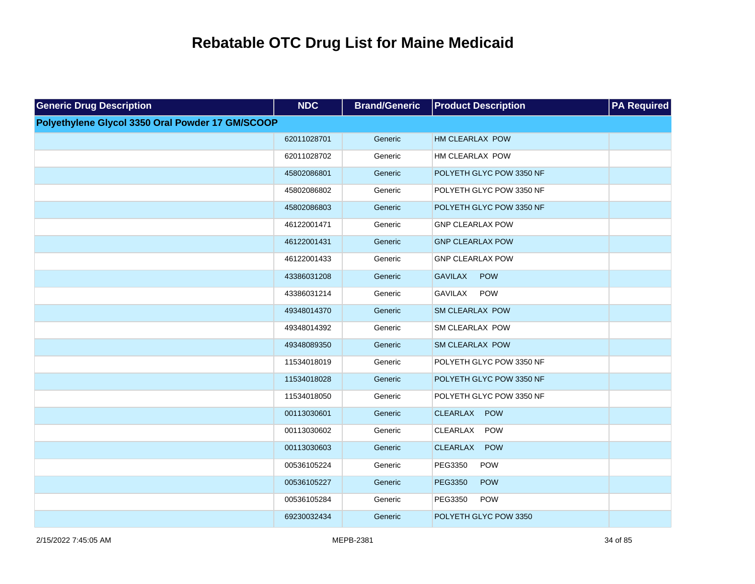# Rebatable OTC Drug List for Maine Medicaid

| Generic Drug Description | NDC | Brand/Generic | Product Description | PA Required |
| --- | --- | --- | --- | --- |
| **Polyethylene Glycol 3350 Oral Powder 17 GM/SCOOP** | | | | |
| | 62011028701 | Generic | HM CLEARLAX POW | |
| | 62011028702 | Generic | HM CLEARLAX POW | |
| | 45802086801 | Generic | POLYETH GLYC POW 3350 NF | |
| | 45802086802 | Generic | POLYETH GLYC POW 3350 NF | |
| | 45802086803 | Generic | POLYETH GLYC POW 3350 NF | |
| | 46122001471 | Generic | GNP CLEARLAX POW | |
| | 46122001431 | Generic | GNP CLEARLAX POW | |
| | 46122001433 | Generic | GNP CLEARLAX POW | |
| | 43386031208 | Generic | GAVILAX POW | |
| | 43386031214 | Generic | GAVILAX POW | |
| | 49348014370 | Generic | SM CLEARLAX POW | |
| | 49348014392 | Generic | SM CLEARLAX POW | |
| | 49348089350 | Generic | SM CLEARLAX POW | |
| | 11534018019 | Generic | POLYETH GLYC POW 3350 NF | |
| | 11534018028 | Generic | POLYETH GLYC POW 3350 NF | |
| | 11534018050 | Generic | POLYETH GLYC POW 3350 NF | |
| | 00113030601 | Generic | CLEARLAX POW | |
| | 00113030602 | Generic | CLEARLAX POW | |
| | 00113030603 | Generic | CLEARLAX POW | |
| | 00536105224 | Generic | PEG3350 POW | |
| | 00536105227 | Generic | PEG3350 POW | |
| | 00536105284 | Generic | PEG3350 POW | |
| | 69230032434 | Generic | POLYETH GLYC POW 3350 | |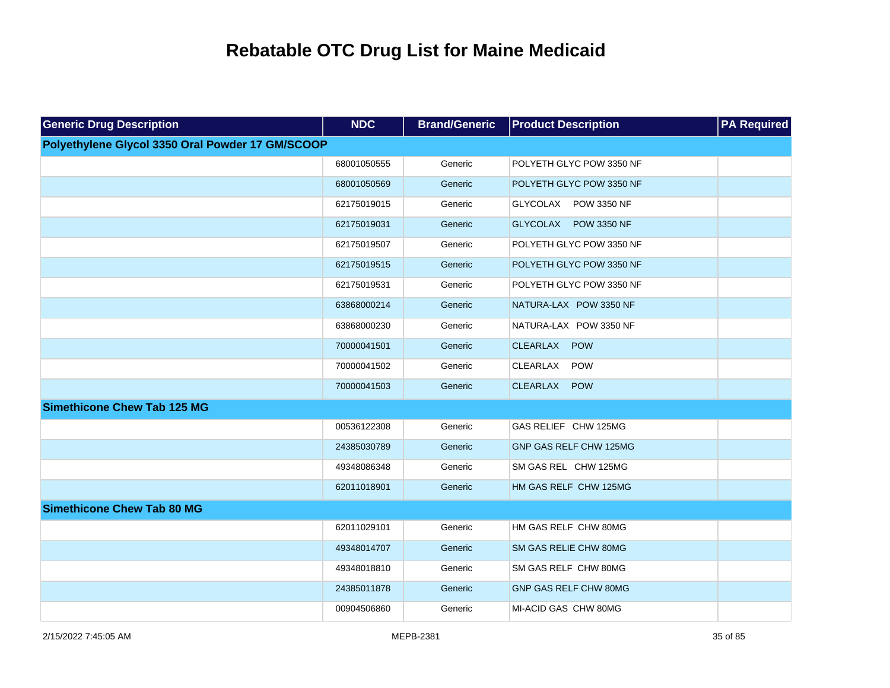# Rebatable OTC Drug List for Maine Medicaid

| Generic Drug Description | NDC | Brand/Generic | Product Description | PA Required |
|---|---|---|---|---|
| **Polyethylene Glycol 3350 Oral Powder 17 GM/SCOOP** | | | | |
| | 68001050555 | Generic | POLYETH GLYC POW 3350 NF | |
| | 68001050569 | Generic | POLYETH GLYC POW 3350 NF | |
| | 62175019015 | Generic | GLYCOLAX POW 3350 NF | |
| | 62175019031 | Generic | GLYCOLAX POW 3350 NF | |
| | 62175019507 | Generic | POLYETH GLYC POW 3350 NF | |
| | 62175019515 | Generic | POLYETH GLYC POW 3350 NF | |
| | 62175019531 | Generic | POLYETH GLYC POW 3350 NF | |
| | 63868000214 | Generic | NATURA-LAX POW 3350 NF | |
| | 63868000230 | Generic | NATURA-LAX POW 3350 NF | |
| | 70000041501 | Generic | CLEARLAX POW | |
| | 70000041502 | Generic | CLEARLAX POW | |
| | 70000041503 | Generic | CLEARLAX POW | |
| **Simethicone Chew Tab 125 MG** | | | | |
| | 00536122308 | Generic | GAS RELIEF CHW 125MG | |
| | 24385030789 | Generic | GNP GAS RELF CHW 125MG | |
| | 49348086348 | Generic | SM GAS REL CHW 125MG | |
| | 62011018901 | Generic | HM GAS RELF CHW 125MG | |
| **Simethicone Chew Tab 80 MG** | | | | |
| | 62011029101 | Generic | HM GAS RELF CHW 80MG | |
| | 49348014707 | Generic | SM GAS RELIE CHW 80MG | |
| | 49348018810 | Generic | SM GAS RELF CHW 80MG | |
| | 24385011878 | Generic | GNP GAS RELF CHW 80MG | |
| | 00904506860 | Generic | MI-ACID GAS CHW 80MG | |

2/15/2022 7:45:05 AM MEPB-2381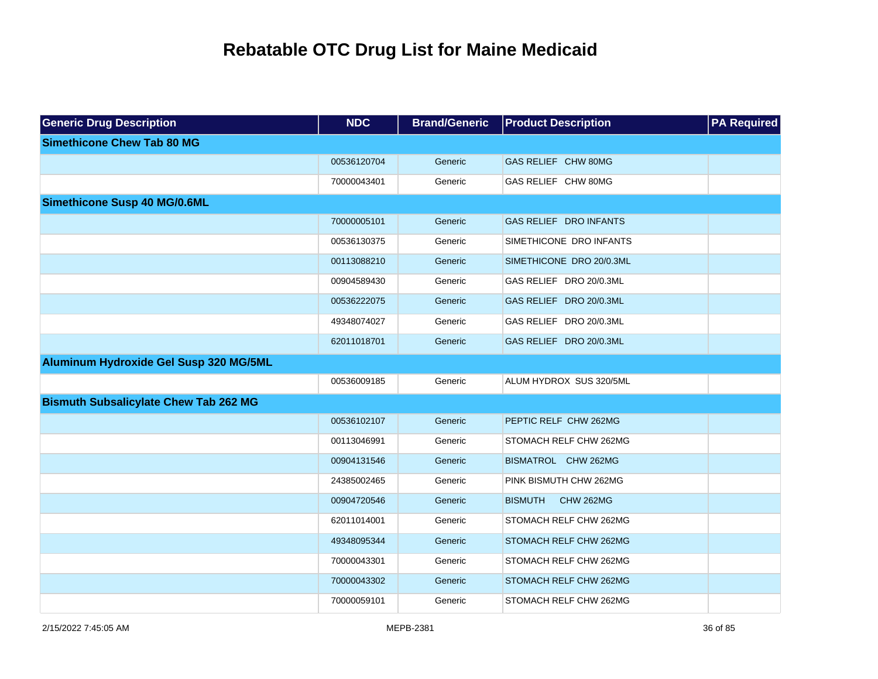# Rebatable OTC Drug List for Maine Medicaid

| Generic Drug Description | NDC | Brand/Generic | Product Description | PA Required |
| --- | --- | --- | --- | --- |
| **Simethicone Chew Tab 80 MG** | | | | |
| | 00536120704 | Generic | GAS RELIEF CHW 80MG | |
| | 70000043401 | Generic | GAS RELIEF CHW 80MG | |
| **Simethicone Susp 40 MG/0.6ML** | | | | |
| | 70000005101 | Generic | GAS RELIEF DRO INFANTS | |
| | 00536130375 | Generic | SIMETHICONE DRO INFANTS | |
| | 00113088210 | Generic | SIMETHICONE DRO 20/0.3ML | |
| | 00904589430 | Generic | GAS RELIEF DRO 20/0.3ML | |
| | 00536222075 | Generic | GAS RELIEF DRO 20/0.3ML | |
| | 49348074027 | Generic | GAS RELIEF DRO 20/0.3ML | |
| | 62011018701 | Generic | GAS RELIEF DRO 20/0.3ML | |
| **Aluminum Hydroxide Gel Susp 320 MG/5ML** | | | | |
| | 00536009185 | Generic | ALUM HYDROX SUS 320/5ML | |
| **Bismuth Subsalicylate Chew Tab 262 MG** | | | | |
| | 00536102107 | Generic | PEPTIC RELF CHW 262MG | |
| | 00113046991 | Generic | STOMACH RELF CHW 262MG | |
| | 00904131546 | Generic | BISMATROL CHW 262MG | |
| | 24385002465 | Generic | PINK BISMUTH CHW 262MG | |
| | 00904720546 | Generic | BISMUTH CHW 262MG | |
| | 62011014001 | Generic | STOMACH RELF CHW 262MG | |
| | 49348095344 | Generic | STOMACH RELF CHW 262MG | |
| | 70000043301 | Generic | STOMACH RELF CHW 262MG | |
| | 70000043302 | Generic | STOMACH RELF CHW 262MG | |
| | 70000059101 | Generic | STOMACH RELF CHW 262MG | |

2/15/2022 7:45:05 AM MEPB-2381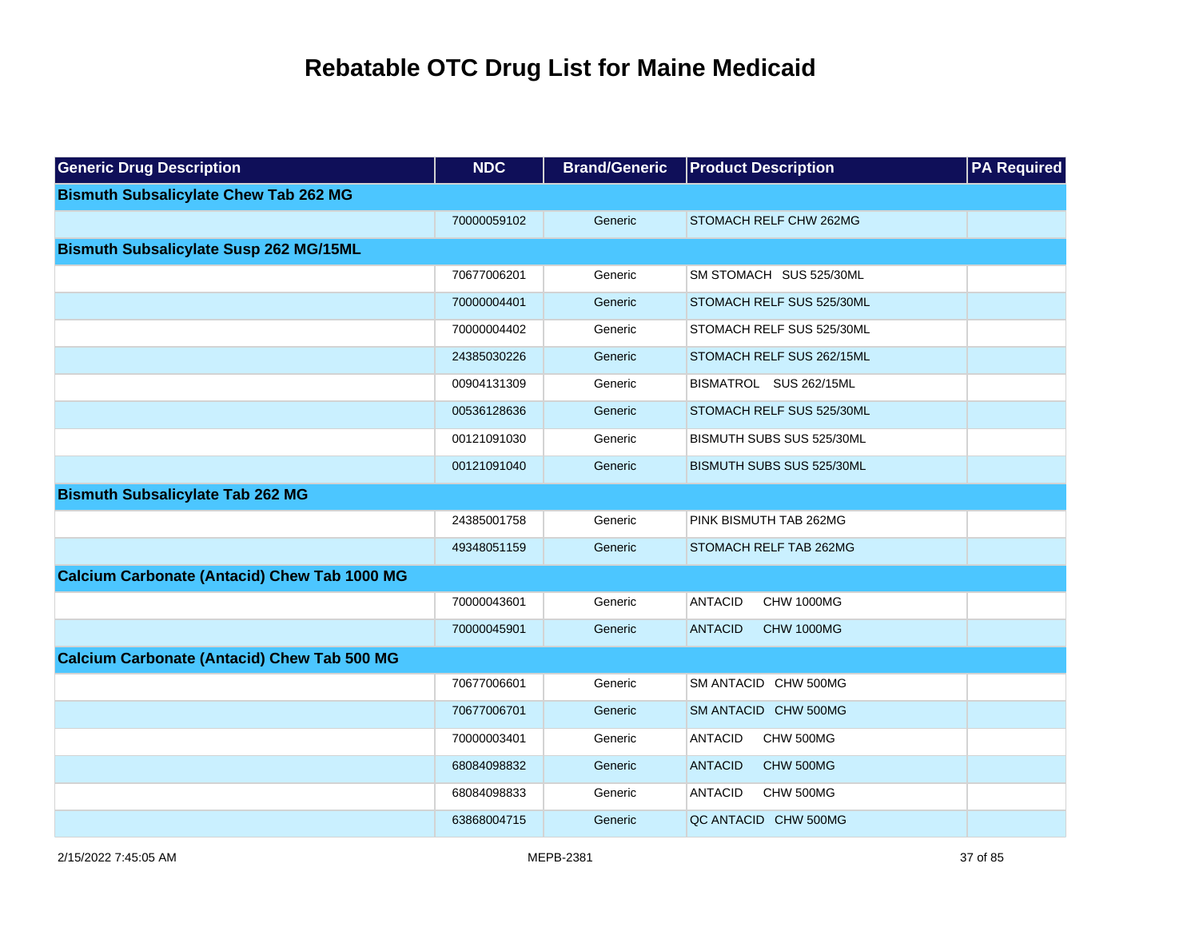# Rebatable OTC Drug List for Maine Medicaid

| Generic Drug Description | NDC | Brand/Generic | Product Description | PA Required |
|---|---|---|---|---|
| **Bismuth Subsalicylate Chew Tab 262 MG** | | | | |
| | 70000059102 | Generic | STOMACH RELF CHW 262MG | |
| **Bismuth Subsalicylate Susp 262 MG/15ML** | | | | |
| | 70677006201 | Generic | SM STOMACH SUS 525/30ML | |
| | 70000004401 | Generic | STOMACH RELF SUS 525/30ML | |
| | 70000004402 | Generic | STOMACH RELF SUS 525/30ML | |
| | 24385030226 | Generic | STOMACH RELF SUS 262/15ML | |
| | 00904131309 | Generic | BISMATROL SUS 262/15ML | |
| | 00536128636 | Generic | STOMACH RELF SUS 525/30ML | |
| | 00121091030 | Generic | BISMUTH SUBS SUS 525/30ML | |
| | 00121091040 | Generic | BISMUTH SUBS SUS 525/30ML | |
| **Bismuth Subsalicylate Tab 262 MG** | | | | |
| | 24385001758 | Generic | PINK BISMUTH TAB 262MG | |
| | 49348051159 | Generic | STOMACH RELF TAB 262MG | |
| **Calcium Carbonate (Antacid) Chew Tab 1000 MG** | | | | |
| | 70000043601 | Generic | ANTACID CHW 1000MG | |
| | 70000045901 | Generic | ANTACID CHW 1000MG | |
| **Calcium Carbonate (Antacid) Chew Tab 500 MG** | | | | |
| | 70677006601 | Generic | SM ANTACID CHW 500MG | |
| | 70677006701 | Generic | SM ANTACID CHW 500MG | |
| | 70000003401 | Generic | ANTACID CHW 500MG | |
| | 68084098832 | Generic | ANTACID CHW 500MG | |
| | 68084098833 | Generic | ANTACID CHW 500MG | |
| | 63868004715 | Generic | QC ANTACID CHW 500MG | |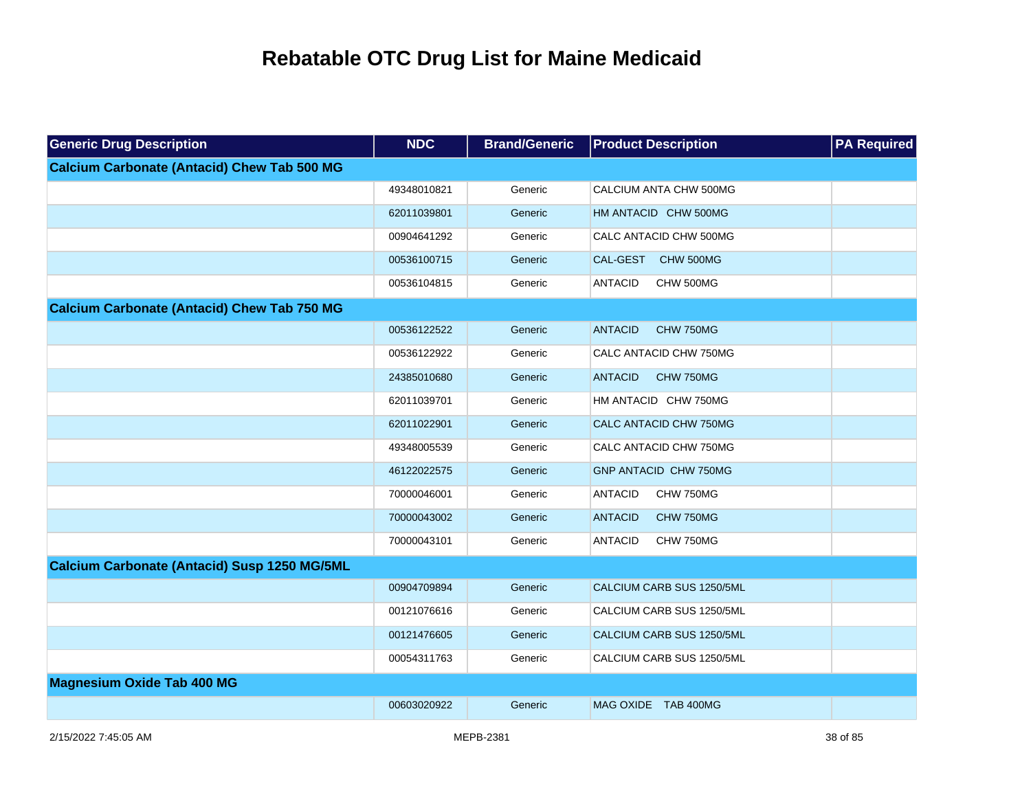# Rebatable OTC Drug List for Maine Medicaid

| Generic Drug Description | NDC | Brand/Generic | Product Description | PA Required |
|---|---|---|---|---|
| **Calcium Carbonate (Antacid) Chew Tab 500 MG** | | | | |
| | 49348010821 | Generic | CALCIUM ANTA CHW 500MG | |
| | 62011039801 | Generic | HM ANTACID CHW 500MG | |
| | 00904641292 | Generic | CALC ANTACID CHW 500MG | |
| | 00536100715 | Generic | CAL-GEST CHW 500MG | |
| | 00536104815 | Generic | ANTACID CHW 500MG | |
| **Calcium Carbonate (Antacid) Chew Tab 750 MG** | | | | |
| | 00536122522 | Generic | ANTACID CHW 750MG | |
| | 00536122922 | Generic | CALC ANTACID CHW 750MG | |
| | 24385010680 | Generic | ANTACID CHW 750MG | |
| | 62011039701 | Generic | HM ANTACID CHW 750MG | |
| | 62011022901 | Generic | CALC ANTACID CHW 750MG | |
| | 49348005539 | Generic | CALC ANTACID CHW 750MG | |
| | 46122022575 | Generic | GNP ANTACID CHW 750MG | |
| | 70000046001 | Generic | ANTACID CHW 750MG | |
| | 70000043002 | Generic | ANTACID CHW 750MG | |
| | 70000043101 | Generic | ANTACID CHW 750MG | |
| **Calcium Carbonate (Antacid) Susp 1250 MG/5ML** | | | | |
| | 00904709894 | Generic | CALCIUM CARB SUS 1250/5ML | |
| | 00121076616 | Generic | CALCIUM CARB SUS 1250/5ML | |
| | 00121476605 | Generic | CALCIUM CARB SUS 1250/5ML | |
| | 00054311763 | Generic | CALCIUM CARB SUS 1250/5ML | |
| **Magnesium Oxide Tab 400 MG** | | | | |
| | 00603020922 | Generic | MAG OXIDE TAB 400MG | |

2/15/2022 7:45:05 AM MEPB-2381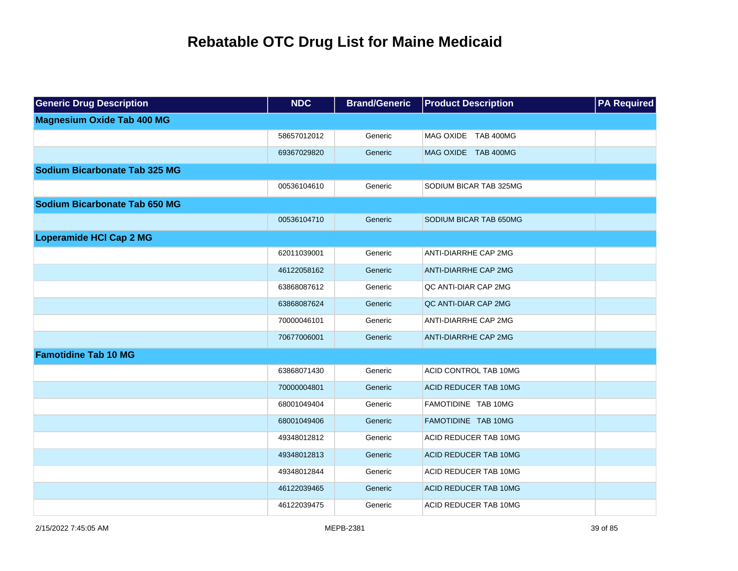# Rebatable OTC Drug List for Maine Medicaid

| Generic Drug Description | NDC | Brand/Generic | Product Description | PA Required |
|---|---|---|---|---|
| **Magnesium Oxide Tab 400 MG** | | | | |
| | 58657012012 | Generic | MAG OXIDE TAB 400MG | |
| | 69367029820 | Generic | MAG OXIDE TAB 400MG | |
| **Sodium Bicarbonate Tab 325 MG** | | | | |
| | 00536104610 | Generic | SODIUM BICAR TAB 325MG | |
| **Sodium Bicarbonate Tab 650 MG** | | | | |
| | 00536104710 | Generic | SODIUM BICAR TAB 650MG | |
| **Loperamide HCl Cap 2 MG** | | | | |
| | 62011039001 | Generic | ANTI-DIARRHE CAP 2MG | |
| | 46122058162 | Generic | ANTI-DIARRHE CAP 2MG | |
| | 63868087612 | Generic | QC ANTI-DIAR CAP 2MG | |
| | 63868087624 | Generic | QC ANTI-DIAR CAP 2MG | |
| | 70000046101 | Generic | ANTI-DIARRHE CAP 2MG | |
| | 70677006001 | Generic | ANTI-DIARRHE CAP 2MG | |
| **Famotidine Tab 10 MG** | | | | |
| | 63868071430 | Generic | ACID CONTROL TAB 10MG | |
| | 70000004801 | Generic | ACID REDUCER TAB 10MG | |
| | 68001049404 | Generic | FAMOTIDINE TAB 10MG | |
| | 68001049406 | Generic | FAMOTIDINE TAB 10MG | |
| | 49348012812 | Generic | ACID REDUCER TAB 10MG | |
| | 49348012813 | Generic | ACID REDUCER TAB 10MG | |
| | 49348012844 | Generic | ACID REDUCER TAB 10MG | |
| | 46122039465 | Generic | ACID REDUCER TAB 10MG | |
| | 46122039475 | Generic | ACID REDUCER TAB 10MG | |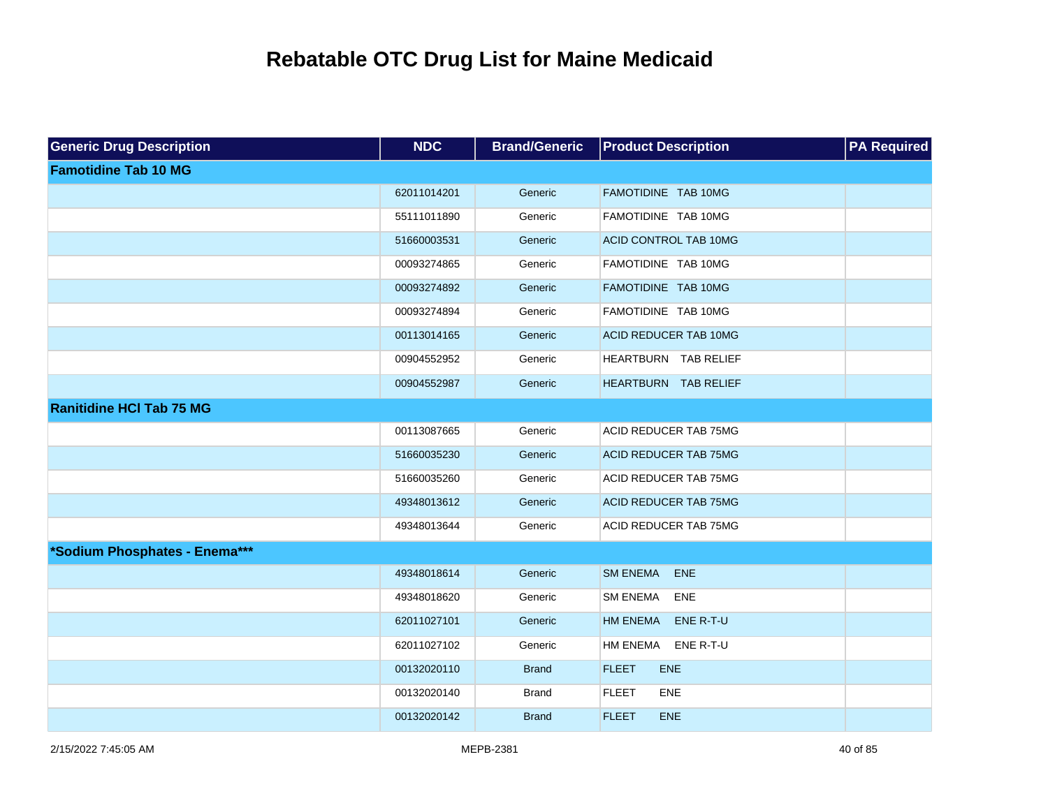# Rebatable OTC Drug List for Maine Medicaid

| Generic Drug Description | NDC | Brand/Generic | Product Description | PA Required |
|---|---|---|---|---|
| **Famotidine Tab 10 MG** | | | | |
| | 62011014201 | Generic | FAMOTIDINE TAB 10MG | |
| | 55111011890 | Generic | FAMOTIDINE TAB 10MG | |
| | 51660003531 | Generic | ACID CONTROL TAB 10MG | |
| | 00093274865 | Generic | FAMOTIDINE TAB 10MG | |
| | 00093274892 | Generic | FAMOTIDINE TAB 10MG | |
| | 00093274894 | Generic | FAMOTIDINE TAB 10MG | |
| | 00113014165 | Generic | ACID REDUCER TAB 10MG | |
| | 00904552952 | Generic | HEARTBURN TAB RELIEF | |
| | 00904552987 | Generic | HEARTBURN TAB RELIEF | |
| **Ranitidine HCl Tab 75 MG** | | | | |
| | 00113087665 | Generic | ACID REDUCER TAB 75MG | |
| | 51660035230 | Generic | ACID REDUCER TAB 75MG | |
| | 51660035260 | Generic | ACID REDUCER TAB 75MG | |
| | 49348013612 | Generic | ACID REDUCER TAB 75MG | |
| | 49348013644 | Generic | ACID REDUCER TAB 75MG | |
| ***Sodium Phosphates - Enema*** | | | | |
| | 49348018614 | Generic | SM ENEMA ENE | |
| | 49348018620 | Generic | SM ENEMA ENE | |
| | 62011027101 | Generic | HM ENEMA ENE R-T-U | |
| | 62011027102 | Generic | HM ENEMA ENE R-T-U | |
| | 00132020110 | Brand | FLEET ENE | |
| | 00132020140 | Brand | FLEET ENE | |
| | 00132020142 | Brand | FLEET ENE | |

2/15/2022 7:45:05 AM MEPB-2381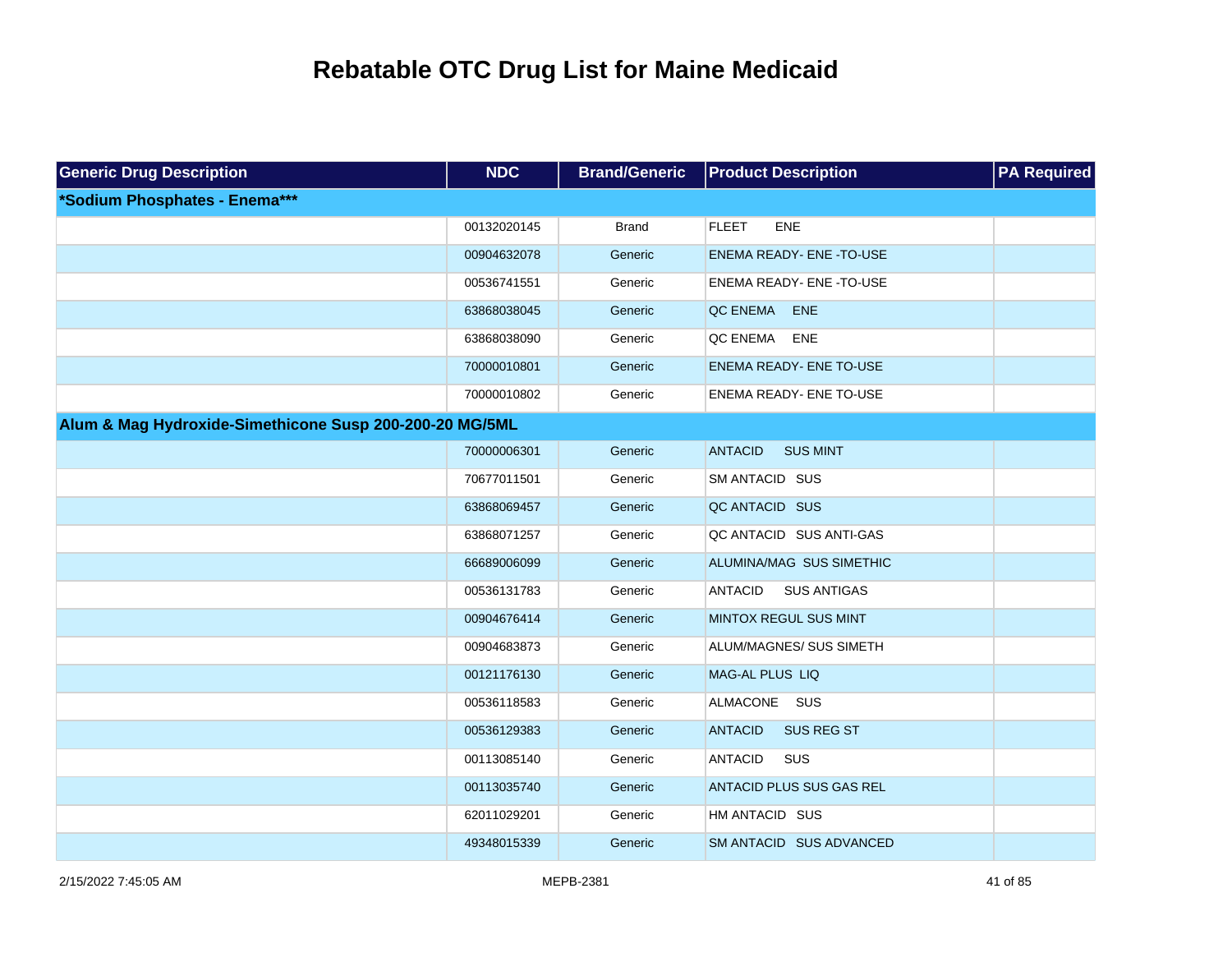# Rebatable OTC Drug List for Maine Medicaid

| Generic Drug Description | NDC | Brand/Generic | Product Description | PA Required |
|---|---|---|---|---|
| ***Sodium Phosphates - Enema***** | | | | |
| | 00132020145 | Brand | FLEET ENE | |
| | 00904632078 | Generic | ENEMA READY- ENE -TO-USE | |
| | 00536741551 | Generic | ENEMA READY- ENE -TO-USE | |
| | 63868038045 | Generic | QC ENEMA ENE | |
| | 63868038090 | Generic | QC ENEMA ENE | |
| | 70000010801 | Generic | ENEMA READY- ENE TO-USE | |
| | 70000010802 | Generic | ENEMA READY- ENE TO-USE | |
| **Alum & Mag Hydroxide-Simethicone Susp 200-200-20 MG/5ML** | | | | |
| | 70000006301 | Generic | ANTACID SUS MINT | |
| | 70677011501 | Generic | SM ANTACID SUS | |
| | 63868069457 | Generic | QC ANTACID SUS | |
| | 63868071257 | Generic | QC ANTACID SUS ANTI-GAS | |
| | 66689006099 | Generic | ALUMINA/MAG SUS SIMETHIC | |
| | 00536131783 | Generic | ANTACID SUS ANTIGAS | |
| | 00904676414 | Generic | MINTOX REGUL SUS MINT | |
| | 00904683873 | Generic | ALUM/MAGNES/ SUS SIMETH | |
| | 00121176130 | Generic | MAG-AL PLUS LIQ | |
| | 00536118583 | Generic | ALMACONE SUS | |
| | 00536129383 | Generic | ANTACID SUS REG ST | |
| | 00113085140 | Generic | ANTACID SUS | |
| | 00113035740 | Generic | ANTACID PLUS SUS GAS REL | |
| | 62011029201 | Generic | HM ANTACID SUS | |
| | 49348015339 | Generic | SM ANTACID SUS ADVANCED | |

2/15/2022 7:45:05 AM MEPB-2381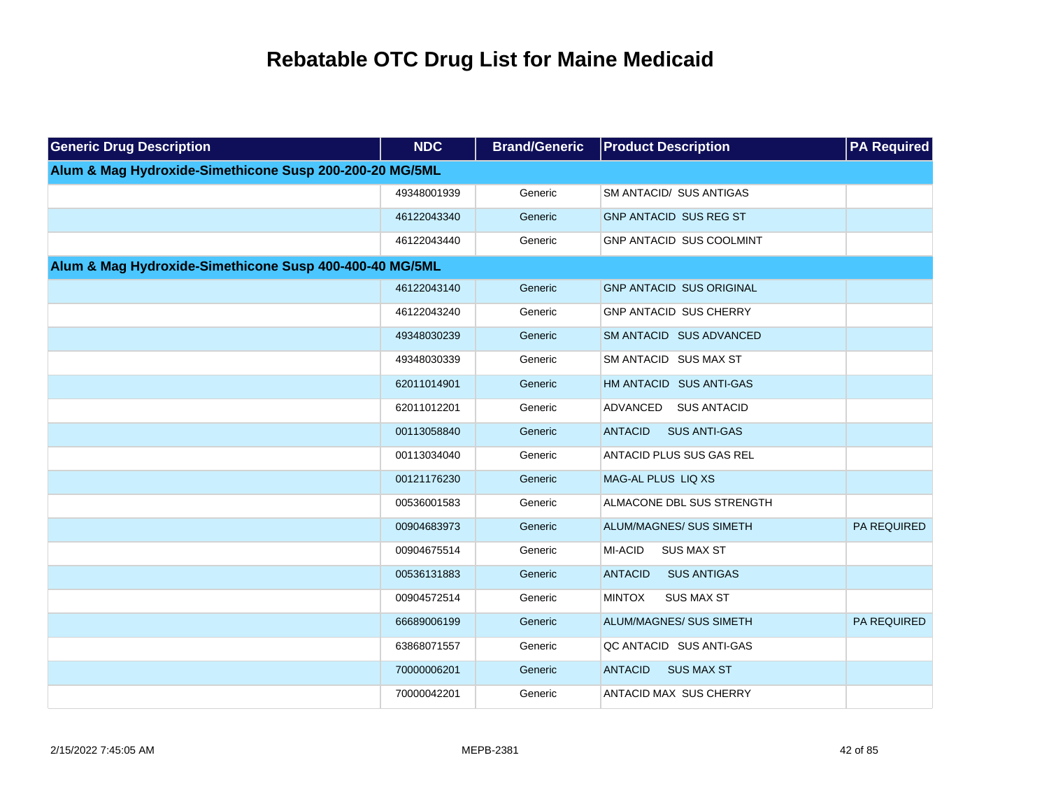# Rebatable OTC Drug List for Maine Medicaid

| Generic Drug Description | NDC | Brand/Generic | Product Description | PA Required |
| --- | --- | --- | --- | --- |
| **Alum & Mag Hydroxide-Simethicone Susp 200-200-20 MG/5ML** | | | | |
| | 49348001939 | Generic | SM ANTACID/ SUS ANTIGAS | |
| | 46122043340 | Generic | GNP ANTACID SUS REG ST | |
| | 46122043440 | Generic | GNP ANTACID SUS COOLMINT | |
| **Alum & Mag Hydroxide-Simethicone Susp 400-400-40 MG/5ML** | | | | |
| | 46122043140 | Generic | GNP ANTACID SUS ORIGINAL | |
| | 46122043240 | Generic | GNP ANTACID SUS CHERRY | |
| | 49348030239 | Generic | SM ANTACID SUS ADVANCED | |
| | 49348030339 | Generic | SM ANTACID SUS MAX ST | |
| | 62011014901 | Generic | HM ANTACID SUS ANTI-GAS | |
| | 62011012201 | Generic | ADVANCED SUS ANTACID | |
| | 00113058840 | Generic | ANTACID SUS ANTI-GAS | |
| | 00113034040 | Generic | ANTACID PLUS SUS GAS REL | |
| | 00121176230 | Generic | MAG-AL PLUS LIQ XS | |
| | 00536001583 | Generic | ALMACONE DBL SUS STRENGTH | |
| | 00904683973 | Generic | ALUM/MAGNES/ SUS SIMETH | PA REQUIRED |
| | 00904675514 | Generic | MI-ACID SUS MAX ST | |
| | 00536131883 | Generic | ANTACID SUS ANTIGAS | |
| | 00904572514 | Generic | MINTOX SUS MAX ST | |
| | 66689006199 | Generic | ALUM/MAGNES/ SUS SIMETH | PA REQUIRED |
| | 63868071557 | Generic | QC ANTACID SUS ANTI-GAS | |
| | 70000006201 | Generic | ANTACID SUS MAX ST | |
| | 70000042201 | Generic | ANTACID MAX SUS CHERRY | |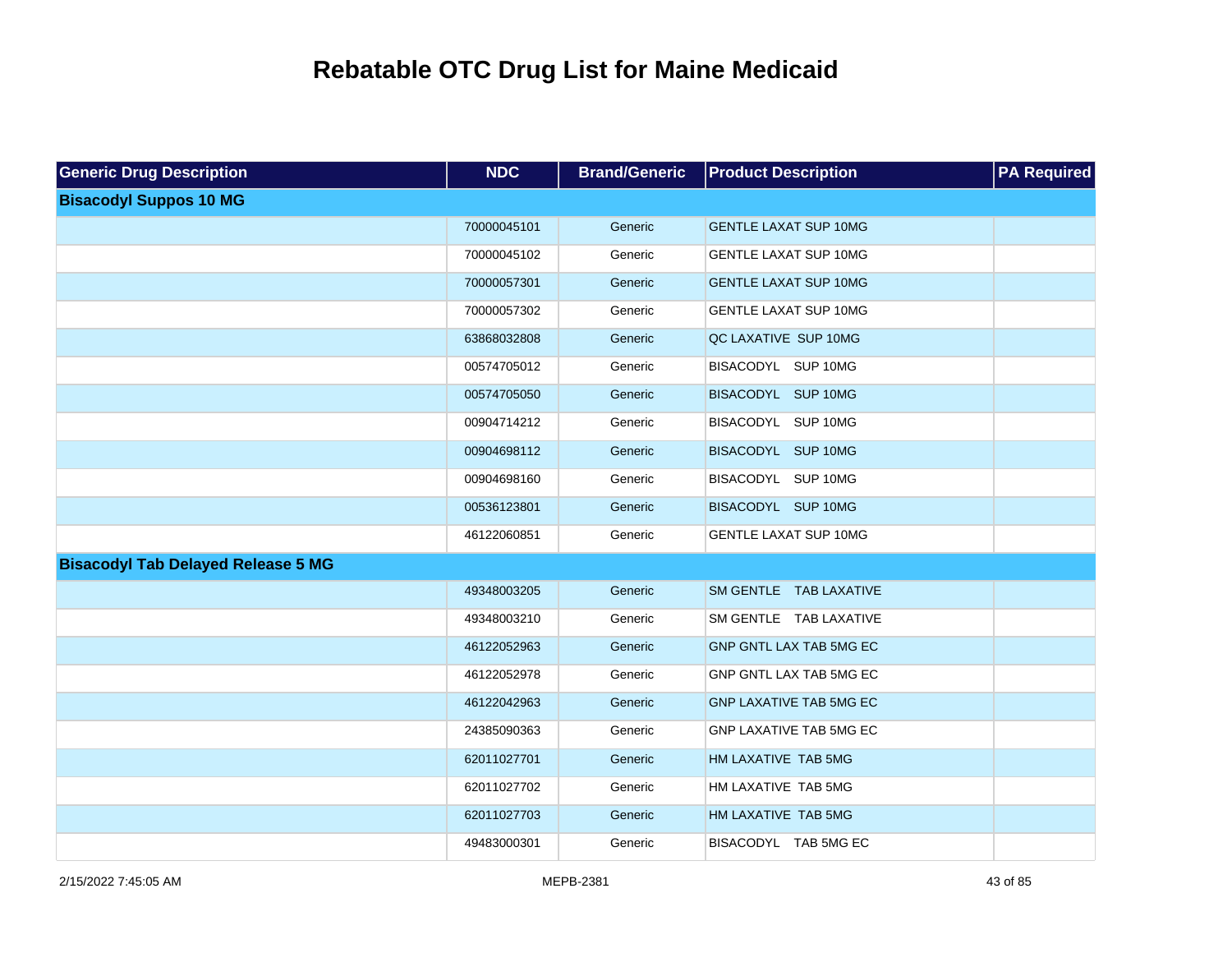# Rebatable OTC Drug List for Maine Medicaid

| Generic Drug Description | NDC | Brand/Generic | Product Description | PA Required |
|---|---|---|---|---|
| **Bisacodyl Suppos 10 MG** | | | | |
| | 70000045101 | Generic | GENTLE LAXAT SUP 10MG | |
| | 70000045102 | Generic | GENTLE LAXAT SUP 10MG | |
| | 70000057301 | Generic | GENTLE LAXAT SUP 10MG | |
| | 70000057302 | Generic | GENTLE LAXAT SUP 10MG | |
| | 63868032808 | Generic | QC LAXATIVE SUP 10MG | |
| | 00574705012 | Generic | BISACODYL SUP 10MG | |
| | 00574705050 | Generic | BISACODYL SUP 10MG | |
| | 00904714212 | Generic | BISACODYL SUP 10MG | |
| | 00904698112 | Generic | BISACODYL SUP 10MG | |
| | 00904698160 | Generic | BISACODYL SUP 10MG | |
| | 00536123801 | Generic | BISACODYL SUP 10MG | |
| | 46122060851 | Generic | GENTLE LAXAT SUP 10MG | |
| **Bisacodyl Tab Delayed Release 5 MG** | | | | |
| | 49348003205 | Generic | SM GENTLE TAB LAXATIVE | |
| | 49348003210 | Generic | SM GENTLE TAB LAXATIVE | |
| | 46122052963 | Generic | GNP GNTL LAX TAB 5MG EC | |
| | 46122052978 | Generic | GNP GNTL LAX TAB 5MG EC | |
| | 46122042963 | Generic | GNP LAXATIVE TAB 5MG EC | |
| | 24385090363 | Generic | GNP LAXATIVE TAB 5MG EC | |
| | 62011027701 | Generic | HM LAXATIVE TAB 5MG | |
| | 62011027702 | Generic | HM LAXATIVE TAB 5MG | |
| | 62011027703 | Generic | HM LAXATIVE TAB 5MG | |
| | 49483000301 | Generic | BISACODYL TAB 5MG EC | |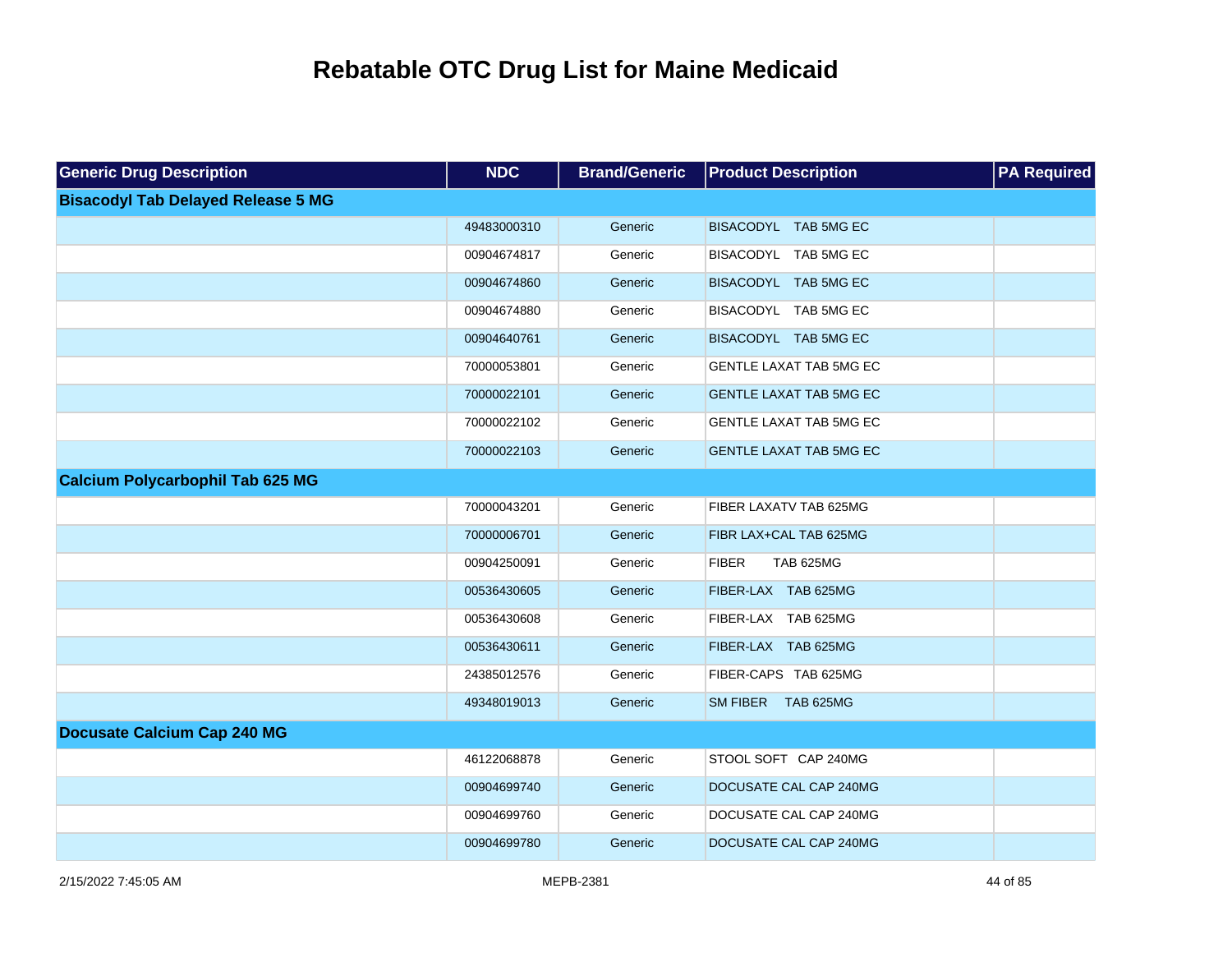# Rebatable OTC Drug List for Maine Medicaid

| Generic Drug Description | NDC | Brand/Generic | Product Description | PA Required |
|---|---|---|---|---|
| **Bisacodyl Tab Delayed Release 5 MG** | | | | |
| | 49483000310 | Generic | BISACODYL TAB 5MG EC | |
| | 00904674817 | Generic | BISACODYL TAB 5MG EC | |
| | 00904674860 | Generic | BISACODYL TAB 5MG EC | |
| | 00904674880 | Generic | BISACODYL TAB 5MG EC | |
| | 00904640761 | Generic | BISACODYL TAB 5MG EC | |
| | 70000053801 | Generic | GENTLE LAXAT TAB 5MG EC | |
| | 70000022101 | Generic | GENTLE LAXAT TAB 5MG EC | |
| | 70000022102 | Generic | GENTLE LAXAT TAB 5MG EC | |
| | 70000022103 | Generic | GENTLE LAXAT TAB 5MG EC | |
| **Calcium Polycarbophil Tab 625 MG** | | | | |
| | 70000043201 | Generic | FIBER LAXATV TAB 625MG | |
| | 70000006701 | Generic | FIBR LAX+CAL TAB 625MG | |
| | 00904250091 | Generic | FIBER TAB 625MG | |
| | 00536430605 | Generic | FIBER-LAX TAB 625MG | |
| | 00536430608 | Generic | FIBER-LAX TAB 625MG | |
| | 00536430611 | Generic | FIBER-LAX TAB 625MG | |
| | 24385012576 | Generic | FIBER-CAPS TAB 625MG | |
| | 49348019013 | Generic | SM FIBER TAB 625MG | |
| **Docusate Calcium Cap 240 MG** | | | | |
| | 46122068878 | Generic | STOOL SOFT CAP 240MG | |
| | 00904699740 | Generic | DOCUSATE CAL CAP 240MG | |
| | 00904699760 | Generic | DOCUSATE CAL CAP 240MG | |
| | 00904699780 | Generic | DOCUSATE CAL CAP 240MG | |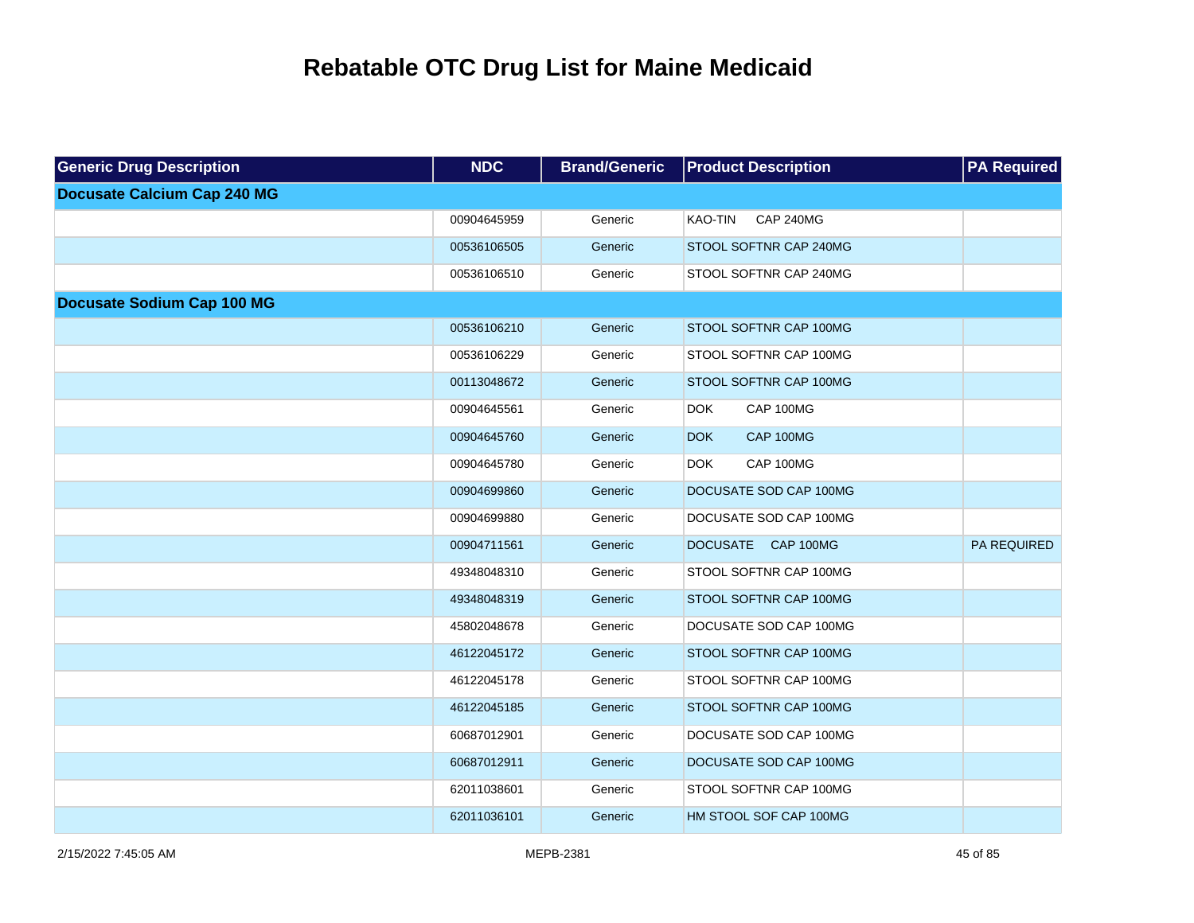# Rebatable OTC Drug List for Maine Medicaid

| Generic Drug Description | NDC | Brand/Generic | Product Description | PA Required |
|---|---|---|---|---|
| **Docusate Calcium Cap 240 MG** | | | | |
| | 00904645959 | Generic | KAO-TIN CAP 240MG | |
| | 00536106505 | Generic | STOOL SOFTNR CAP 240MG | |
| | 00536106510 | Generic | STOOL SOFTNR CAP 240MG | |
| **Docusate Sodium Cap 100 MG** | | | | |
| | 00536106210 | Generic | STOOL SOFTNR CAP 100MG | |
| | 00536106229 | Generic | STOOL SOFTNR CAP 100MG | |
| | 00113048672 | Generic | STOOL SOFTNR CAP 100MG | |
| | 00904645561 | Generic | DOK CAP 100MG | |
| | 00904645760 | Generic | DOK CAP 100MG | |
| | 00904645780 | Generic | DOK CAP 100MG | |
| | 00904699860 | Generic | DOCUSATE SOD CAP 100MG | |
| | 00904699880 | Generic | DOCUSATE SOD CAP 100MG | |
| | 00904711561 | Generic | DOCUSATE CAP 100MG | PA REQUIRED |
| | 49348048310 | Generic | STOOL SOFTNR CAP 100MG | |
| | 49348048319 | Generic | STOOL SOFTNR CAP 100MG | |
| | 45802048678 | Generic | DOCUSATE SOD CAP 100MG | |
| | 46122045172 | Generic | STOOL SOFTNR CAP 100MG | |
| | 46122045178 | Generic | STOOL SOFTNR CAP 100MG | |
| | 46122045185 | Generic | STOOL SOFTNR CAP 100MG | |
| | 60687012901 | Generic | DOCUSATE SOD CAP 100MG | |
| | 60687012911 | Generic | DOCUSATE SOD CAP 100MG | |
| | 62011038601 | Generic | STOOL SOFTNR CAP 100MG | |
| | 62011036101 | Generic | HM STOOL SOF CAP 100MG | |

2/15/2022 7:45:05 AM MEPB-2381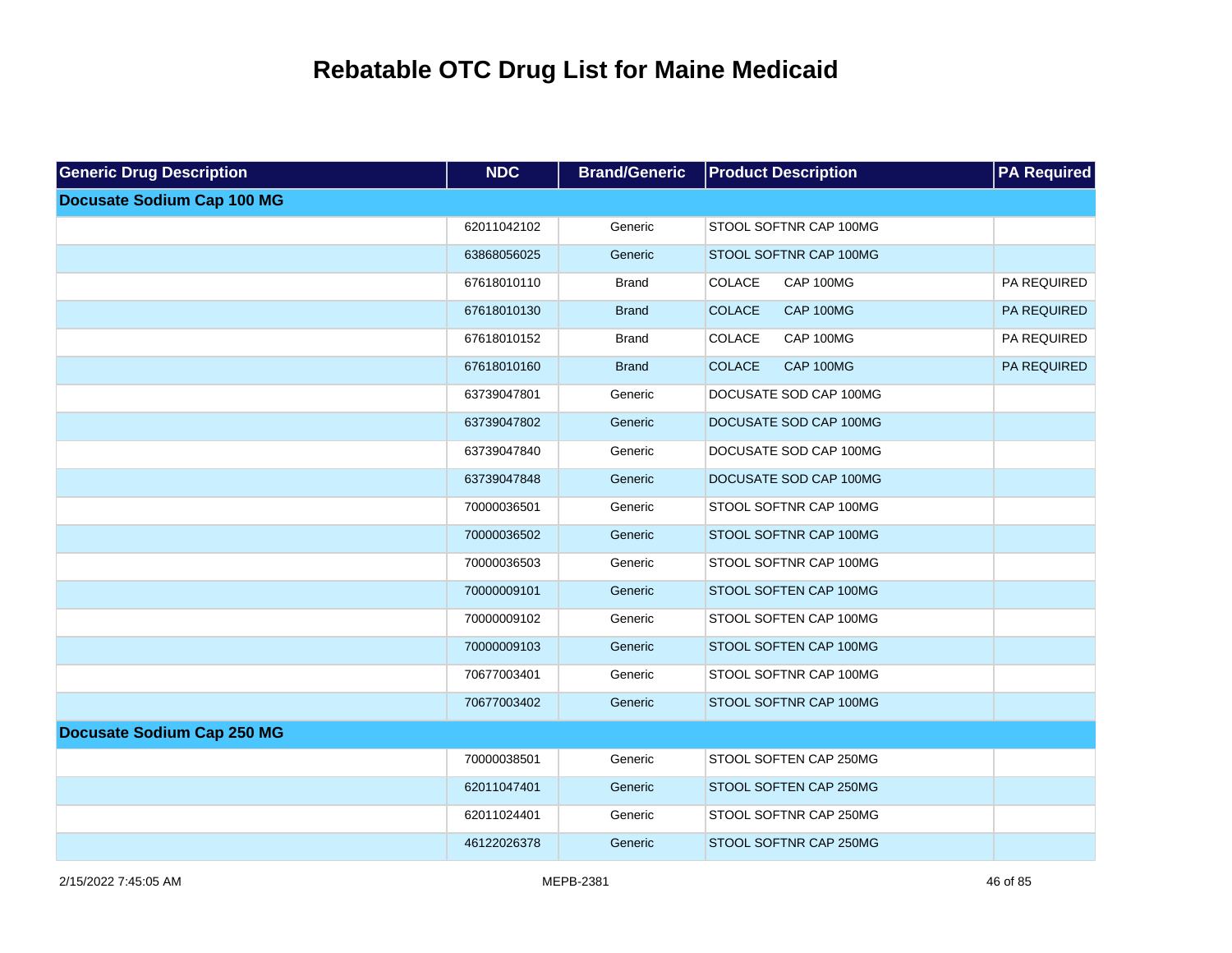# Rebatable OTC Drug List for Maine Medicaid

| Generic Drug Description | NDC | Brand/Generic | Product Description | PA Required |
|---|---|---|---|---|
| **Docusate Sodium Cap 100 MG** | | | | |
| | 62011042102 | Generic | STOOL SOFTNR CAP 100MG | |
| | 63868056025 | Generic | STOOL SOFTNR CAP 100MG | |
| | 67618010110 | Brand | COLACE CAP 100MG | PA REQUIRED |
| | 67618010130 | Brand | COLACE CAP 100MG | PA REQUIRED |
| | 67618010152 | Brand | COLACE CAP 100MG | PA REQUIRED |
| | 67618010160 | Brand | COLACE CAP 100MG | PA REQUIRED |
| | 63739047801 | Generic | DOCUSATE SOD CAP 100MG | |
| | 63739047802 | Generic | DOCUSATE SOD CAP 100MG | |
| | 63739047840 | Generic | DOCUSATE SOD CAP 100MG | |
| | 63739047848 | Generic | DOCUSATE SOD CAP 100MG | |
| | 70000036501 | Generic | STOOL SOFTNR CAP 100MG | |
| | 70000036502 | Generic | STOOL SOFTNR CAP 100MG | |
| | 70000036503 | Generic | STOOL SOFTNR CAP 100MG | |
| | 70000009101 | Generic | STOOL SOFTEN CAP 100MG | |
| | 70000009102 | Generic | STOOL SOFTEN CAP 100MG | |
| | 70000009103 | Generic | STOOL SOFTEN CAP 100MG | |
| | 70677003401 | Generic | STOOL SOFTNR CAP 100MG | |
| | 70677003402 | Generic | STOOL SOFTNR CAP 100MG | |
| **Docusate Sodium Cap 250 MG** | | | | |
| | 70000038501 | Generic | STOOL SOFTEN CAP 250MG | |
| | 62011047401 | Generic | STOOL SOFTEN CAP 250MG | |
| | 62011024401 | Generic | STOOL SOFTNR CAP 250MG | |
| | 46122026378 | Generic | STOOL SOFTNR CAP 250MG | |

2/15/2022 7:45:05 AM MEPB-2381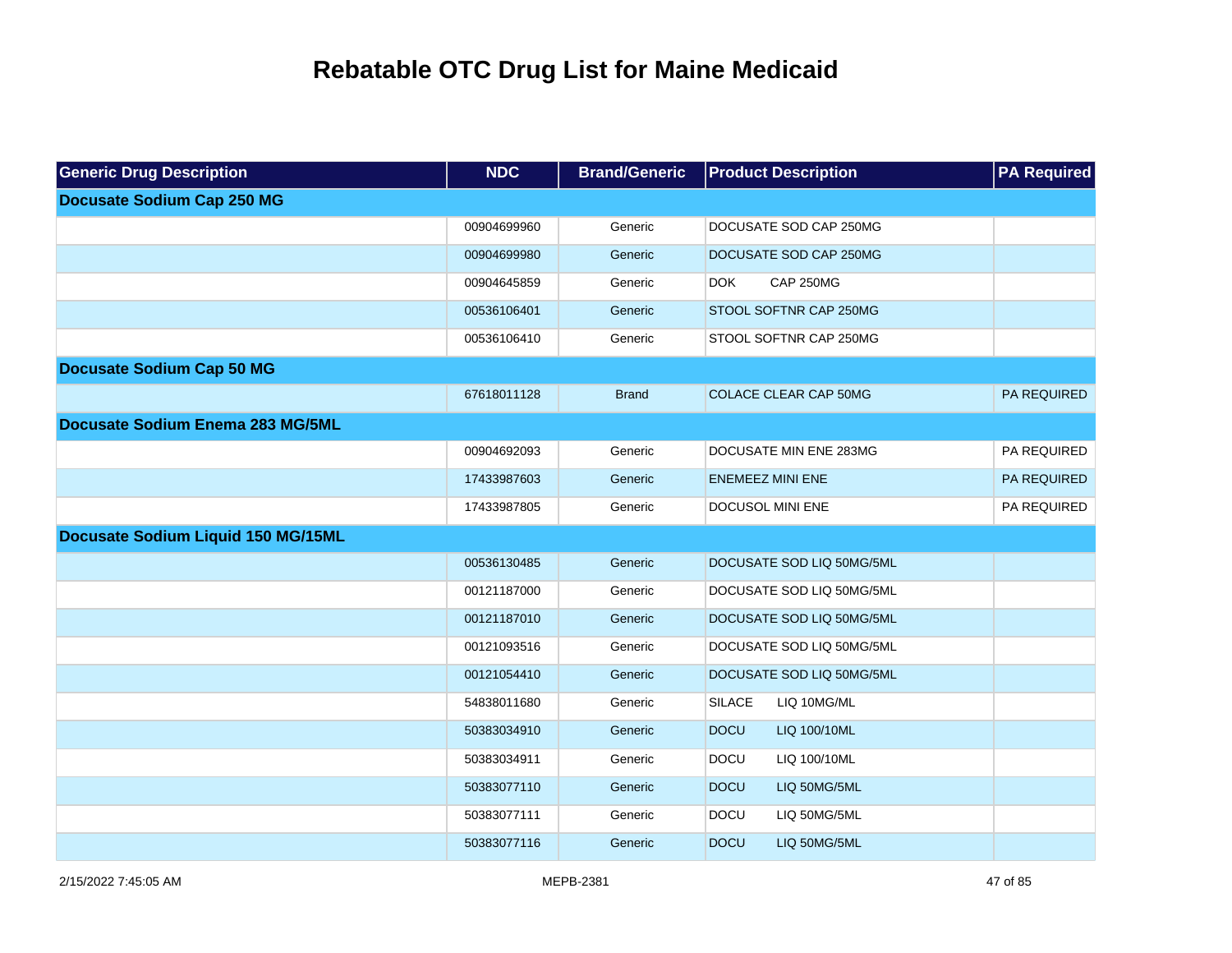# Rebatable OTC Drug List for Maine Medicaid

| Generic Drug Description | NDC | Brand/Generic | Product Description | PA Required |
|---|---|---|---|---|
| **Docusate Sodium Cap 250 MG** | | | | |
| | 00904699960 | Generic | DOCUSATE SOD CAP 250MG | |
| | 00904699980 | Generic | DOCUSATE SOD CAP 250MG | |
| | 00904645859 | Generic | DOK CAP 250MG | |
| | 00536106401 | Generic | STOOL SOFTNR CAP 250MG | |
| | 00536106410 | Generic | STOOL SOFTNR CAP 250MG | |
| **Docusate Sodium Cap 50 MG** | | | | |
| | 67618011128 | Brand | COLACE CLEAR CAP 50MG | PA REQUIRED |
| **Docusate Sodium Enema 283 MG/5ML** | | | | |
| | 00904692093 | Generic | DOCUSATE MIN ENE 283MG | PA REQUIRED |
| | 17433987603 | Generic | ENEMEEZ MINI ENE | PA REQUIRED |
| | 17433987805 | Generic | DOCUSOL MINI ENE | PA REQUIRED |
| **Docusate Sodium Liquid 150 MG/15ML** | | | | |
| | 00536130485 | Generic | DOCUSATE SOD LIQ 50MG/5ML | |
| | 00121187000 | Generic | DOCUSATE SOD LIQ 50MG/5ML | |
| | 00121187010 | Generic | DOCUSATE SOD LIQ 50MG/5ML | |
| | 00121093516 | Generic | DOCUSATE SOD LIQ 50MG/5ML | |
| | 00121054410 | Generic | DOCUSATE SOD LIQ 50MG/5ML | |
| | 54838011680 | Generic | SILACE LIQ 10MG/ML | |
| | 50383034910 | Generic | DOCU LIQ 100/10ML | |
| | 50383034911 | Generic | DOCU LIQ 100/10ML | |
| | 50383077110 | Generic | DOCU LIQ 50MG/5ML | |
| | 50383077111 | Generic | DOCU LIQ 50MG/5ML | |
| | 50383077116 | Generic | DOCU LIQ 50MG/5ML | |

2/15/2022 7:45:05 AM MEPB-2381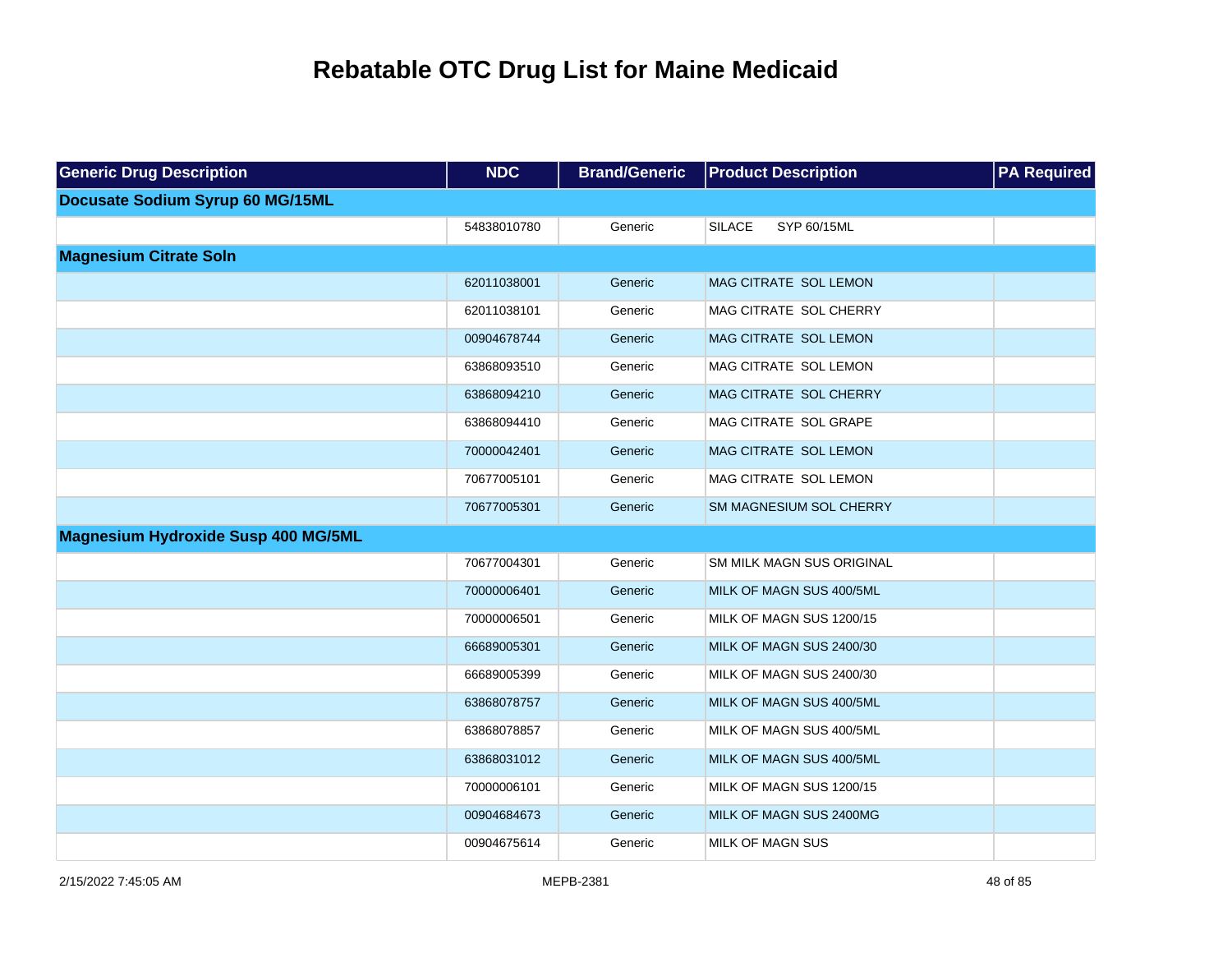# Rebatable OTC Drug List for Maine Medicaid

| Generic Drug Description | NDC | Brand/Generic | Product Description | PA Required |
|---|---|---|---|---|
| **Docusate Sodium Syrup 60 MG/15ML** | | | | |
| | 54838010780 | Generic | SILACE SYP 60/15ML | |
| **Magnesium Citrate Soln** | | | | |
| | 62011038001 | Generic | MAG CITRATE SOL LEMON | |
| | 62011038101 | Generic | MAG CITRATE SOL CHERRY | |
| | 00904678744 | Generic | MAG CITRATE SOL LEMON | |
| | 63868093510 | Generic | MAG CITRATE SOL LEMON | |
| | 63868094210 | Generic | MAG CITRATE SOL CHERRY | |
| | 63868094410 | Generic | MAG CITRATE SOL GRAPE | |
| | 70000042401 | Generic | MAG CITRATE SOL LEMON | |
| | 70677005101 | Generic | MAG CITRATE SOL LEMON | |
| | 70677005301 | Generic | SM MAGNESIUM SOL CHERRY | |
| **Magnesium Hydroxide Susp 400 MG/5ML** | | | | |
| | 70677004301 | Generic | SM MILK MAGN SUS ORIGINAL | |
| | 70000006401 | Generic | MILK OF MAGN SUS 400/5ML | |
| | 70000006501 | Generic | MILK OF MAGN SUS 1200/15 | |
| | 66689005301 | Generic | MILK OF MAGN SUS 2400/30 | |
| | 66689005399 | Generic | MILK OF MAGN SUS 2400/30 | |
| | 63868078757 | Generic | MILK OF MAGN SUS 400/5ML | |
| | 63868078857 | Generic | MILK OF MAGN SUS 400/5ML | |
| | 63868031012 | Generic | MILK OF MAGN SUS 400/5ML | |
| | 70000006101 | Generic | MILK OF MAGN SUS 1200/15 | |
| | 00904684673 | Generic | MILK OF MAGN SUS 2400MG | |
| | 00904675614 | Generic | MILK OF MAGN SUS | |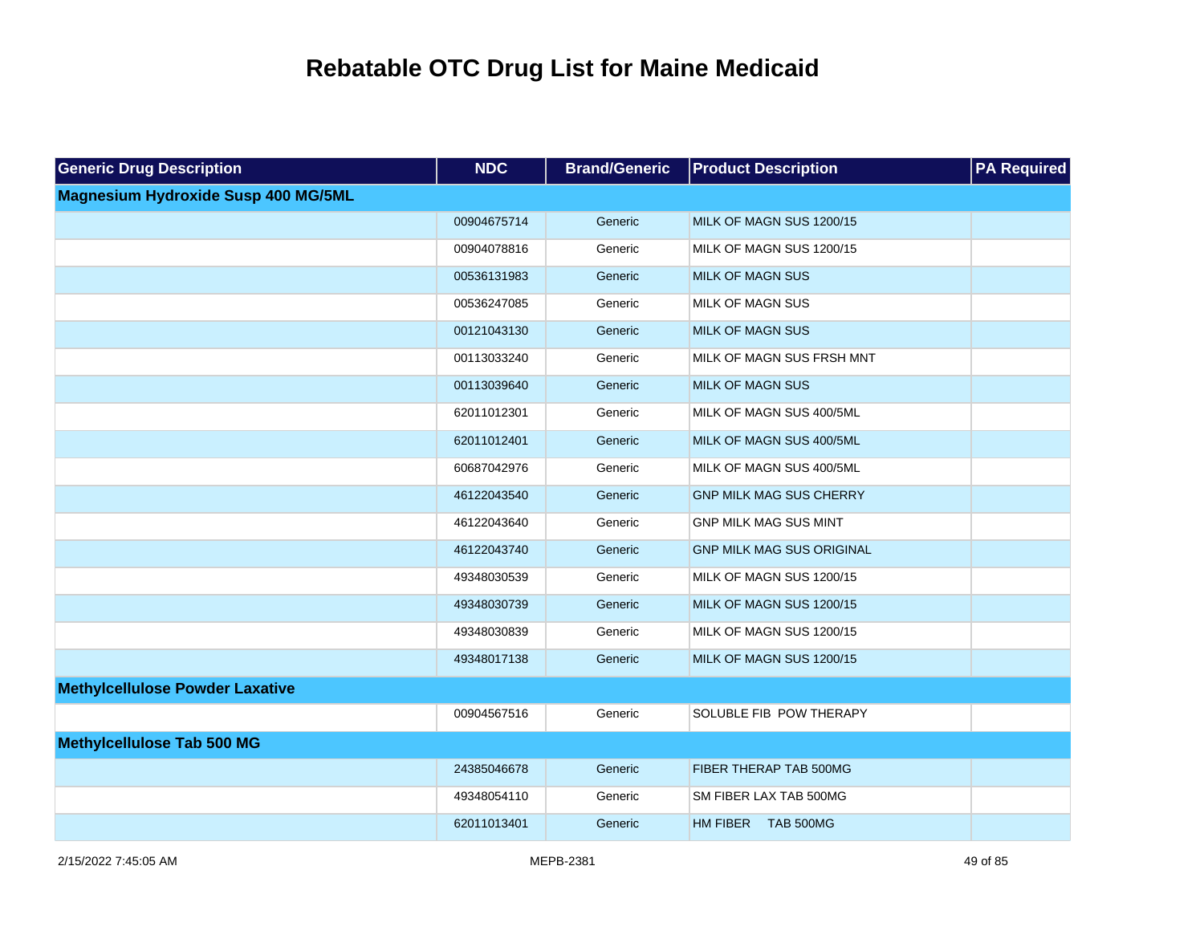# Rebatable OTC Drug List for Maine Medicaid

| Generic Drug Description | NDC | Brand/Generic | Product Description | PA Required |
|---|---|---|---|---|
| **Magnesium Hydroxide Susp 400 MG/5ML** | | | | |
| | 00904675714 | Generic | MILK OF MAGN SUS 1200/15 | |
| | 00904078816 | Generic | MILK OF MAGN SUS 1200/15 | |
| | 00536131983 | Generic | MILK OF MAGN SUS | |
| | 00536247085 | Generic | MILK OF MAGN SUS | |
| | 00121043130 | Generic | MILK OF MAGN SUS | |
| | 00113033240 | Generic | MILK OF MAGN SUS FRSH MNT | |
| | 00113039640 | Generic | MILK OF MAGN SUS | |
| | 62011012301 | Generic | MILK OF MAGN SUS 400/5ML | |
| | 62011012401 | Generic | MILK OF MAGN SUS 400/5ML | |
| | 60687042976 | Generic | MILK OF MAGN SUS 400/5ML | |
| | 46122043540 | Generic | GNP MILK MAG SUS CHERRY | |
| | 46122043640 | Generic | GNP MILK MAG SUS MINT | |
| | 46122043740 | Generic | GNP MILK MAG SUS ORIGINAL | |
| | 49348030539 | Generic | MILK OF MAGN SUS 1200/15 | |
| | 49348030739 | Generic | MILK OF MAGN SUS 1200/15 | |
| | 49348030839 | Generic | MILK OF MAGN SUS 1200/15 | |
| | 49348017138 | Generic | MILK OF MAGN SUS 1200/15 | |
| **Methylcellulose Powder Laxative** | | | | |
| | 00904567516 | Generic | SOLUBLE FIB POW THERAPY | |
| **Methylcellulose Tab 500 MG** | | | | |
| | 24385046678 | Generic | FIBER THERAP TAB 500MG | |
| | 49348054110 | Generic | SM FIBER LAX TAB 500MG | |
| | 62011013401 | Generic | HM FIBER TAB 500MG | |

2/15/2022 7:45:05 AM MEPB-2381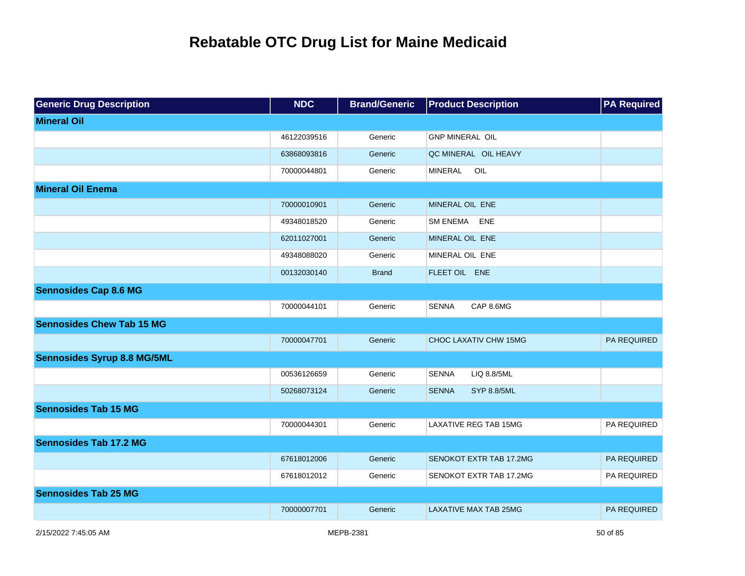# Rebatable OTC Drug List for Maine Medicaid

| Generic Drug Description | NDC | Brand/Generic | Product Description | PA Required |
|---|---|---|---|---|
| **Mineral Oil** | | | | |
| | 46122039516 | Generic | GNP MINERAL OIL | |
| | 63868093816 | Generic | QC MINERAL OIL HEAVY | |
| | 70000044801 | Generic | MINERAL OIL | |
| **Mineral Oil Enema** | | | | |
| | 70000010901 | Generic | MINERAL OIL ENE | |
| | 49348018520 | Generic | SM ENEMA ENE | |
| | 62011027001 | Generic | MINERAL OIL ENE | |
| | 49348088020 | Generic | MINERAL OIL ENE | |
| | 00132030140 | Brand | FLEET OIL ENE | |
| **Sennosides Cap 8.6 MG** | | | | |
| | 70000044101 | Generic | SENNA CAP 8.6MG | |
| **Sennosides Chew Tab 15 MG** | | | | |
| | 70000047701 | Generic | CHOC LAXATIV CHW 15MG | PA REQUIRED |
| **Sennosides Syrup 8.8 MG/5ML** | | | | |
| | 00536126659 | Generic | SENNA LIQ 8.8/5ML | |
| | 50268073124 | Generic | SENNA SYP 8.8/5ML | |
| **Sennosides Tab 15 MG** | | | | |
| | 70000044301 | Generic | LAXATIVE REG TAB 15MG | PA REQUIRED |
| **Sennosides Tab 17.2 MG** | | | | |
| | 67618012006 | Generic | SENOKOT EXTR TAB 17.2MG | PA REQUIRED |
| | 67618012012 | Generic | SENOKOT EXTR TAB 17.2MG | PA REQUIRED |
| **Sennosides Tab 25 MG** | | | | |
| | 70000007701 | Generic | LAXATIVE MAX TAB 25MG | PA REQUIRED |

2/15/2022 7:45:05 AM MEPB-2381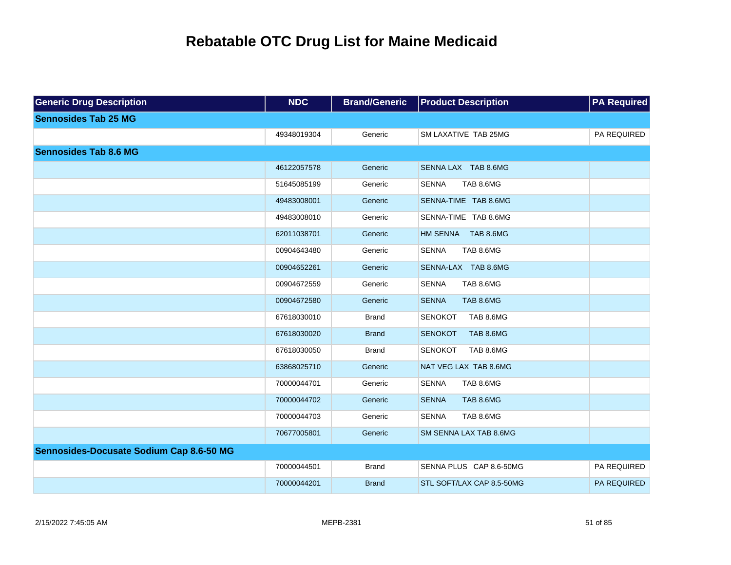# Rebatable OTC Drug List for Maine Medicaid

| Generic Drug Description | NDC | Brand/Generic | Product Description | PA Required |
|---|---|---|---|---|
| **Sennosides Tab 25 MG** | | | | |
| | 49348019304 | Generic | SM LAXATIVE TAB 25MG | PA REQUIRED |
| **Sennosides Tab 8.6 MG** | | | | |
| | 46122057578 | Generic | SENNA LAX TAB 8.6MG | |
| | 51645085199 | Generic | SENNA TAB 8.6MG | |
| | 49483008001 | Generic | SENNA-TIME TAB 8.6MG | |
| | 49483008010 | Generic | SENNA-TIME TAB 8.6MG | |
| | 62011038701 | Generic | HM SENNA TAB 8.6MG | |
| | 00904643480 | Generic | SENNA TAB 8.6MG | |
| | 00904652261 | Generic | SENNA-LAX TAB 8.6MG | |
| | 00904672559 | Generic | SENNA TAB 8.6MG | |
| | 00904672580 | Generic | SENNA TAB 8.6MG | |
| | 67618030010 | Brand | SENOKOT TAB 8.6MG | |
| | 67618030020 | Brand | SENOKOT TAB 8.6MG | |
| | 67618030050 | Brand | SENOKOT TAB 8.6MG | |
| | 63868025710 | Generic | NAT VEG LAX TAB 8.6MG | |
| | 70000044701 | Generic | SENNA TAB 8.6MG | |
| | 70000044702 | Generic | SENNA TAB 8.6MG | |
| | 70000044703 | Generic | SENNA TAB 8.6MG | |
| | 70677005801 | Generic | SM SENNA LAX TAB 8.6MG | |
| **Sennosides-Docusate Sodium Cap 8.6-50 MG** | | | | |
| | 70000044501 | Brand | SENNA PLUS CAP 8.6-50MG | PA REQUIRED |
| | 70000044201 | Brand | STL SOFT/LAX CAP 8.5-50MG | PA REQUIRED |

2/15/2022 7:45:05 AM MEPB-2381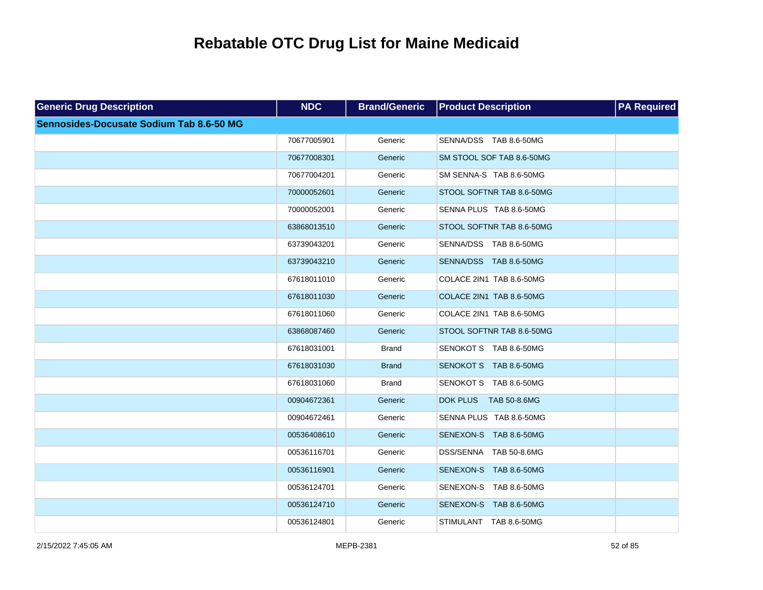# Rebatable OTC Drug List for Maine Medicaid

| Generic Drug Description | NDC | Brand/Generic | Product Description | PA Required |
|---|---|---|---|---|
| **Sennosides-Docusate Sodium Tab 8.6-50 MG** | | | | |
| | 70677005901 | Generic | SENNA/DSS TAB 8.6-50MG | |
| | 70677008301 | Generic | SM STOOL SOF TAB 8.6-50MG | |
| | 70677004201 | Generic | SM SENNA-S TAB 8.6-50MG | |
| | 70000052601 | Generic | STOOL SOFTNR TAB 8.6-50MG | |
| | 70000052001 | Generic | SENNA PLUS TAB 8.6-50MG | |
| | 63868013510 | Generic | STOOL SOFTNR TAB 8.6-50MG | |
| | 63739043201 | Generic | SENNA/DSS TAB 8.6-50MG | |
| | 63739043210 | Generic | SENNA/DSS TAB 8.6-50MG | |
| | 67618011010 | Generic | COLACE 2IN1 TAB 8.6-50MG | |
| | 67618011030 | Generic | COLACE 2IN1 TAB 8.6-50MG | |
| | 67618011060 | Generic | COLACE 2IN1 TAB 8.6-50MG | |
| | 63868087460 | Generic | STOOL SOFTNR TAB 8.6-50MG | |
| | 67618031001 | Brand | SENOKOT S TAB 8.6-50MG | |
| | 67618031030 | Brand | SENOKOT S TAB 8.6-50MG | |
| | 67618031060 | Brand | SENOKOT S TAB 8.6-50MG | |
| | 00904672361 | Generic | DOK PLUS TAB 50-8.6MG | |
| | 00904672461 | Generic | SENNA PLUS TAB 8.6-50MG | |
| | 00536408610 | Generic | SENEXON-S TAB 8.6-50MG | |
| | 00536116701 | Generic | DSS/SENNA TAB 50-8.6MG | |
| | 00536116901 | Generic | SENEXON-S TAB 8.6-50MG | |
| | 00536124701 | Generic | SENEXON-S TAB 8.6-50MG | |
| | 00536124710 | Generic | SENEXON-S TAB 8.6-50MG | |
| | 00536124801 | Generic | STIMULANT TAB 8.6-50MG | |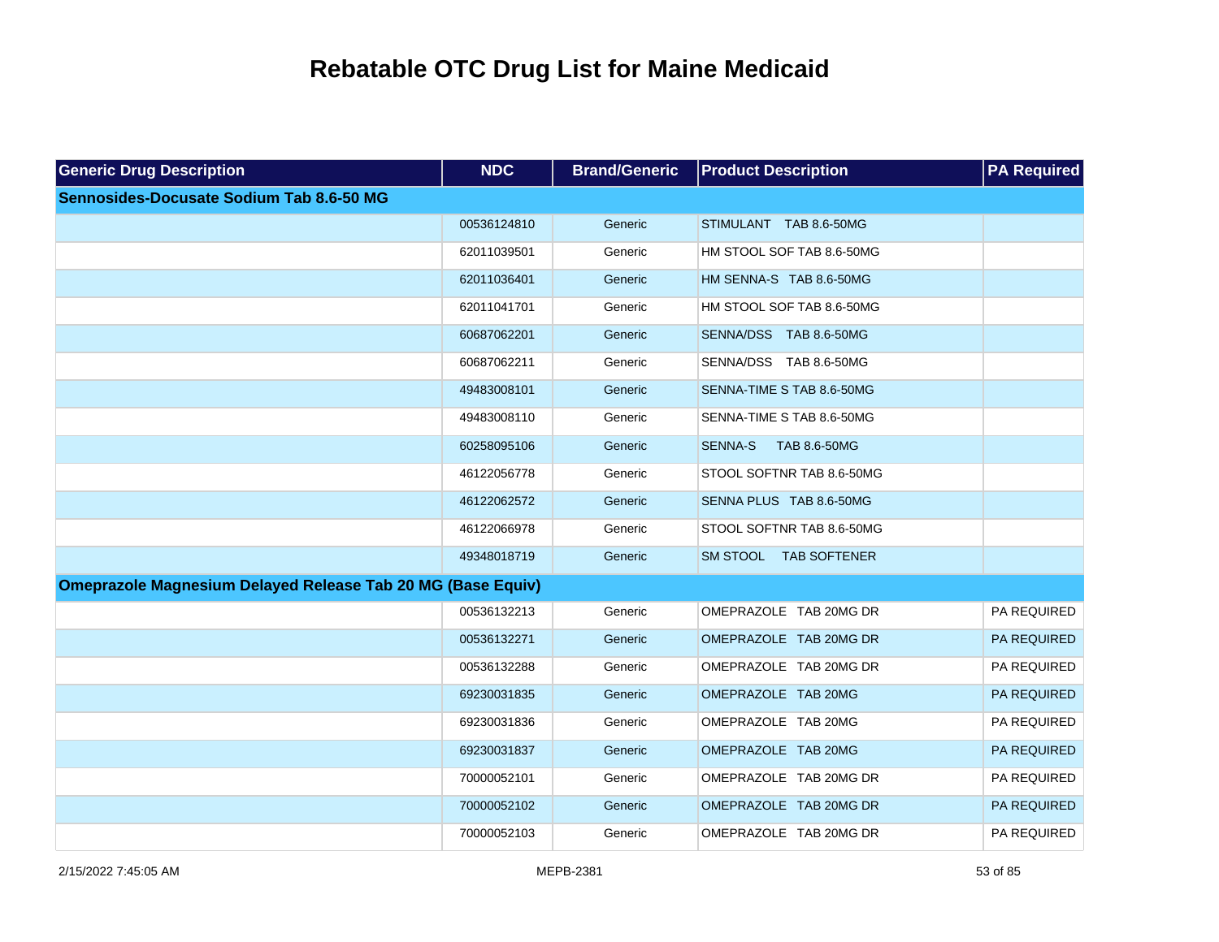# Rebatable OTC Drug List for Maine Medicaid

| Generic Drug Description | NDC | Brand/Generic | Product Description | PA Required |
|---|---|---|---|---|
| **Sennosides-Docusate Sodium Tab 8.6-50 MG** | | | | |
| | 00536124810 | Generic | STIMULANT TAB 8.6-50MG | |
| | 62011039501 | Generic | HM STOOL SOF TAB 8.6-50MG | |
| | 62011036401 | Generic | HM SENNA-S TAB 8.6-50MG | |
| | 62011041701 | Generic | HM STOOL SOF TAB 8.6-50MG | |
| | 60687062201 | Generic | SENNA/DSS TAB 8.6-50MG | |
| | 60687062211 | Generic | SENNA/DSS TAB 8.6-50MG | |
| | 49483008101 | Generic | SENNA-TIME S TAB 8.6-50MG | |
| | 49483008110 | Generic | SENNA-TIME S TAB 8.6-50MG | |
| | 60258095106 | Generic | SENNA-S TAB 8.6-50MG | |
| | 46122056778 | Generic | STOOL SOFTNR TAB 8.6-50MG | |
| | 46122062572 | Generic | SENNA PLUS TAB 8.6-50MG | |
| | 46122066978 | Generic | STOOL SOFTNR TAB 8.6-50MG | |
| | 49348018719 | Generic | SM STOOL TAB SOFTENER | |
| **Omeprazole Magnesium Delayed Release Tab 20 MG (Base Equiv)** | | | | |
| | 00536132213 | Generic | OMEPRAZOLE TAB 20MG DR | PA REQUIRED |
| | 00536132271 | Generic | OMEPRAZOLE TAB 20MG DR | PA REQUIRED |
| | 00536132288 | Generic | OMEPRAZOLE TAB 20MG DR | PA REQUIRED |
| | 69230031835 | Generic | OMEPRAZOLE TAB 20MG | PA REQUIRED |
| | 69230031836 | Generic | OMEPRAZOLE TAB 20MG | PA REQUIRED |
| | 69230031837 | Generic | OMEPRAZOLE TAB 20MG | PA REQUIRED |
| | 70000052101 | Generic | OMEPRAZOLE TAB 20MG DR | PA REQUIRED |
| | 70000052102 | Generic | OMEPRAZOLE TAB 20MG DR | PA REQUIRED |
| | 70000052103 | Generic | OMEPRAZOLE TAB 20MG DR | PA REQUIRED |

2/15/2022 7:45:05 AM MEPB-2381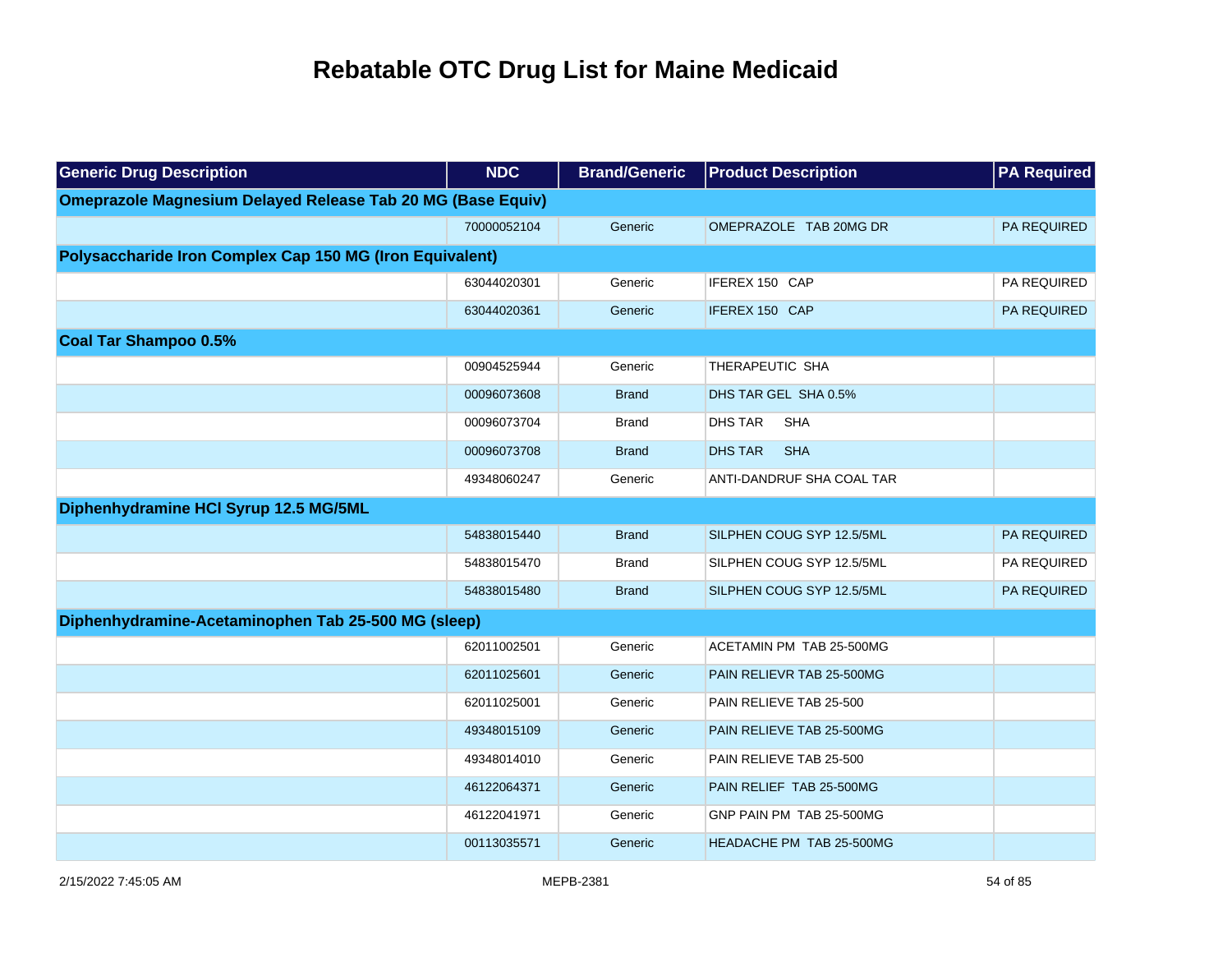# Rebatable OTC Drug List for Maine Medicaid

| Generic Drug Description | NDC | Brand/Generic | Product Description | PA Required |
|---|---|---|---|---|
| **Omeprazole Magnesium Delayed Release Tab 20 MG (Base Equiv)** | | | | |
| | 70000052104 | Generic | OMEPRAZOLE TAB 20MG DR | PA REQUIRED |
| **Polysaccharide Iron Complex Cap 150 MG (Iron Equivalent)** | | | | |
| | 63044020301 | Generic | IFEREX 150 CAP | PA REQUIRED |
| | 63044020361 | Generic | IFEREX 150 CAP | PA REQUIRED |
| **Coal Tar Shampoo 0.5%** | | | | |
| | 00904525944 | Generic | THERAPEUTIC SHA | |
| | 00096073608 | Brand | DHS TAR GEL SHA 0.5% | |
| | 00096073704 | Brand | DHS TAR SHA | |
| | 00096073708 | Brand | DHS TAR SHA | |
| | 49348060247 | Generic | ANTI-DANDRUF SHA COAL TAR | |
| **Diphenhydramine HCl Syrup 12.5 MG/5ML** | | | | |
| | 54838015440 | Brand | SILPHEN COUG SYP 12.5/5ML | PA REQUIRED |
| | 54838015470 | Brand | SILPHEN COUG SYP 12.5/5ML | PA REQUIRED |
| | 54838015480 | Brand | SILPHEN COUG SYP 12.5/5ML | PA REQUIRED |
| **Diphenhydramine-Acetaminophen Tab 25-500 MG (sleep)** | | | | |
| | 62011002501 | Generic | ACETAMIN PM TAB 25-500MG | |
| | 62011025601 | Generic | PAIN RELIEVR TAB 25-500MG | |
| | 62011025001 | Generic | PAIN RELIEVE TAB 25-500 | |
| | 49348015109 | Generic | PAIN RELIEVE TAB 25-500MG | |
| | 49348014010 | Generic | PAIN RELIEVE TAB 25-500 | |
| | 46122064371 | Generic | PAIN RELIEF TAB 25-500MG | |
| | 46122041971 | Generic | GNP PAIN PM TAB 25-500MG | |
| | 00113035571 | Generic | HEADACHE PM TAB 25-500MG | |

2/15/2022 7:45:05 AM MEPB-2381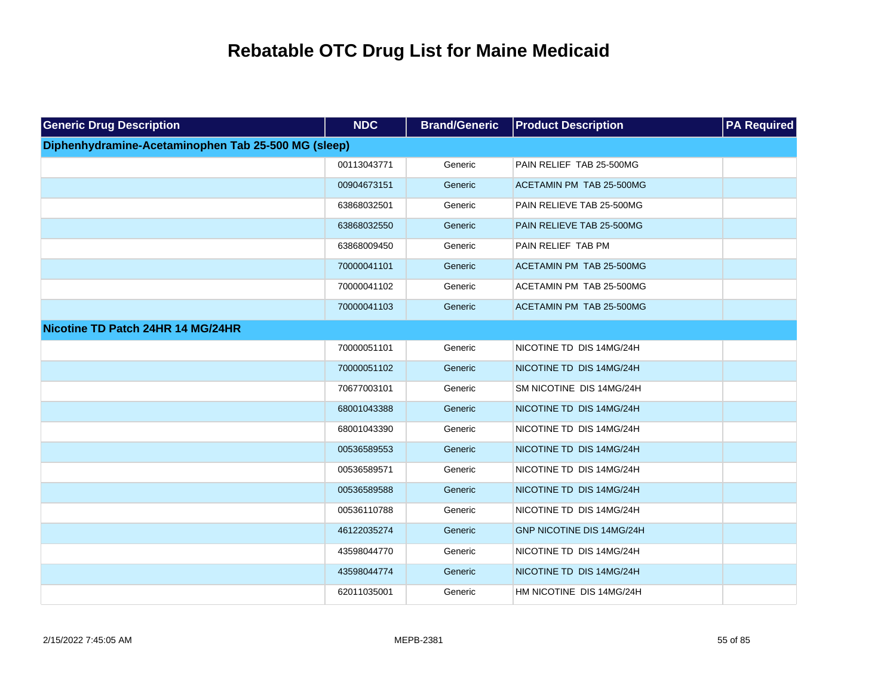# Rebatable OTC Drug List for Maine Medicaid

| Generic Drug Description | NDC | Brand/Generic | Product Description | PA Required |
|---|---|---|---|---|
| **Diphenhydramine-Acetaminophen Tab 25-500 MG (sleep)** | | | | |
| | 00113043771 | Generic | PAIN RELIEF TAB 25-500MG | |
| | 00904673151 | Generic | ACETAMIN PM TAB 25-500MG | |
| | 63868032501 | Generic | PAIN RELIEVE TAB 25-500MG | |
| | 63868032550 | Generic | PAIN RELIEVE TAB 25-500MG | |
| | 63868009450 | Generic | PAIN RELIEF TAB PM | |
| | 70000041101 | Generic | ACETAMIN PM TAB 25-500MG | |
| | 70000041102 | Generic | ACETAMIN PM TAB 25-500MG | |
| | 70000041103 | Generic | ACETAMIN PM TAB 25-500MG | |
| **Nicotine TD Patch 24HR 14 MG/24HR** | | | | |
| | 70000051101 | Generic | NICOTINE TD DIS 14MG/24H | |
| | 70000051102 | Generic | NICOTINE TD DIS 14MG/24H | |
| | 70677003101 | Generic | SM NICOTINE DIS 14MG/24H | |
| | 68001043388 | Generic | NICOTINE TD DIS 14MG/24H | |
| | 68001043390 | Generic | NICOTINE TD DIS 14MG/24H | |
| | 00536589553 | Generic | NICOTINE TD DIS 14MG/24H | |
| | 00536589571 | Generic | NICOTINE TD DIS 14MG/24H | |
| | 00536589588 | Generic | NICOTINE TD DIS 14MG/24H | |
| | 00536110788 | Generic | NICOTINE TD DIS 14MG/24H | |
| | 46122035274 | Generic | GNP NICOTINE DIS 14MG/24H | |
| | 43598044770 | Generic | NICOTINE TD DIS 14MG/24H | |
| | 43598044774 | Generic | NICOTINE TD DIS 14MG/24H | |
| | 62011035001 | Generic | HM NICOTINE DIS 14MG/24H | |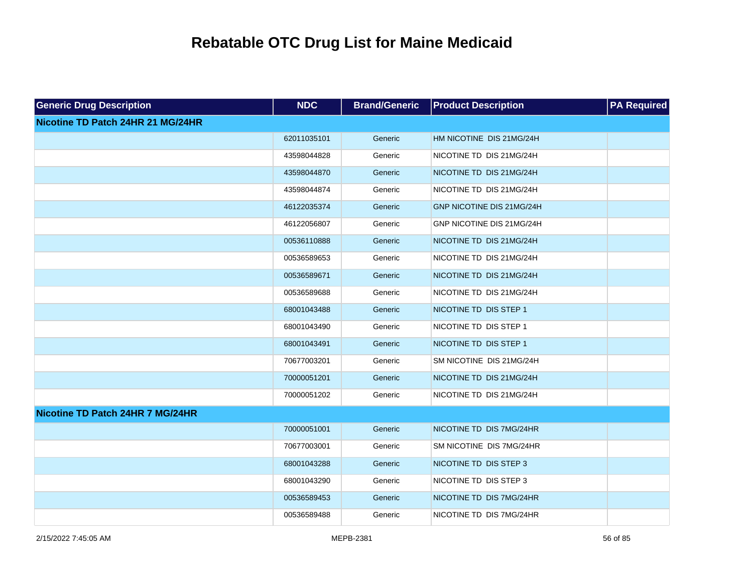# Rebatable OTC Drug List for Maine Medicaid

| Generic Drug Description | NDC | Brand/Generic | Product Description | PA Required |
|---|---|---|---|---|
| **Nicotine TD Patch 24HR 21 MG/24HR** | | | | |
| | 62011035101 | Generic | HM NICOTINE DIS 21MG/24H | |
| | 43598044828 | Generic | NICOTINE TD DIS 21MG/24H | |
| | 43598044870 | Generic | NICOTINE TD DIS 21MG/24H | |
| | 43598044874 | Generic | NICOTINE TD DIS 21MG/24H | |
| | 46122035374 | Generic | GNP NICOTINE DIS 21MG/24H | |
| | 46122056807 | Generic | GNP NICOTINE DIS 21MG/24H | |
| | 00536110888 | Generic | NICOTINE TD DIS 21MG/24H | |
| | 00536589653 | Generic | NICOTINE TD DIS 21MG/24H | |
| | 00536589671 | Generic | NICOTINE TD DIS 21MG/24H | |
| | 00536589688 | Generic | NICOTINE TD DIS 21MG/24H | |
| | 68001043488 | Generic | NICOTINE TD DIS STEP 1 | |
| | 68001043490 | Generic | NICOTINE TD DIS STEP 1 | |
| | 68001043491 | Generic | NICOTINE TD DIS STEP 1 | |
| | 70677003201 | Generic | SM NICOTINE DIS 21MG/24H | |
| | 70000051201 | Generic | NICOTINE TD DIS 21MG/24H | |
| | 70000051202 | Generic | NICOTINE TD DIS 21MG/24H | |
| **Nicotine TD Patch 24HR 7 MG/24HR** | | | | |
| | 70000051001 | Generic | NICOTINE TD DIS 7MG/24HR | |
| | 70677003001 | Generic | SM NICOTINE DIS 7MG/24HR | |
| | 68001043288 | Generic | NICOTINE TD DIS STEP 3 | |
| | 68001043290 | Generic | NICOTINE TD DIS STEP 3 | |
| | 00536589453 | Generic | NICOTINE TD DIS 7MG/24HR | |
| | 00536589488 | Generic | NICOTINE TD DIS 7MG/24HR | |

2/15/2022 7:45:05 AM MEPB-2381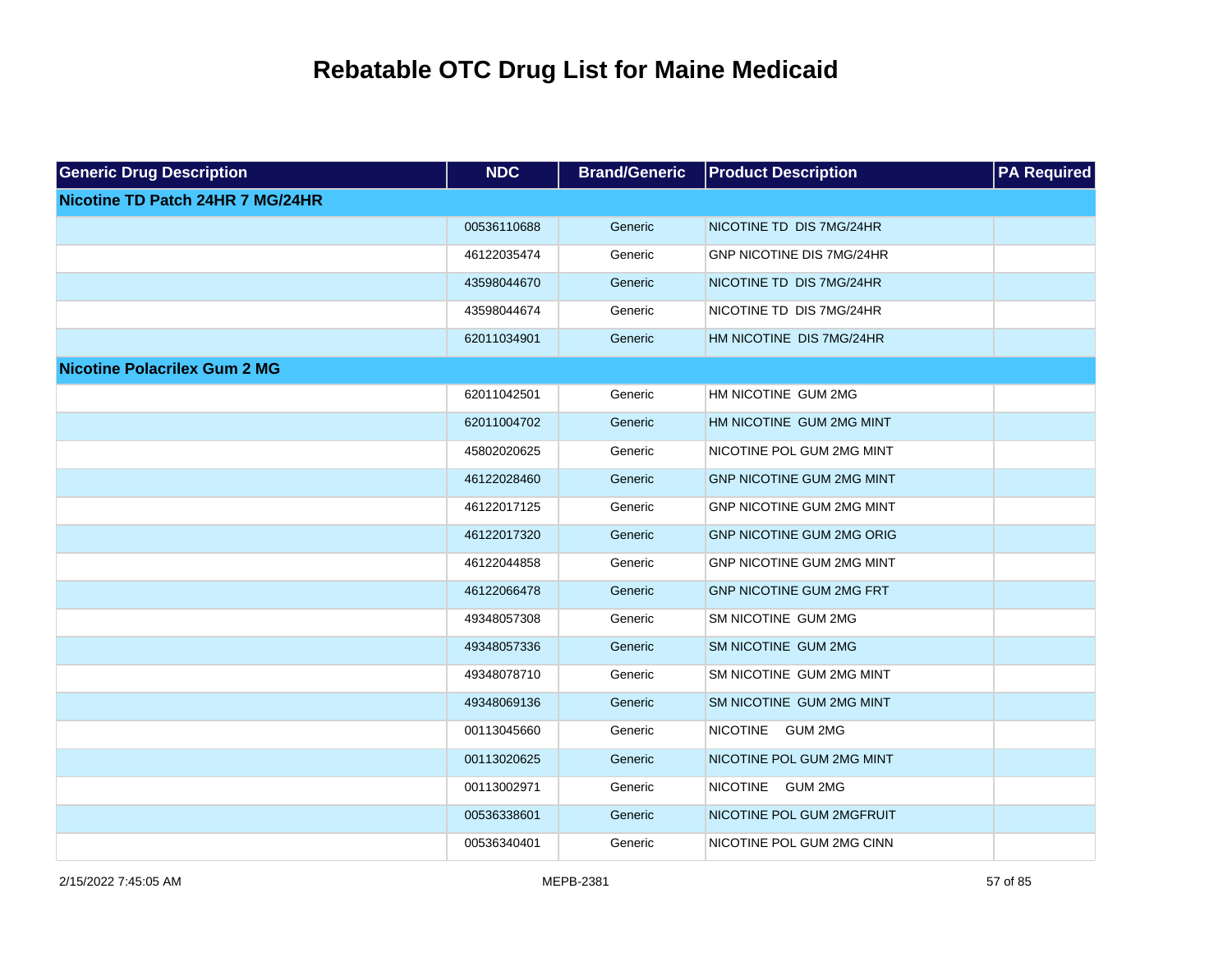# Rebatable OTC Drug List for Maine Medicaid

| Generic Drug Description | NDC | Brand/Generic | Product Description | PA Required |
|---|---|---|---|---|
| **Nicotine TD Patch 24HR 7 MG/24HR** | | | | |
| | 00536110688 | Generic | NICOTINE TD DIS 7MG/24HR | |
| | 46122035474 | Generic | GNP NICOTINE DIS 7MG/24HR | |
| | 43598044670 | Generic | NICOTINE TD DIS 7MG/24HR | |
| | 43598044674 | Generic | NICOTINE TD DIS 7MG/24HR | |
| | 62011034901 | Generic | HM NICOTINE DIS 7MG/24HR | |
| **Nicotine Polacrilex Gum 2 MG** | | | | |
| | 62011042501 | Generic | HM NICOTINE GUM 2MG | |
| | 62011004702 | Generic | HM NICOTINE GUM 2MG MINT | |
| | 45802020625 | Generic | NICOTINE POL GUM 2MG MINT | |
| | 46122028460 | Generic | GNP NICOTINE GUM 2MG MINT | |
| | 46122017125 | Generic | GNP NICOTINE GUM 2MG MINT | |
| | 46122017320 | Generic | GNP NICOTINE GUM 2MG ORIG | |
| | 46122044858 | Generic | GNP NICOTINE GUM 2MG MINT | |
| | 46122066478 | Generic | GNP NICOTINE GUM 2MG FRT | |
| | 49348057308 | Generic | SM NICOTINE GUM 2MG | |
| | 49348057336 | Generic | SM NICOTINE GUM 2MG | |
| | 49348078710 | Generic | SM NICOTINE GUM 2MG MINT | |
| | 49348069136 | Generic | SM NICOTINE GUM 2MG MINT | |
| | 00113045660 | Generic | NICOTINE GUM 2MG | |
| | 00113020625 | Generic | NICOTINE POL GUM 2MG MINT | |
| | 00113002971 | Generic | NICOTINE GUM 2MG | |
| | 00536338601 | Generic | NICOTINE POL GUM 2MGFRUIT | |
| | 00536340401 | Generic | NICOTINE POL GUM 2MG CINN | |

2/15/2022 7:45:05 AM MEPB-2381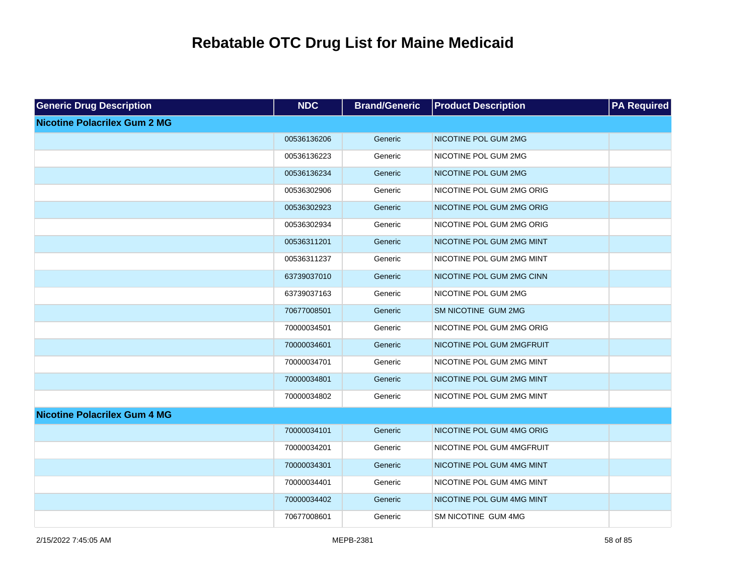# Rebatable OTC Drug List for Maine Medicaid

| Generic Drug Description | NDC | Brand/Generic | Product Description | PA Required |
|---|---|---|---|---|
| **Nicotine Polacrilex Gum 2 MG** | | | | |
| | 00536136206 | Generic | NICOTINE POL GUM 2MG | |
| | 00536136223 | Generic | NICOTINE POL GUM 2MG | |
| | 00536136234 | Generic | NICOTINE POL GUM 2MG | |
| | 00536302906 | Generic | NICOTINE POL GUM 2MG ORIG | |
| | 00536302923 | Generic | NICOTINE POL GUM 2MG ORIG | |
| | 00536302934 | Generic | NICOTINE POL GUM 2MG ORIG | |
| | 00536311201 | Generic | NICOTINE POL GUM 2MG MINT | |
| | 00536311237 | Generic | NICOTINE POL GUM 2MG MINT | |
| | 63739037010 | Generic | NICOTINE POL GUM 2MG CINN | |
| | 63739037163 | Generic | NICOTINE POL GUM 2MG | |
| | 70677008501 | Generic | SM NICOTINE GUM 2MG | |
| | 70000034501 | Generic | NICOTINE POL GUM 2MG ORIG | |
| | 70000034601 | Generic | NICOTINE POL GUM 2MGFRUIT | |
| | 70000034701 | Generic | NICOTINE POL GUM 2MG MINT | |
| | 70000034801 | Generic | NICOTINE POL GUM 2MG MINT | |
| | 70000034802 | Generic | NICOTINE POL GUM 2MG MINT | |
| **Nicotine Polacrilex Gum 4 MG** | | | | |
| | 70000034101 | Generic | NICOTINE POL GUM 4MG ORIG | |
| | 70000034201 | Generic | NICOTINE POL GUM 4MGFRUIT | |
| | 70000034301 | Generic | NICOTINE POL GUM 4MG MINT | |
| | 70000034401 | Generic | NICOTINE POL GUM 4MG MINT | |
| | 70000034402 | Generic | NICOTINE POL GUM 4MG MINT | |
| | 70677008601 | Generic | SM NICOTINE GUM 4MG | |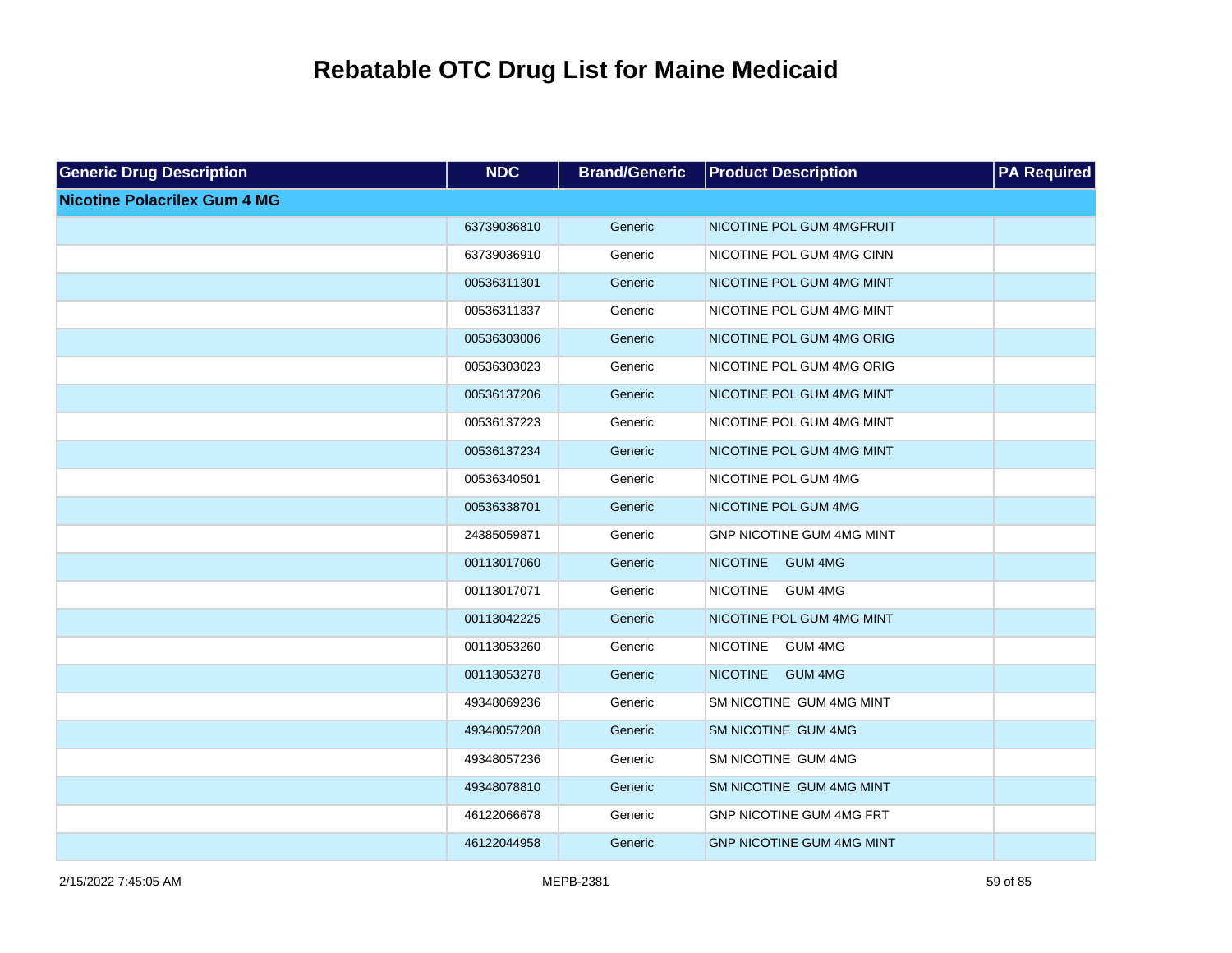# Rebatable OTC Drug List for Maine Medicaid

| Generic Drug Description | NDC | Brand/Generic | Product Description | PA Required |
|---|---|---|---|---|
| **Nicotine Polacrilex Gum 4 MG** | | | | |
| | 63739036810 | Generic | NICOTINE POL GUM 4MGFRUIT | |
| | 63739036910 | Generic | NICOTINE POL GUM 4MG CINN | |
| | 00536311301 | Generic | NICOTINE POL GUM 4MG MINT | |
| | 00536311337 | Generic | NICOTINE POL GUM 4MG MINT | |
| | 00536303006 | Generic | NICOTINE POL GUM 4MG ORIG | |
| | 00536303023 | Generic | NICOTINE POL GUM 4MG ORIG | |
| | 00536137206 | Generic | NICOTINE POL GUM 4MG MINT | |
| | 00536137223 | Generic | NICOTINE POL GUM 4MG MINT | |
| | 00536137234 | Generic | NICOTINE POL GUM 4MG MINT | |
| | 00536340501 | Generic | NICOTINE POL GUM 4MG | |
| | 00536338701 | Generic | NICOTINE POL GUM 4MG | |
| | 24385059871 | Generic | GNP NICOTINE GUM 4MG MINT | |
| | 00113017060 | Generic | NICOTINE GUM 4MG | |
| | 00113017071 | Generic | NICOTINE GUM 4MG | |
| | 00113042225 | Generic | NICOTINE POL GUM 4MG MINT | |
| | 00113053260 | Generic | NICOTINE GUM 4MG | |
| | 00113053278 | Generic | NICOTINE GUM 4MG | |
| | 49348069236 | Generic | SM NICOTINE GUM 4MG MINT | |
| | 49348057208 | Generic | SM NICOTINE GUM 4MG | |
| | 49348057236 | Generic | SM NICOTINE GUM 4MG | |
| | 49348078810 | Generic | SM NICOTINE GUM 4MG MINT | |
| | 46122066678 | Generic | GNP NICOTINE GUM 4MG FRT | |
| | 46122044958 | Generic | GNP NICOTINE GUM 4MG MINT | |

2/15/2022 7:45:05 AM MEPB-2381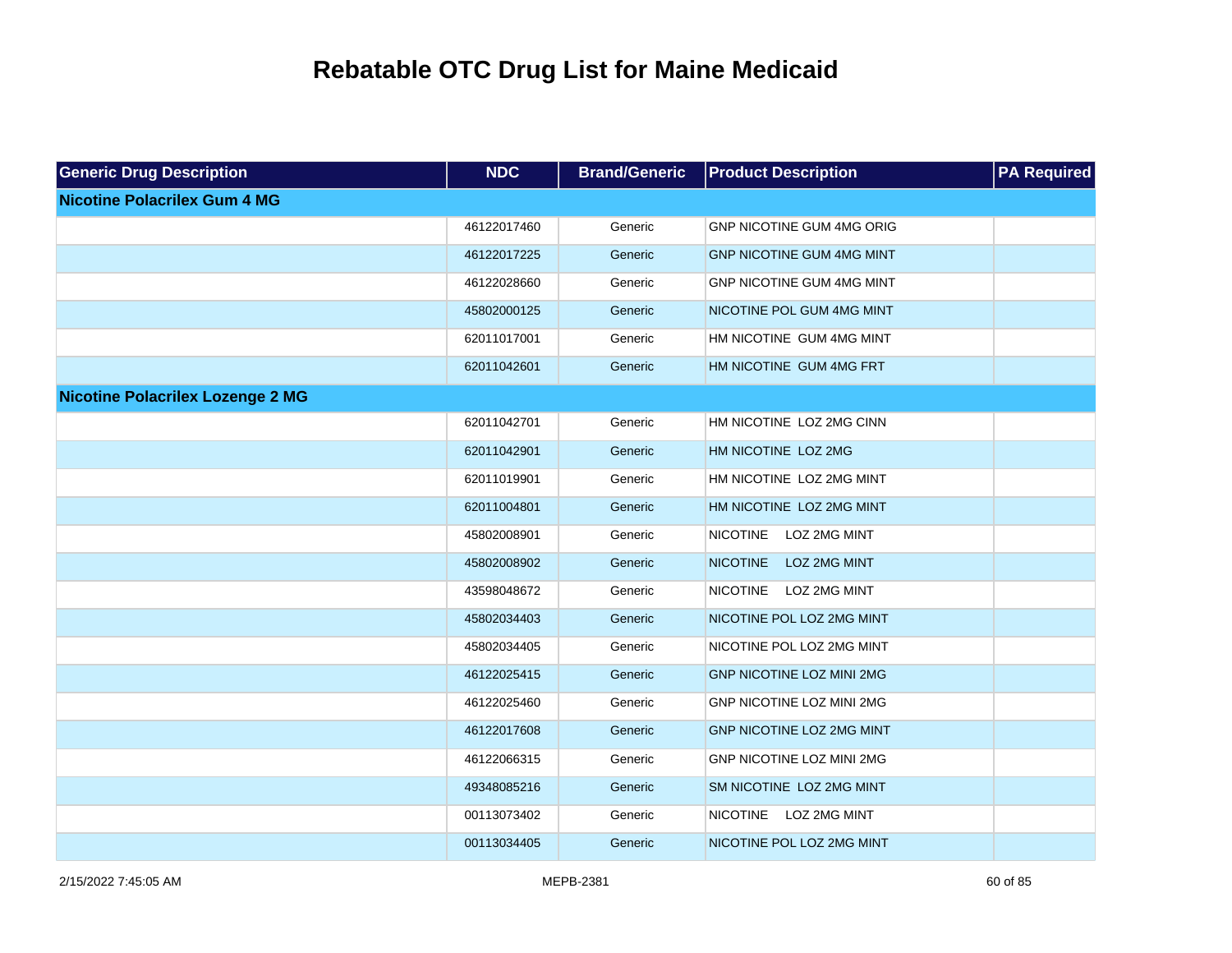# Rebatable OTC Drug List for Maine Medicaid

| Generic Drug Description | NDC | Brand/Generic | Product Description | PA Required |
|---|---|---|---|---|
| **Nicotine Polacrilex Gum 4 MG** | | | | |
| | 46122017460 | Generic | GNP NICOTINE GUM 4MG ORIG | |
| | 46122017225 | Generic | GNP NICOTINE GUM 4MG MINT | |
| | 46122028660 | Generic | GNP NICOTINE GUM 4MG MINT | |
| | 45802000125 | Generic | NICOTINE POL GUM 4MG MINT | |
| | 62011017001 | Generic | HM NICOTINE GUM 4MG MINT | |
| | 62011042601 | Generic | HM NICOTINE GUM 4MG FRT | |
| **Nicotine Polacrilex Lozenge 2 MG** | | | | |
| | 62011042701 | Generic | HM NICOTINE LOZ 2MG CINN | |
| | 62011042901 | Generic | HM NICOTINE LOZ 2MG | |
| | 62011019901 | Generic | HM NICOTINE LOZ 2MG MINT | |
| | 62011004801 | Generic | HM NICOTINE LOZ 2MG MINT | |
| | 45802008901 | Generic | NICOTINE LOZ 2MG MINT | |
| | 45802008902 | Generic | NICOTINE LOZ 2MG MINT | |
| | 43598048672 | Generic | NICOTINE LOZ 2MG MINT | |
| | 45802034403 | Generic | NICOTINE POL LOZ 2MG MINT | |
| | 45802034405 | Generic | NICOTINE POL LOZ 2MG MINT | |
| | 46122025415 | Generic | GNP NICOTINE LOZ MINI 2MG | |
| | 46122025460 | Generic | GNP NICOTINE LOZ MINI 2MG | |
| | 46122017608 | Generic | GNP NICOTINE LOZ 2MG MINT | |
| | 46122066315 | Generic | GNP NICOTINE LOZ MINI 2MG | |
| | 49348085216 | Generic | SM NICOTINE LOZ 2MG MINT | |
| | 00113073402 | Generic | NICOTINE LOZ 2MG MINT | |
| | 00113034405 | Generic | NICOTINE POL LOZ 2MG MINT | |

2/15/2022 7:45:05 AM MEPB-2381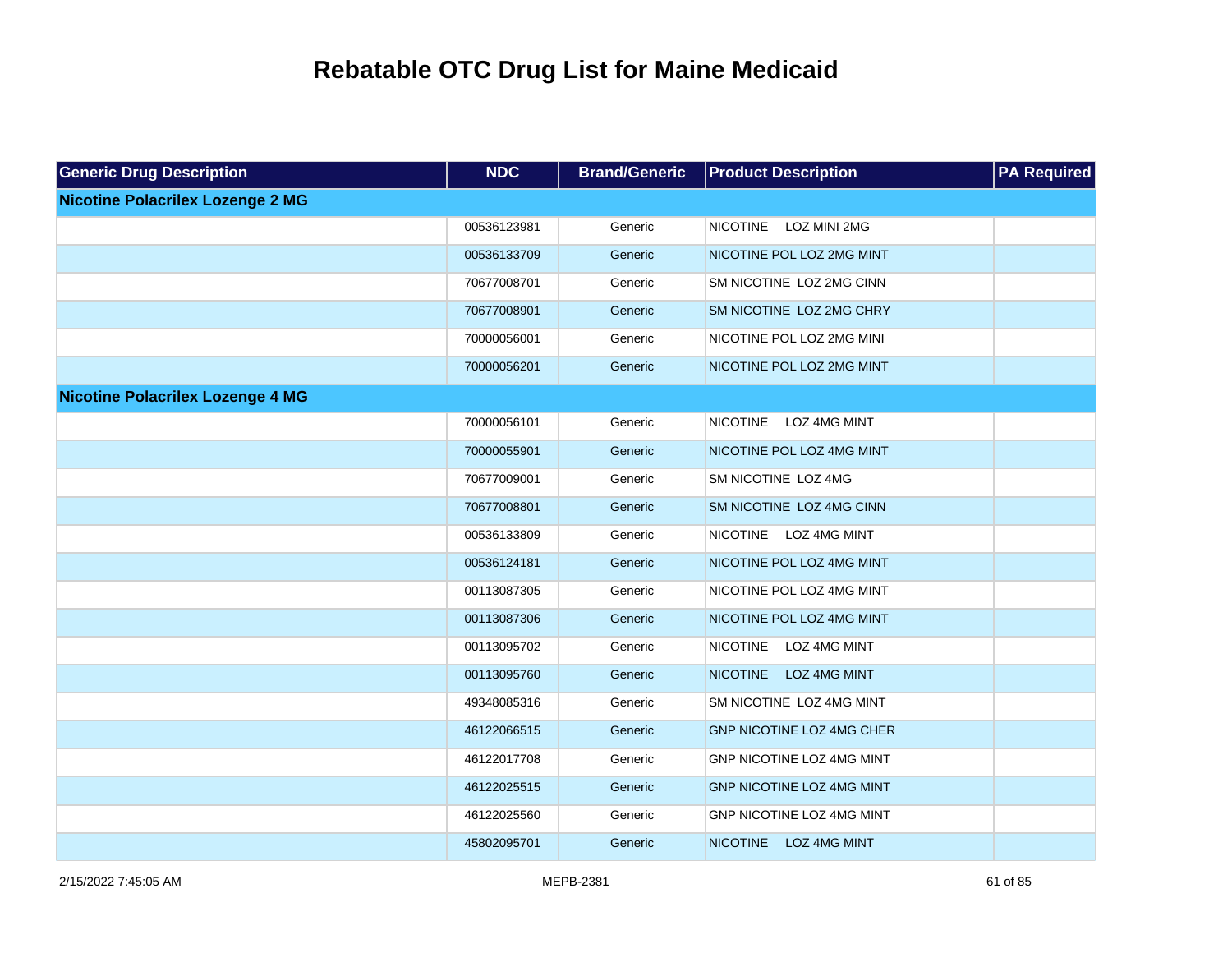# Rebatable OTC Drug List for Maine Medicaid

| Generic Drug Description | NDC | Brand/Generic | Product Description | PA Required |
|---|---|---|---|---|
| **Nicotine Polacrilex Lozenge 2 MG** | | | | |
| | 00536123981 | Generic | NICOTINE LOZ MINI 2MG | |
| | 00536133709 | Generic | NICOTINE POL LOZ 2MG MINT | |
| | 70677008701 | Generic | SM NICOTINE LOZ 2MG CINN | |
| | 70677008901 | Generic | SM NICOTINE LOZ 2MG CHRY | |
| | 70000056001 | Generic | NICOTINE POL LOZ 2MG MINI | |
| | 70000056201 | Generic | NICOTINE POL LOZ 2MG MINT | |
| **Nicotine Polacrilex Lozenge 4 MG** | | | | |
| | 70000056101 | Generic | NICOTINE LOZ 4MG MINT | |
| | 70000055901 | Generic | NICOTINE POL LOZ 4MG MINT | |
| | 70677009001 | Generic | SM NICOTINE LOZ 4MG | |
| | 70677008801 | Generic | SM NICOTINE LOZ 4MG CINN | |
| | 00536133809 | Generic | NICOTINE LOZ 4MG MINT | |
| | 00536124181 | Generic | NICOTINE POL LOZ 4MG MINT | |
| | 00113087305 | Generic | NICOTINE POL LOZ 4MG MINT | |
| | 00113087306 | Generic | NICOTINE POL LOZ 4MG MINT | |
| | 00113095702 | Generic | NICOTINE LOZ 4MG MINT | |
| | 00113095760 | Generic | NICOTINE LOZ 4MG MINT | |
| | 49348085316 | Generic | SM NICOTINE LOZ 4MG MINT | |
| | 46122066515 | Generic | GNP NICOTINE LOZ 4MG CHER | |
| | 46122017708 | Generic | GNP NICOTINE LOZ 4MG MINT | |
| | 46122025515 | Generic | GNP NICOTINE LOZ 4MG MINT | |
| | 46122025560 | Generic | GNP NICOTINE LOZ 4MG MINT | |
| | 45802095701 | Generic | NICOTINE LOZ 4MG MINT | |

2/15/2022 7:45:05 AM MEPB-2381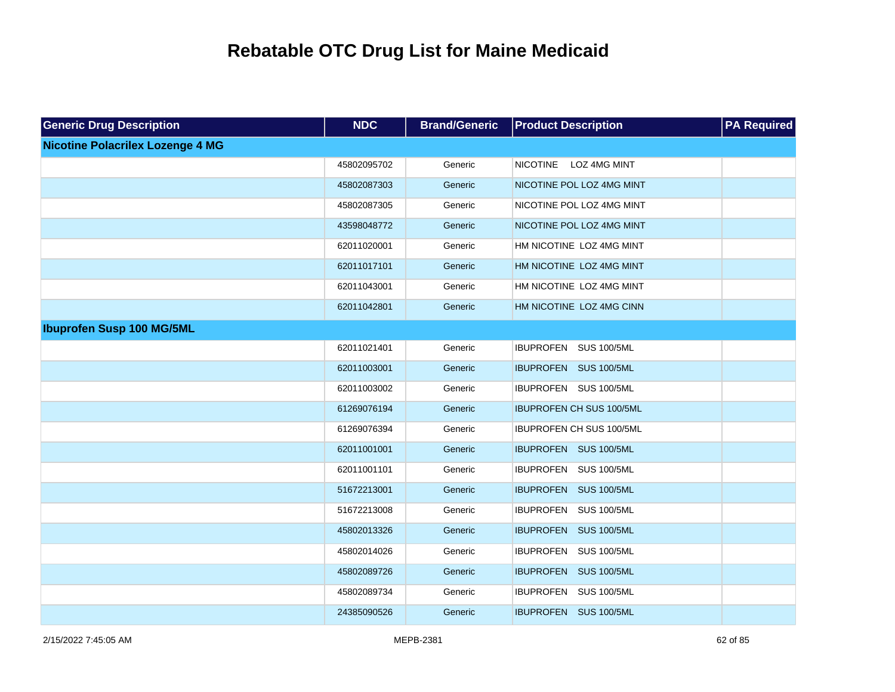# Rebatable OTC Drug List for Maine Medicaid

| Generic Drug Description | NDC | Brand/Generic | Product Description | PA Required |
|---|---|---|---|---|
| **Nicotine Polacrilex Lozenge 4 MG** | | | | |
| | 45802095702 | Generic | NICOTINE LOZ 4MG MINT | |
| | 45802087303 | Generic | NICOTINE POL LOZ 4MG MINT | |
| | 45802087305 | Generic | NICOTINE POL LOZ 4MG MINT | |
| | 43598048772 | Generic | NICOTINE POL LOZ 4MG MINT | |
| | 62011020001 | Generic | HM NICOTINE LOZ 4MG MINT | |
| | 62011017101 | Generic | HM NICOTINE LOZ 4MG MINT | |
| | 62011043001 | Generic | HM NICOTINE LOZ 4MG MINT | |
| | 62011042801 | Generic | HM NICOTINE LOZ 4MG CINN | |
| **Ibuprofen Susp 100 MG/5ML** | | | | |
| | 62011021401 | Generic | IBUPROFEN SUS 100/5ML | |
| | 62011003001 | Generic | IBUPROFEN SUS 100/5ML | |
| | 62011003002 | Generic | IBUPROFEN SUS 100/5ML | |
| | 61269076194 | Generic | IBUPROFEN CH SUS 100/5ML | |
| | 61269076394 | Generic | IBUPROFEN CH SUS 100/5ML | |
| | 62011001001 | Generic | IBUPROFEN SUS 100/5ML | |
| | 62011001101 | Generic | IBUPROFEN SUS 100/5ML | |
| | 51672213001 | Generic | IBUPROFEN SUS 100/5ML | |
| | 51672213008 | Generic | IBUPROFEN SUS 100/5ML | |
| | 45802013326 | Generic | IBUPROFEN SUS 100/5ML | |
| | 45802014026 | Generic | IBUPROFEN SUS 100/5ML | |
| | 45802089726 | Generic | IBUPROFEN SUS 100/5ML | |
| | 45802089734 | Generic | IBUPROFEN SUS 100/5ML | |
| | 24385090526 | Generic | IBUPROFEN SUS 100/5ML | |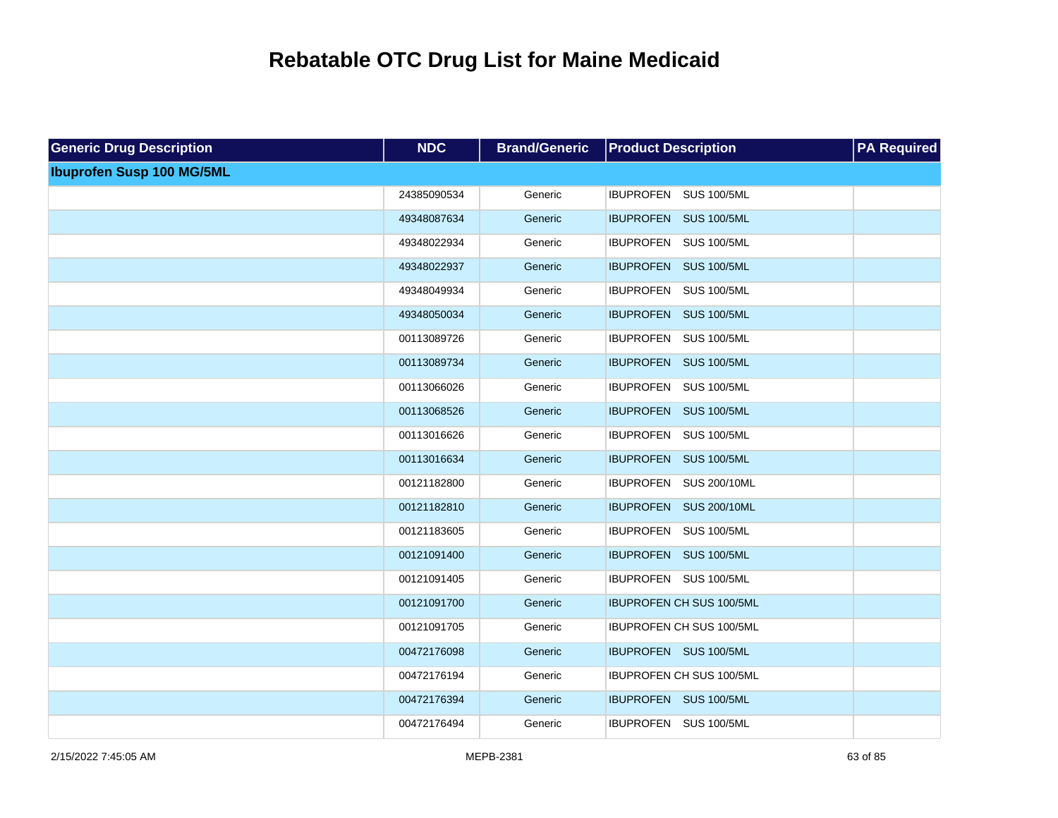# Rebatable OTC Drug List for Maine Medicaid

| Generic Drug Description | NDC | Brand/Generic | Product Description | PA Required |
| --- | --- | --- | --- | --- |
| **Ibuprofen Susp 100 MG/5ML** | | | | |
| | 24385090534 | Generic | IBUPROFEN SUS 100/5ML | |
| | 49348087634 | Generic | IBUPROFEN SUS 100/5ML | |
| | 49348022934 | Generic | IBUPROFEN SUS 100/5ML | |
| | 49348022937 | Generic | IBUPROFEN SUS 100/5ML | |
| | 49348049934 | Generic | IBUPROFEN SUS 100/5ML | |
| | 49348050034 | Generic | IBUPROFEN SUS 100/5ML | |
| | 00113089726 | Generic | IBUPROFEN SUS 100/5ML | |
| | 00113089734 | Generic | IBUPROFEN SUS 100/5ML | |
| | 00113066026 | Generic | IBUPROFEN SUS 100/5ML | |
| | 00113068526 | Generic | IBUPROFEN SUS 100/5ML | |
| | 00113016626 | Generic | IBUPROFEN SUS 100/5ML | |
| | 00113016634 | Generic | IBUPROFEN SUS 100/5ML | |
| | 00121182800 | Generic | IBUPROFEN SUS 200/10ML | |
| | 00121182810 | Generic | IBUPROFEN SUS 200/10ML | |
| | 00121183605 | Generic | IBUPROFEN SUS 100/5ML | |
| | 00121091400 | Generic | IBUPROFEN SUS 100/5ML | |
| | 00121091405 | Generic | IBUPROFEN SUS 100/5ML | |
| | 00121091700 | Generic | IBUPROFEN CH SUS 100/5ML | |
| | 00121091705 | Generic | IBUPROFEN CH SUS 100/5ML | |
| | 00472176098 | Generic | IBUPROFEN SUS 100/5ML | |
| | 00472176194 | Generic | IBUPROFEN CH SUS 100/5ML | |
| | 00472176394 | Generic | IBUPROFEN SUS 100/5ML | |
| | 00472176494 | Generic | IBUPROFEN SUS 100/5ML | |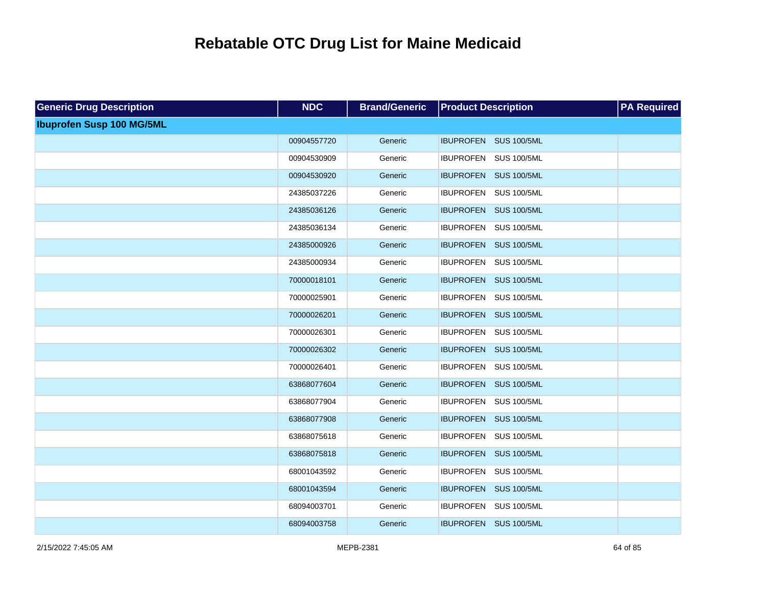# Rebatable OTC Drug List for Maine Medicaid

| Generic Drug Description | NDC | Brand/Generic | Product Description | PA Required |
|---|---|---|---|---|
| **Ibuprofen Susp 100 MG/5ML** | | | | |
| | 00904557720 | Generic | IBUPROFEN SUS 100/5ML | |
| | 00904530909 | Generic | IBUPROFEN SUS 100/5ML | |
| | 00904530920 | Generic | IBUPROFEN SUS 100/5ML | |
| | 24385037226 | Generic | IBUPROFEN SUS 100/5ML | |
| | 24385036126 | Generic | IBUPROFEN SUS 100/5ML | |
| | 24385036134 | Generic | IBUPROFEN SUS 100/5ML | |
| | 24385000926 | Generic | IBUPROFEN SUS 100/5ML | |
| | 24385000934 | Generic | IBUPROFEN SUS 100/5ML | |
| | 70000018101 | Generic | IBUPROFEN SUS 100/5ML | |
| | 70000025901 | Generic | IBUPROFEN SUS 100/5ML | |
| | 70000026201 | Generic | IBUPROFEN SUS 100/5ML | |
| | 70000026301 | Generic | IBUPROFEN SUS 100/5ML | |
| | 70000026302 | Generic | IBUPROFEN SUS 100/5ML | |
| | 70000026401 | Generic | IBUPROFEN SUS 100/5ML | |
| | 63868077604 | Generic | IBUPROFEN SUS 100/5ML | |
| | 63868077904 | Generic | IBUPROFEN SUS 100/5ML | |
| | 63868077908 | Generic | IBUPROFEN SUS 100/5ML | |
| | 63868075618 | Generic | IBUPROFEN SUS 100/5ML | |
| | 63868075818 | Generic | IBUPROFEN SUS 100/5ML | |
| | 68001043592 | Generic | IBUPROFEN SUS 100/5ML | |
| | 68001043594 | Generic | IBUPROFEN SUS 100/5ML | |
| | 68094003701 | Generic | IBUPROFEN SUS 100/5ML | |
| | 68094003758 | Generic | IBUPROFEN SUS 100/5ML | |

2/15/2022 7:45:05 AM MEPB-2381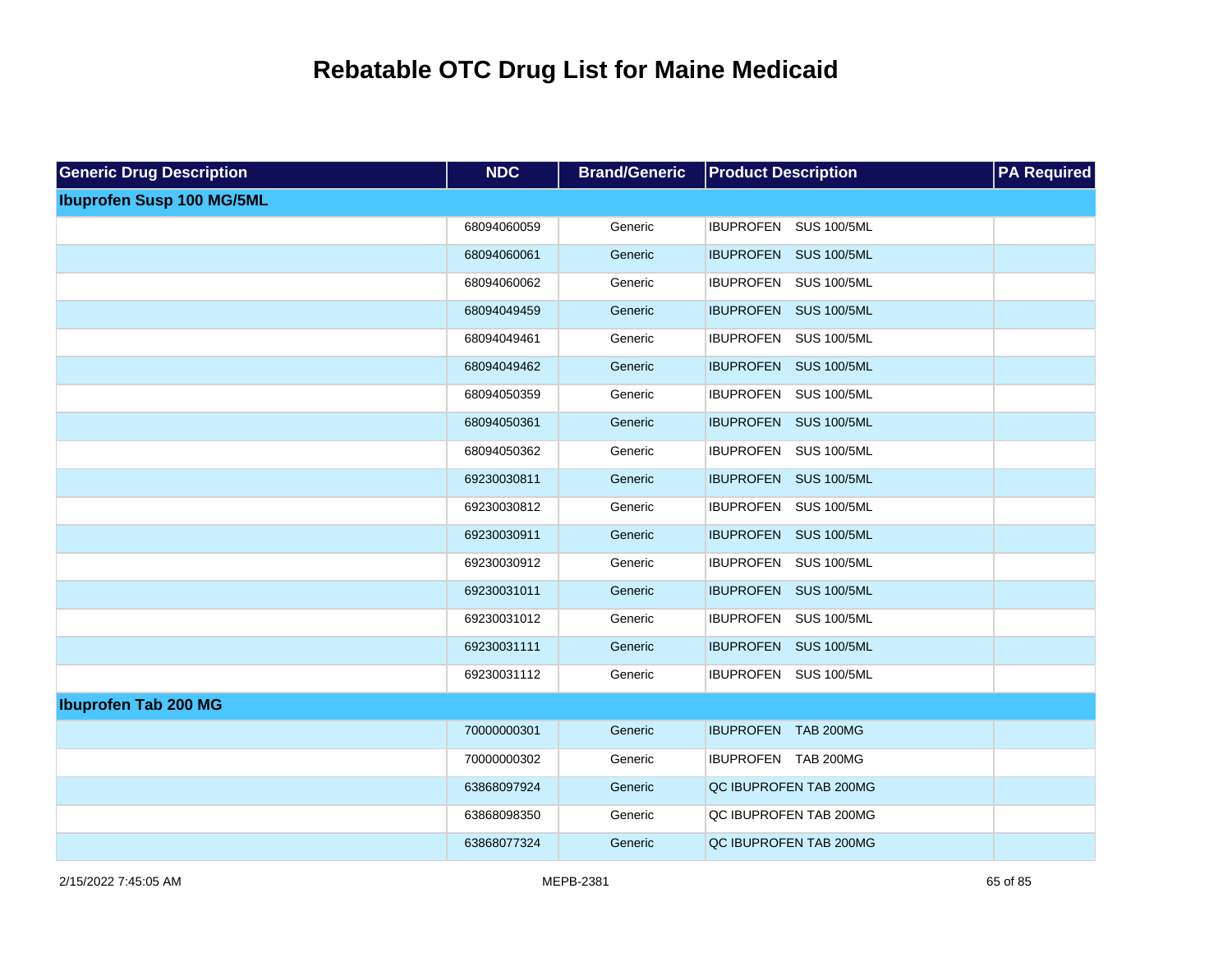# Rebatable OTC Drug List for Maine Medicaid

| Generic Drug Description | NDC | Brand/Generic | Product Description | PA Required |
|---|---|---|---|---|
| **Ibuprofen Susp 100 MG/5ML** | | | | |
| | 68094060059 | Generic | IBUPROFEN SUS 100/5ML | |
| | 68094060061 | Generic | IBUPROFEN SUS 100/5ML | |
| | 68094060062 | Generic | IBUPROFEN SUS 100/5ML | |
| | 68094049459 | Generic | IBUPROFEN SUS 100/5ML | |
| | 68094049461 | Generic | IBUPROFEN SUS 100/5ML | |
| | 68094049462 | Generic | IBUPROFEN SUS 100/5ML | |
| | 68094050359 | Generic | IBUPROFEN SUS 100/5ML | |
| | 68094050361 | Generic | IBUPROFEN SUS 100/5ML | |
| | 68094050362 | Generic | IBUPROFEN SUS 100/5ML | |
| | 69230030811 | Generic | IBUPROFEN SUS 100/5ML | |
| | 69230030812 | Generic | IBUPROFEN SUS 100/5ML | |
| | 69230030911 | Generic | IBUPROFEN SUS 100/5ML | |
| | 69230030912 | Generic | IBUPROFEN SUS 100/5ML | |
| | 69230031011 | Generic | IBUPROFEN SUS 100/5ML | |
| | 69230031012 | Generic | IBUPROFEN SUS 100/5ML | |
| | 69230031111 | Generic | IBUPROFEN SUS 100/5ML | |
| | 69230031112 | Generic | IBUPROFEN SUS 100/5ML | |
| **Ibuprofen Tab 200 MG** | | | | |
| | 70000000301 | Generic | IBUPROFEN TAB 200MG | |
| | 70000000302 | Generic | IBUPROFEN TAB 200MG | |
| | 63868097924 | Generic | QC IBUPROFEN TAB 200MG | |
| | 63868098350 | Generic | QC IBUPROFEN TAB 200MG | |
| | 63868077324 | Generic | QC IBUPROFEN TAB 200MG | |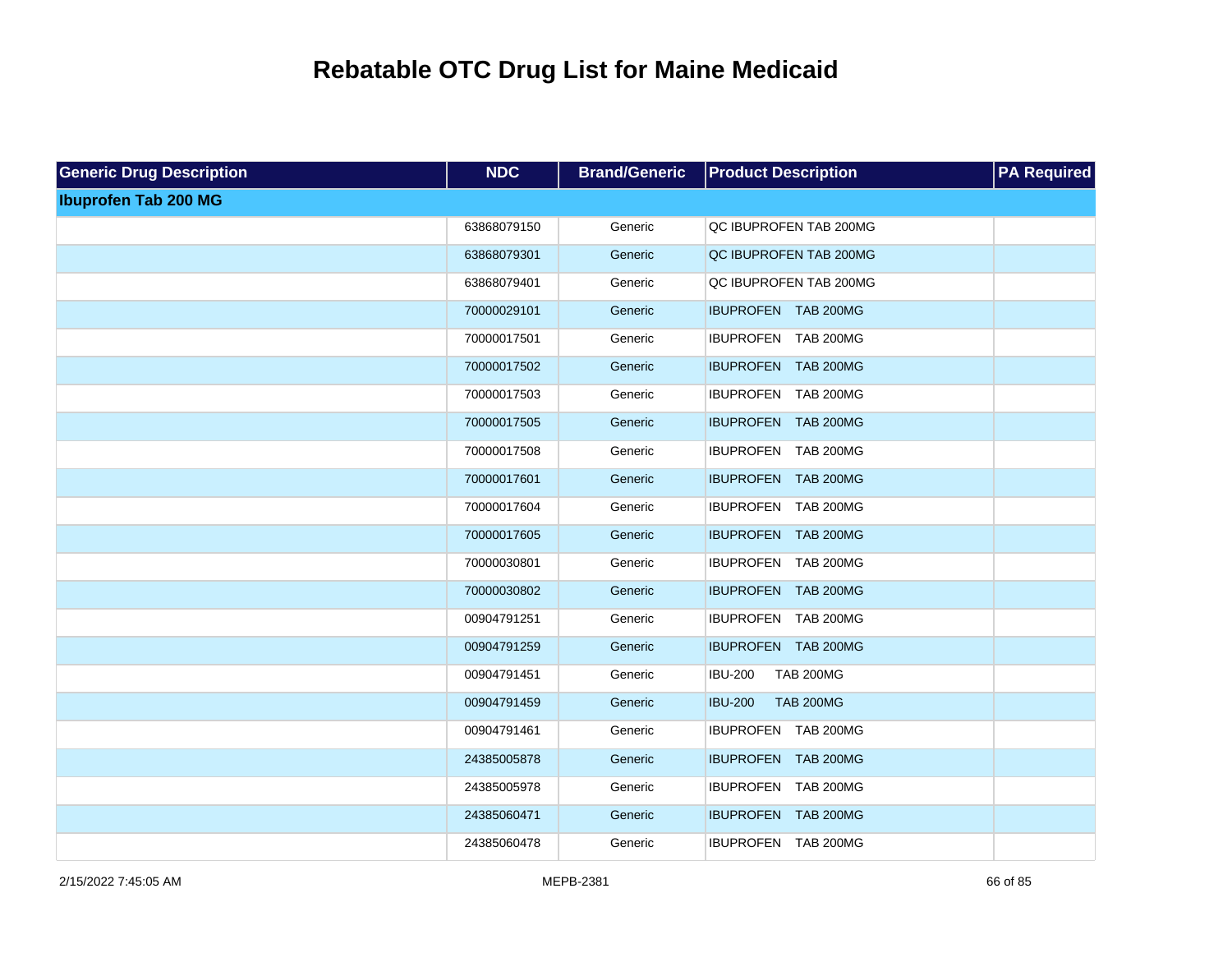# Rebatable OTC Drug List for Maine Medicaid

| Generic Drug Description | NDC | Brand/Generic | Product Description | PA Required |
|---|---|---|---|---|
| **Ibuprofen Tab 200 MG** | | | | |
| | 63868079150 | Generic | QC IBUPROFEN TAB 200MG | |
| | 63868079301 | Generic | QC IBUPROFEN TAB 200MG | |
| | 63868079401 | Generic | QC IBUPROFEN TAB 200MG | |
| | 70000029101 | Generic | IBUPROFEN TAB 200MG | |
| | 70000017501 | Generic | IBUPROFEN TAB 200MG | |
| | 70000017502 | Generic | IBUPROFEN TAB 200MG | |
| | 70000017503 | Generic | IBUPROFEN TAB 200MG | |
| | 70000017505 | Generic | IBUPROFEN TAB 200MG | |
| | 70000017508 | Generic | IBUPROFEN TAB 200MG | |
| | 70000017601 | Generic | IBUPROFEN TAB 200MG | |
| | 70000017604 | Generic | IBUPROFEN TAB 200MG | |
| | 70000017605 | Generic | IBUPROFEN TAB 200MG | |
| | 70000030801 | Generic | IBUPROFEN TAB 200MG | |
| | 70000030802 | Generic | IBUPROFEN TAB 200MG | |
| | 00904791251 | Generic | IBUPROFEN TAB 200MG | |
| | 00904791259 | Generic | IBUPROFEN TAB 200MG | |
| | 00904791451 | Generic | IBU-200 TAB 200MG | |
| | 00904791459 | Generic | IBU-200 TAB 200MG | |
| | 00904791461 | Generic | IBUPROFEN TAB 200MG | |
| | 24385005878 | Generic | IBUPROFEN TAB 200MG | |
| | 24385005978 | Generic | IBUPROFEN TAB 200MG | |
| | 24385060471 | Generic | IBUPROFEN TAB 200MG | |
| | 24385060478 | Generic | IBUPROFEN TAB 200MG | |

2/15/2022 7:45:05 AM MEPB-2381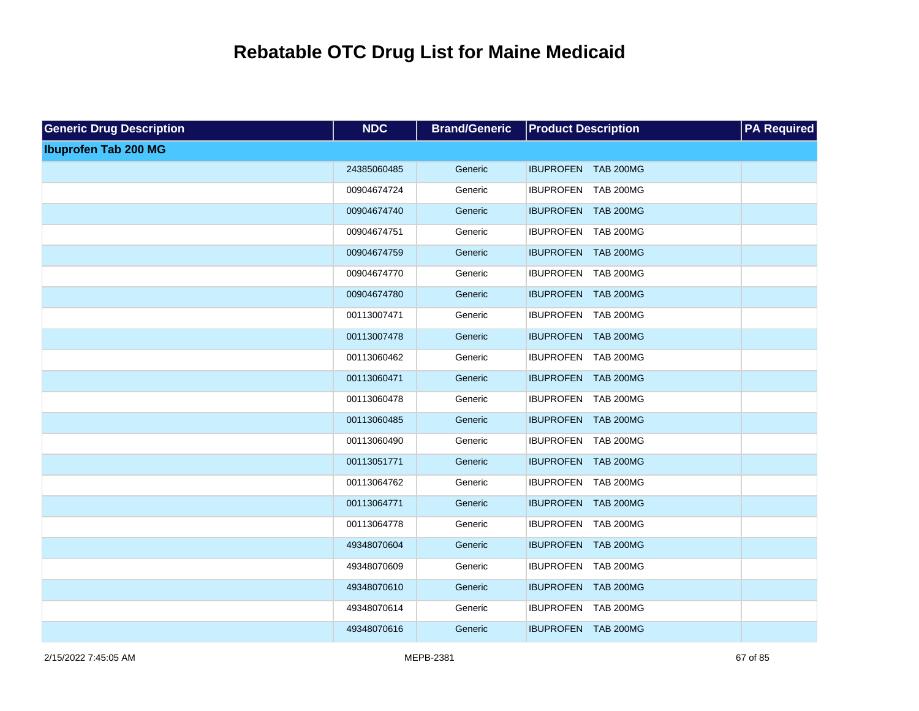# Rebatable OTC Drug List for Maine Medicaid

| Generic Drug Description | NDC | Brand/Generic | Product Description | PA Required |
|---|---|---|---|---|
| **Ibuprofen Tab 200 MG** | | | | |
| | 24385060485 | Generic | IBUPROFEN TAB 200MG | |
| | 00904674724 | Generic | IBUPROFEN TAB 200MG | |
| | 00904674740 | Generic | IBUPROFEN TAB 200MG | |
| | 00904674751 | Generic | IBUPROFEN TAB 200MG | |
| | 00904674759 | Generic | IBUPROFEN TAB 200MG | |
| | 00904674770 | Generic | IBUPROFEN TAB 200MG | |
| | 00904674780 | Generic | IBUPROFEN TAB 200MG | |
| | 00113007471 | Generic | IBUPROFEN TAB 200MG | |
| | 00113007478 | Generic | IBUPROFEN TAB 200MG | |
| | 00113060462 | Generic | IBUPROFEN TAB 200MG | |
| | 00113060471 | Generic | IBUPROFEN TAB 200MG | |
| | 00113060478 | Generic | IBUPROFEN TAB 200MG | |
| | 00113060485 | Generic | IBUPROFEN TAB 200MG | |
| | 00113060490 | Generic | IBUPROFEN TAB 200MG | |
| | 00113051771 | Generic | IBUPROFEN TAB 200MG | |
| | 00113064762 | Generic | IBUPROFEN TAB 200MG | |
| | 00113064771 | Generic | IBUPROFEN TAB 200MG | |
| | 00113064778 | Generic | IBUPROFEN TAB 200MG | |
| | 49348070604 | Generic | IBUPROFEN TAB 200MG | |
| | 49348070609 | Generic | IBUPROFEN TAB 200MG | |
| | 49348070610 | Generic | IBUPROFEN TAB 200MG | |
| | 49348070614 | Generic | IBUPROFEN TAB 200MG | |
| | 49348070616 | Generic | IBUPROFEN TAB 200MG | |

2/15/2022 7:45:05 AM MEPB-2381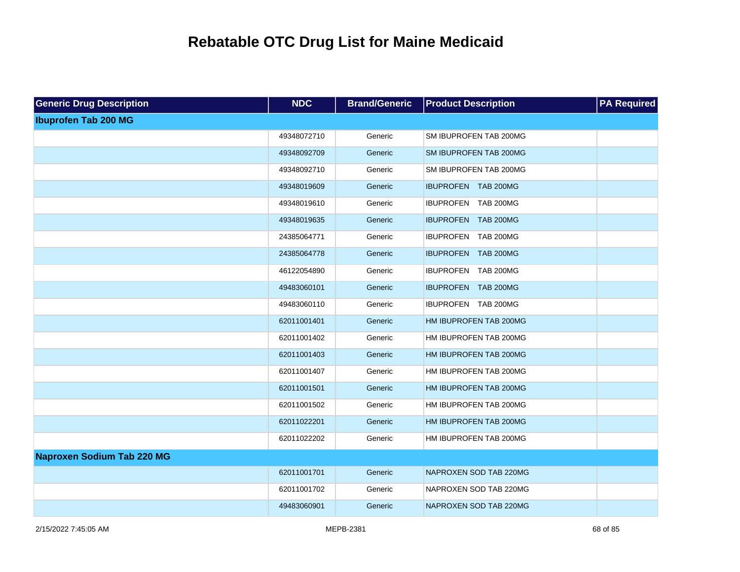# Rebatable OTC Drug List for Maine Medicaid

| Generic Drug Description | NDC | Brand/Generic | Product Description | PA Required |
|---|---|---|---|---|
| **Ibuprofen Tab 200 MG** | | | | |
| | 49348072710 | Generic | SM IBUPROFEN TAB 200MG | |
| | 49348092709 | Generic | SM IBUPROFEN TAB 200MG | |
| | 49348092710 | Generic | SM IBUPROFEN TAB 200MG | |
| | 49348019609 | Generic | IBUPROFEN TAB 200MG | |
| | 49348019610 | Generic | IBUPROFEN TAB 200MG | |
| | 49348019635 | Generic | IBUPROFEN TAB 200MG | |
| | 24385064771 | Generic | IBUPROFEN TAB 200MG | |
| | 24385064778 | Generic | IBUPROFEN TAB 200MG | |
| | 46122054890 | Generic | IBUPROFEN TAB 200MG | |
| | 49483060101 | Generic | IBUPROFEN TAB 200MG | |
| | 49483060110 | Generic | IBUPROFEN TAB 200MG | |
| | 62011001401 | Generic | HM IBUPROFEN TAB 200MG | |
| | 62011001402 | Generic | HM IBUPROFEN TAB 200MG | |
| | 62011001403 | Generic | HM IBUPROFEN TAB 200MG | |
| | 62011001407 | Generic | HM IBUPROFEN TAB 200MG | |
| | 62011001501 | Generic | HM IBUPROFEN TAB 200MG | |
| | 62011001502 | Generic | HM IBUPROFEN TAB 200MG | |
| | 62011022201 | Generic | HM IBUPROFEN TAB 200MG | |
| | 62011022202 | Generic | HM IBUPROFEN TAB 200MG | |
| **Naproxen Sodium Tab 220 MG** | | | | |
| | 62011001701 | Generic | NAPROXEN SOD TAB 220MG | |
| | 62011001702 | Generic | NAPROXEN SOD TAB 220MG | |
| | 49483060901 | Generic | NAPROXEN SOD TAB 220MG | |

2/15/2022 7:45:05 AM MEPB-2381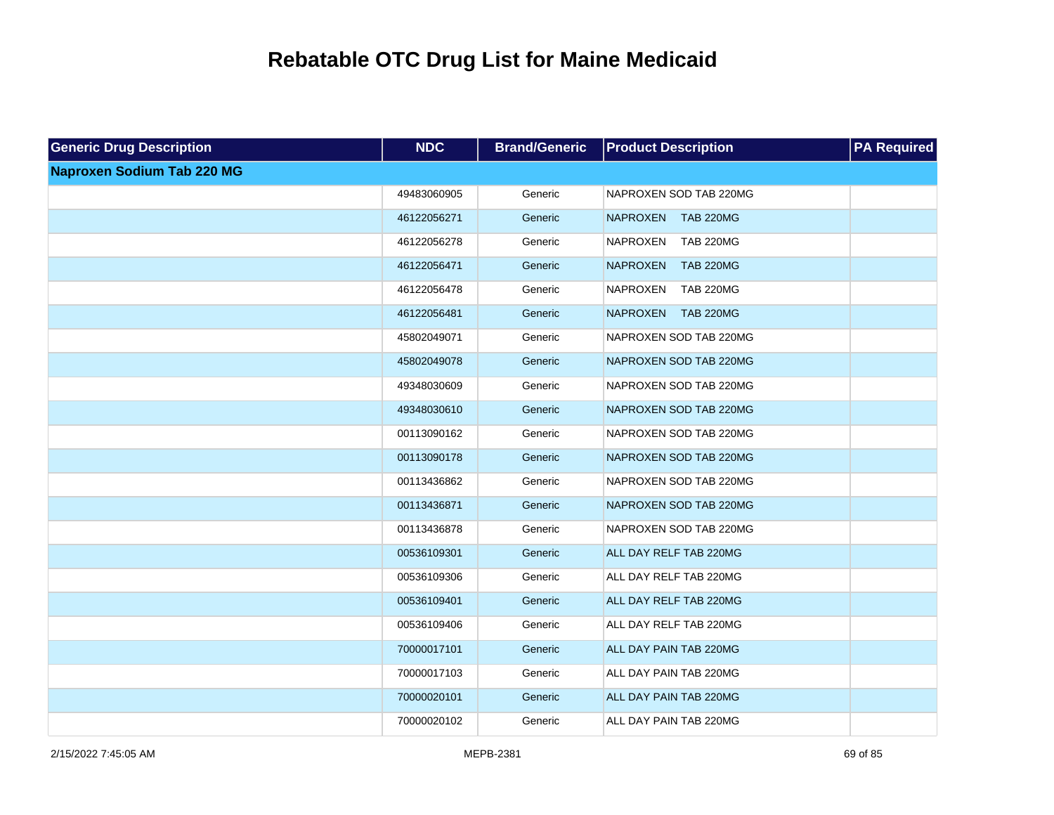# Rebatable OTC Drug List for Maine Medicaid

| Generic Drug Description | NDC | Brand/Generic | Product Description | PA Required |
|---|---|---|---|---|
| **Naproxen Sodium Tab 220 MG** | | | | |
| | 49483060905 | Generic | NAPROXEN SOD TAB 220MG | |
| | 46122056271 | Generic | NAPROXEN TAB 220MG | |
| | 46122056278 | Generic | NAPROXEN TAB 220MG | |
| | 46122056471 | Generic | NAPROXEN TAB 220MG | |
| | 46122056478 | Generic | NAPROXEN TAB 220MG | |
| | 46122056481 | Generic | NAPROXEN TAB 220MG | |
| | 45802049071 | Generic | NAPROXEN SOD TAB 220MG | |
| | 45802049078 | Generic | NAPROXEN SOD TAB 220MG | |
| | 49348030609 | Generic | NAPROXEN SOD TAB 220MG | |
| | 49348030610 | Generic | NAPROXEN SOD TAB 220MG | |
| | 00113090162 | Generic | NAPROXEN SOD TAB 220MG | |
| | 00113090178 | Generic | NAPROXEN SOD TAB 220MG | |
| | 00113436862 | Generic | NAPROXEN SOD TAB 220MG | |
| | 00113436871 | Generic | NAPROXEN SOD TAB 220MG | |
| | 00113436878 | Generic | NAPROXEN SOD TAB 220MG | |
| | 00536109301 | Generic | ALL DAY RELF TAB 220MG | |
| | 00536109306 | Generic | ALL DAY RELF TAB 220MG | |
| | 00536109401 | Generic | ALL DAY RELF TAB 220MG | |
| | 00536109406 | Generic | ALL DAY RELF TAB 220MG | |
| | 70000017101 | Generic | ALL DAY PAIN TAB 220MG | |
| | 70000017103 | Generic | ALL DAY PAIN TAB 220MG | |
| | 70000020101 | Generic | ALL DAY PAIN TAB 220MG | |
| | 70000020102 | Generic | ALL DAY PAIN TAB 220MG | |

2/15/2022 7:45:05 AM MEPB-2381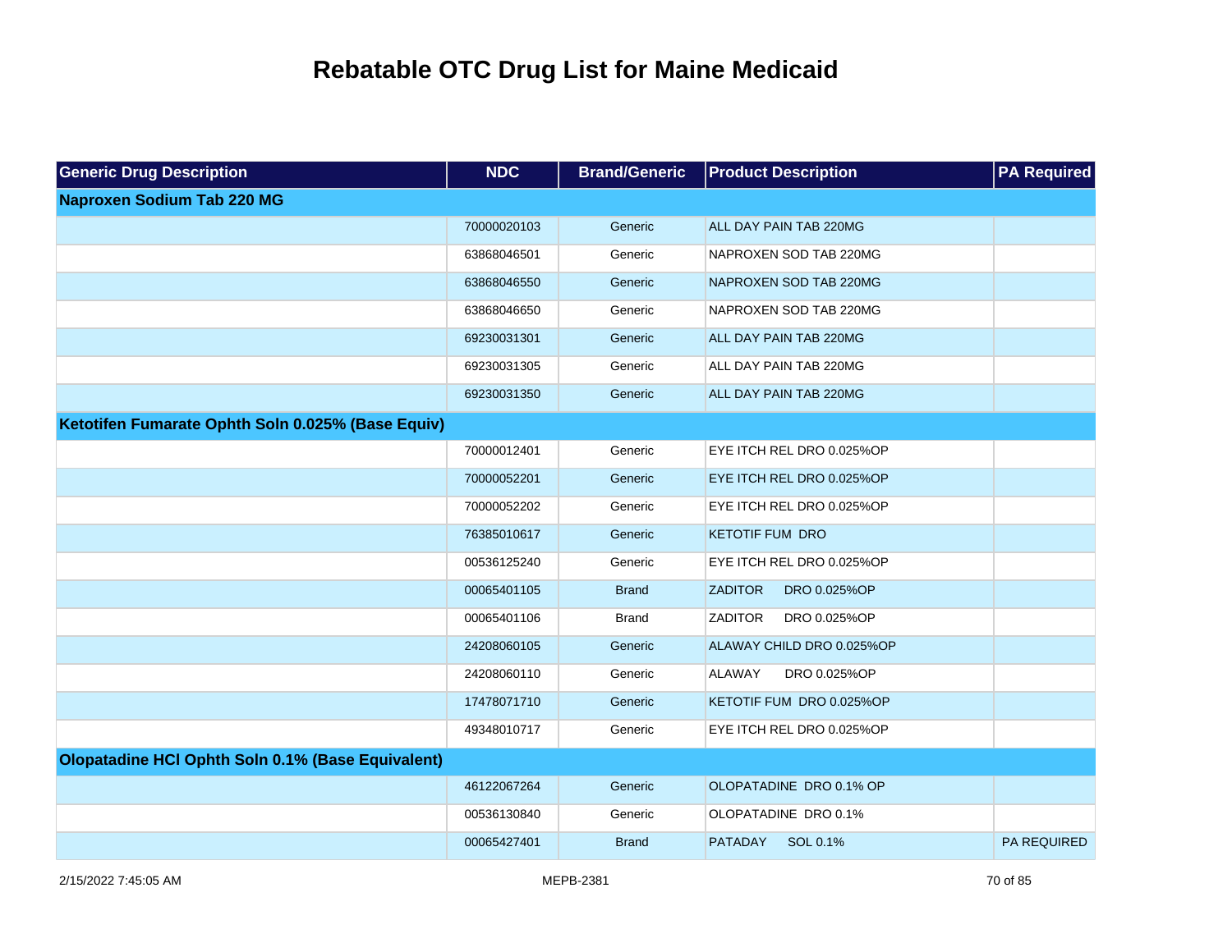# Rebatable OTC Drug List for Maine Medicaid

| Generic Drug Description | NDC | Brand/Generic | Product Description | PA Required |
|---|---|---|---|---|
| **Naproxen Sodium Tab 220 MG** | | | | |
| | 70000020103 | Generic | ALL DAY PAIN TAB 220MG | |
| | 63868046501 | Generic | NAPROXEN SOD TAB 220MG | |
| | 63868046550 | Generic | NAPROXEN SOD TAB 220MG | |
| | 63868046650 | Generic | NAPROXEN SOD TAB 220MG | |
| | 69230031301 | Generic | ALL DAY PAIN TAB 220MG | |
| | 69230031305 | Generic | ALL DAY PAIN TAB 220MG | |
| | 69230031350 | Generic | ALL DAY PAIN TAB 220MG | |
| **Ketotifen Fumarate Ophth Soln 0.025% (Base Equiv)** | | | | |
| | 70000012401 | Generic | EYE ITCH REL DRO 0.025%OP | |
| | 70000052201 | Generic | EYE ITCH REL DRO 0.025%OP | |
| | 70000052202 | Generic | EYE ITCH REL DRO 0.025%OP | |
| | 76385010617 | Generic | KETOTIF FUM DRO | |
| | 00536125240 | Generic | EYE ITCH REL DRO 0.025%OP | |
| | 00065401105 | Brand | ZADITOR DRO 0.025%OP | |
| | 00065401106 | Brand | ZADITOR DRO 0.025%OP | |
| | 24208060105 | Generic | ALAWAY CHILD DRO 0.025%OP | |
| | 24208060110 | Generic | ALAWAY DRO 0.025%OP | |
| | 17478071710 | Generic | KETOTIF FUM DRO 0.025%OP | |
| | 49348010717 | Generic | EYE ITCH REL DRO 0.025%OP | |
| **Olopatadine HCl Ophth Soln 0.1% (Base Equivalent)** | | | | |
| | 46122067264 | Generic | OLOPATADINE DRO 0.1% OP | |
| | 00536130840 | Generic | OLOPATADINE DRO 0.1% | |
| | 00065427401 | Brand | PATADAY SOL 0.1% | PA REQUIRED |

2/15/2022 7:45:05 AM MEPB-2381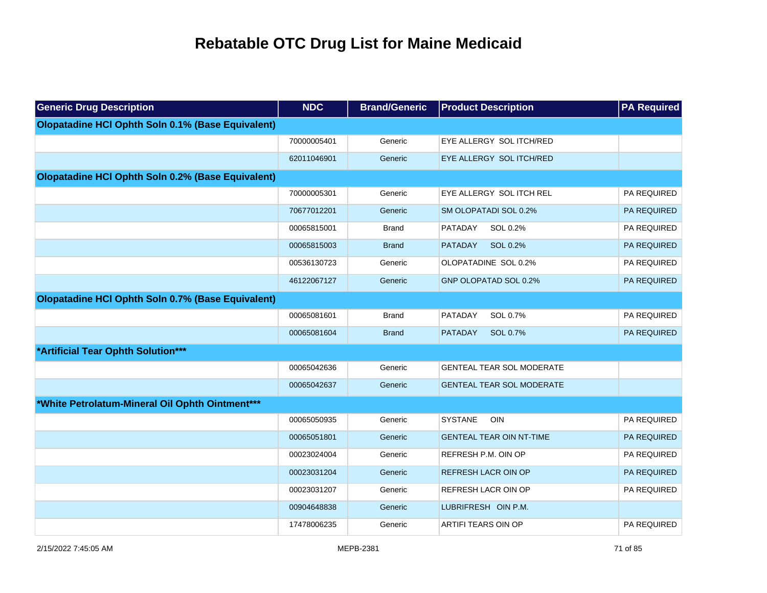# Rebatable OTC Drug List for Maine Medicaid

| Generic Drug Description | NDC | Brand/Generic | Product Description | PA Required |
|---|---|---|---|---|
| **Olopatadine HCl Ophth Soln 0.1% (Base Equivalent)** | | | | |
| | 70000005401 | Generic | EYE ALLERGY SOL ITCH/RED | |
| | 62011046901 | Generic | EYE ALLERGY SOL ITCH/RED | |
| **Olopatadine HCl Ophth Soln 0.2% (Base Equivalent)** | | | | |
| | 70000005301 | Generic | EYE ALLERGY SOL ITCH REL | PA REQUIRED |
| | 70677012201 | Generic | SM OLOPATADI SOL 0.2% | PA REQUIRED |
| | 00065815001 | Brand | PATADAY SOL 0.2% | PA REQUIRED |
| | 00065815003 | Brand | PATADAY SOL 0.2% | PA REQUIRED |
| | 00536130723 | Generic | OLOPATADINE SOL 0.2% | PA REQUIRED |
| | 46122067127 | Generic | GNP OLOPATAD SOL 0.2% | PA REQUIRED |
| **Olopatadine HCl Ophth Soln 0.7% (Base Equivalent)** | | | | |
| | 00065081601 | Brand | PATADAY SOL 0.7% | PA REQUIRED |
| | 00065081604 | Brand | PATADAY SOL 0.7% | PA REQUIRED |
| ***Artificial Tear Ophth Solution*** | | | | |
| | 00065042636 | Generic | GENTEAL TEAR SOL MODERATE | |
| | 00065042637 | Generic | GENTEAL TEAR SOL MODERATE | |
| ***White Petrolatum-Mineral Oil Ophth Ointment*** | | | | |
| | 00065050935 | Generic | SYSTANE OIN | PA REQUIRED |
| | 00065051801 | Generic | GENTEAL TEAR OIN NT-TIME | PA REQUIRED |
| | 00023024004 | Generic | REFRESH P.M. OIN OP | PA REQUIRED |
| | 00023031204 | Generic | REFRESH LACR OIN OP | PA REQUIRED |
| | 00023031207 | Generic | REFRESH LACR OIN OP | PA REQUIRED |
| | 00904648838 | Generic | LUBRIFRESH OIN P.M. | |
| | 17478006235 | Generic | ARTIFI TEARS OIN OP | PA REQUIRED |

2/15/2022 7:45:05 AM MEPB-2381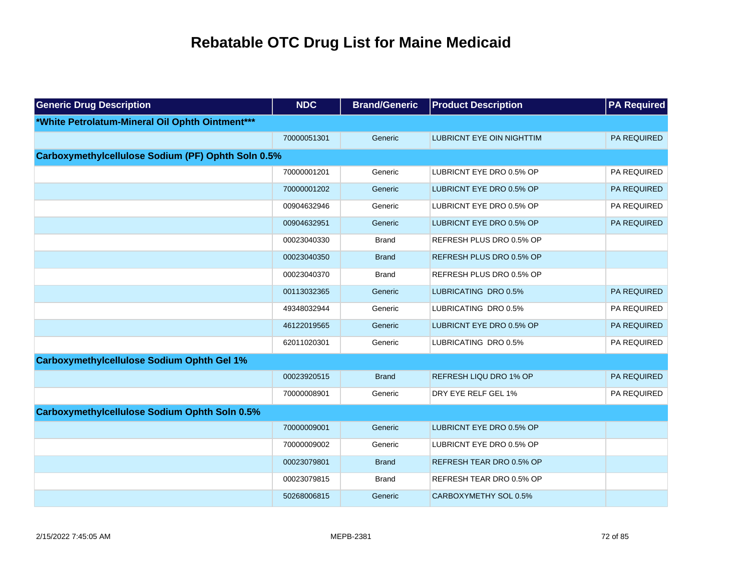# Rebatable OTC Drug List for Maine Medicaid

| Generic Drug Description | NDC | Brand/Generic | Product Description | PA Required |
|---|---|---|---|---|
| **\*White Petrolatum-Mineral Oil Ophth Ointment\*\*\*** | | | | |
| | 70000051301 | Generic | LUBRICNT EYE OIN NIGHTTIM | PA REQUIRED |
| **Carboxymethylcellulose Sodium (PF) Ophth Soln 0.5%** | | | | |
| | 70000001201 | Generic | LUBRICNT EYE DRO 0.5% OP | PA REQUIRED |
| | 70000001202 | Generic | LUBRICNT EYE DRO 0.5% OP | PA REQUIRED |
| | 00904632946 | Generic | LUBRICNT EYE DRO 0.5% OP | PA REQUIRED |
| | 00904632951 | Generic | LUBRICNT EYE DRO 0.5% OP | PA REQUIRED |
| | 00023040330 | Brand | REFRESH PLUS DRO 0.5% OP | |
| | 00023040350 | Brand | REFRESH PLUS DRO 0.5% OP | |
| | 00023040370 | Brand | REFRESH PLUS DRO 0.5% OP | |
| | 00113032365 | Generic | LUBRICATING DRO 0.5% | PA REQUIRED |
| | 49348032944 | Generic | LUBRICATING DRO 0.5% | PA REQUIRED |
| | 46122019565 | Generic | LUBRICNT EYE DRO 0.5% OP | PA REQUIRED |
| | 62011020301 | Generic | LUBRICATING DRO 0.5% | PA REQUIRED |
| **Carboxymethylcellulose Sodium Ophth Gel 1%** | | | | |
| | 00023920515 | Brand | REFRESH LIQU DRO 1% OP | PA REQUIRED |
| | 70000008901 | Generic | DRY EYE RELF GEL 1% | PA REQUIRED |
| **Carboxymethylcellulose Sodium Ophth Soln 0.5%** | | | | |
| | 70000009001 | Generic | LUBRICNT EYE DRO 0.5% OP | |
| | 70000009002 | Generic | LUBRICNT EYE DRO 0.5% OP | |
| | 00023079801 | Brand | REFRESH TEAR DRO 0.5% OP | |
| | 00023079815 | Brand | REFRESH TEAR DRO 0.5% OP | |
| | 50268006815 | Generic | CARBOXYMETHY SOL 0.5% | |

2/15/2022 7:45:05 AM MEPB-2381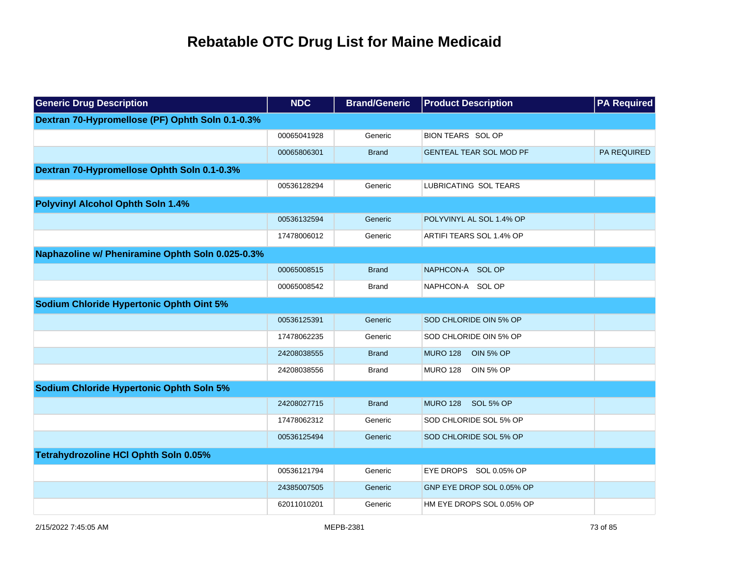# Rebatable OTC Drug List for Maine Medicaid

| Generic Drug Description | NDC | Brand/Generic | Product Description | PA Required |
|---|---|---|---|---|
| **Dextran 70-Hypromellose (PF) Ophth Soln 0.1-0.3%** | | | | |
| | 00065041928 | Generic | BION TEARS SOL OP | |
| | 00065806301 | Brand | GENTEAL TEAR SOL MOD PF | PA REQUIRED |
| **Dextran 70-Hypromellose Ophth Soln 0.1-0.3%** | | | | |
| | 00536128294 | Generic | LUBRICATING SOL TEARS | |
| **Polyvinyl Alcohol Ophth Soln 1.4%** | | | | |
| | 00536132594 | Generic | POLYVINYL AL SOL 1.4% OP | |
| | 17478006012 | Generic | ARTIFI TEARS SOL 1.4% OP | |
| **Naphazoline w/ Pheniramine Ophth Soln 0.025-0.3%** | | | | |
| | 00065008515 | Brand | NAPHCON-A SOL OP | |
| | 00065008542 | Brand | NAPHCON-A SOL OP | |
| **Sodium Chloride Hypertonic Ophth Oint 5%** | | | | |
| | 00536125391 | Generic | SOD CHLORIDE OIN 5% OP | |
| | 17478062235 | Generic | SOD CHLORIDE OIN 5% OP | |
| | 24208038555 | Brand | MURO 128 OIN 5% OP | |
| | 24208038556 | Brand | MURO 128 OIN 5% OP | |
| **Sodium Chloride Hypertonic Ophth Soln 5%** | | | | |
| | 24208027715 | Brand | MURO 128 SOL 5% OP | |
| | 17478062312 | Generic | SOD CHLORIDE SOL 5% OP | |
| | 00536125494 | Generic | SOD CHLORIDE SOL 5% OP | |
| **Tetrahydrozoline HCl Ophth Soln 0.05%** | | | | |
| | 00536121794 | Generic | EYE DROPS SOL 0.05% OP | |
| | 24385007505 | Generic | GNP EYE DROP SOL 0.05% OP | |
| | 62011010201 | Generic | HM EYE DROPS SOL 0.05% OP | |

2/15/2022 7:45:05 AM MEPB-2381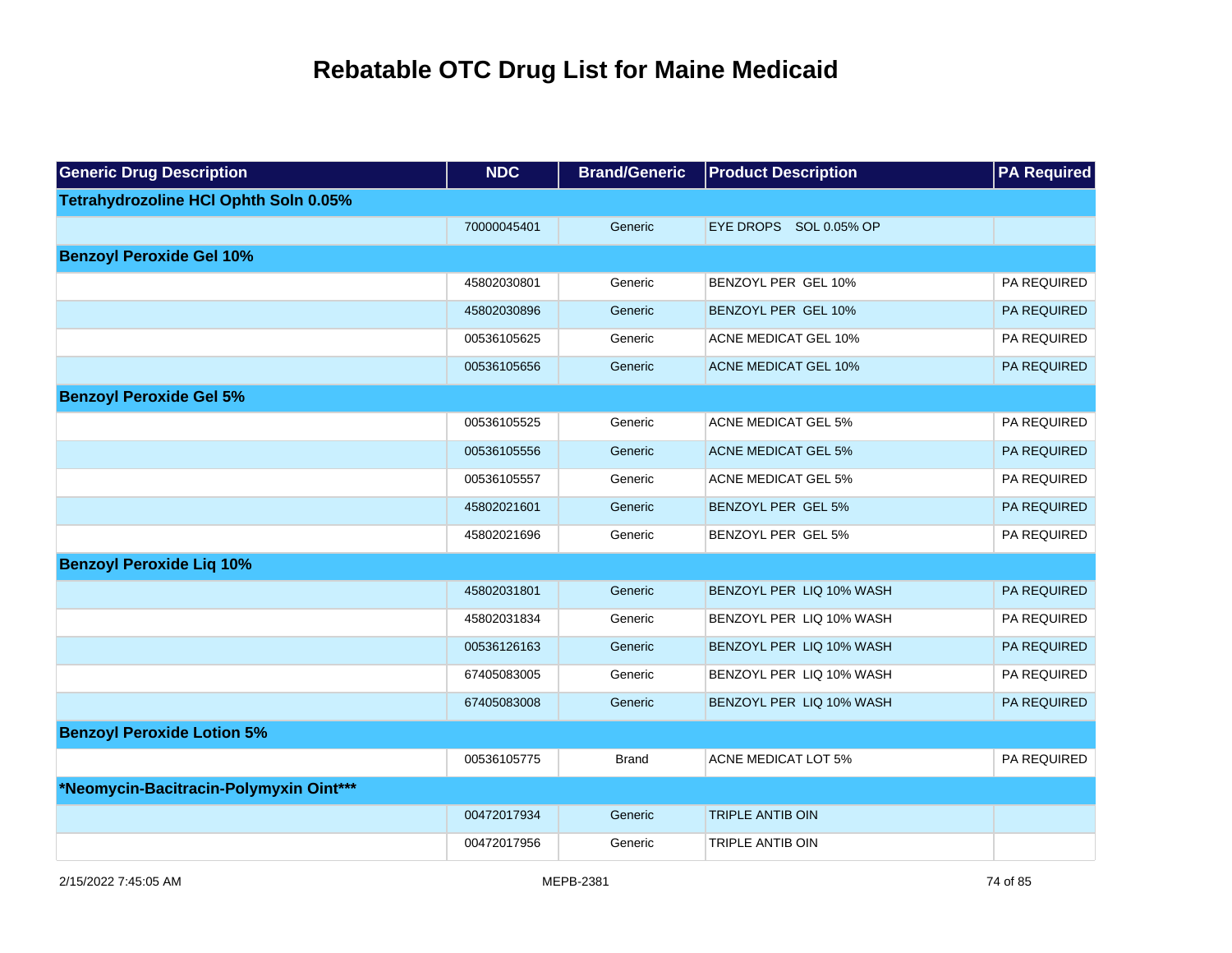# Rebatable OTC Drug List for Maine Medicaid

| Generic Drug Description | NDC | Brand/Generic | Product Description | PA Required |
|---|---|---|---|---|
| **Tetrahydrozoline HCl Ophth Soln 0.05%** | | | | |
| | 70000045401 | Generic | EYE DROPS SOL 0.05% OP | |
| **Benzoyl Peroxide Gel 10%** | | | | |
| | 45802030801 | Generic | BENZOYL PER GEL 10% | PA REQUIRED |
| | 45802030896 | Generic | BENZOYL PER GEL 10% | PA REQUIRED |
| | 00536105625 | Generic | ACNE MEDICAT GEL 10% | PA REQUIRED |
| | 00536105656 | Generic | ACNE MEDICAT GEL 10% | PA REQUIRED |
| **Benzoyl Peroxide Gel 5%** | | | | |
| | 00536105525 | Generic | ACNE MEDICAT GEL 5% | PA REQUIRED |
| | 00536105556 | Generic | ACNE MEDICAT GEL 5% | PA REQUIRED |
| | 00536105557 | Generic | ACNE MEDICAT GEL 5% | PA REQUIRED |
| | 45802021601 | Generic | BENZOYL PER GEL 5% | PA REQUIRED |
| | 45802021696 | Generic | BENZOYL PER GEL 5% | PA REQUIRED |
| **Benzoyl Peroxide Liq 10%** | | | | |
| | 45802031801 | Generic | BENZOYL PER LIQ 10% WASH | PA REQUIRED |
| | 45802031834 | Generic | BENZOYL PER LIQ 10% WASH | PA REQUIRED |
| | 00536126163 | Generic | BENZOYL PER LIQ 10% WASH | PA REQUIRED |
| | 67405083005 | Generic | BENZOYL PER LIQ 10% WASH | PA REQUIRED |
| | 67405083008 | Generic | BENZOYL PER LIQ 10% WASH | PA REQUIRED |
| **Benzoyl Peroxide Lotion 5%** | | | | |
| | 00536105775 | Brand | ACNE MEDICAT LOT 5% | PA REQUIRED |
| ***Neomycin-Bacitracin-Polymyxin Oint*** ** | | | | |
| | 00472017934 | Generic | TRIPLE ANTIB OIN | |
| | 00472017956 | Generic | TRIPLE ANTIB OIN | |

2/15/2022 7:45:05 AM MEPB-2381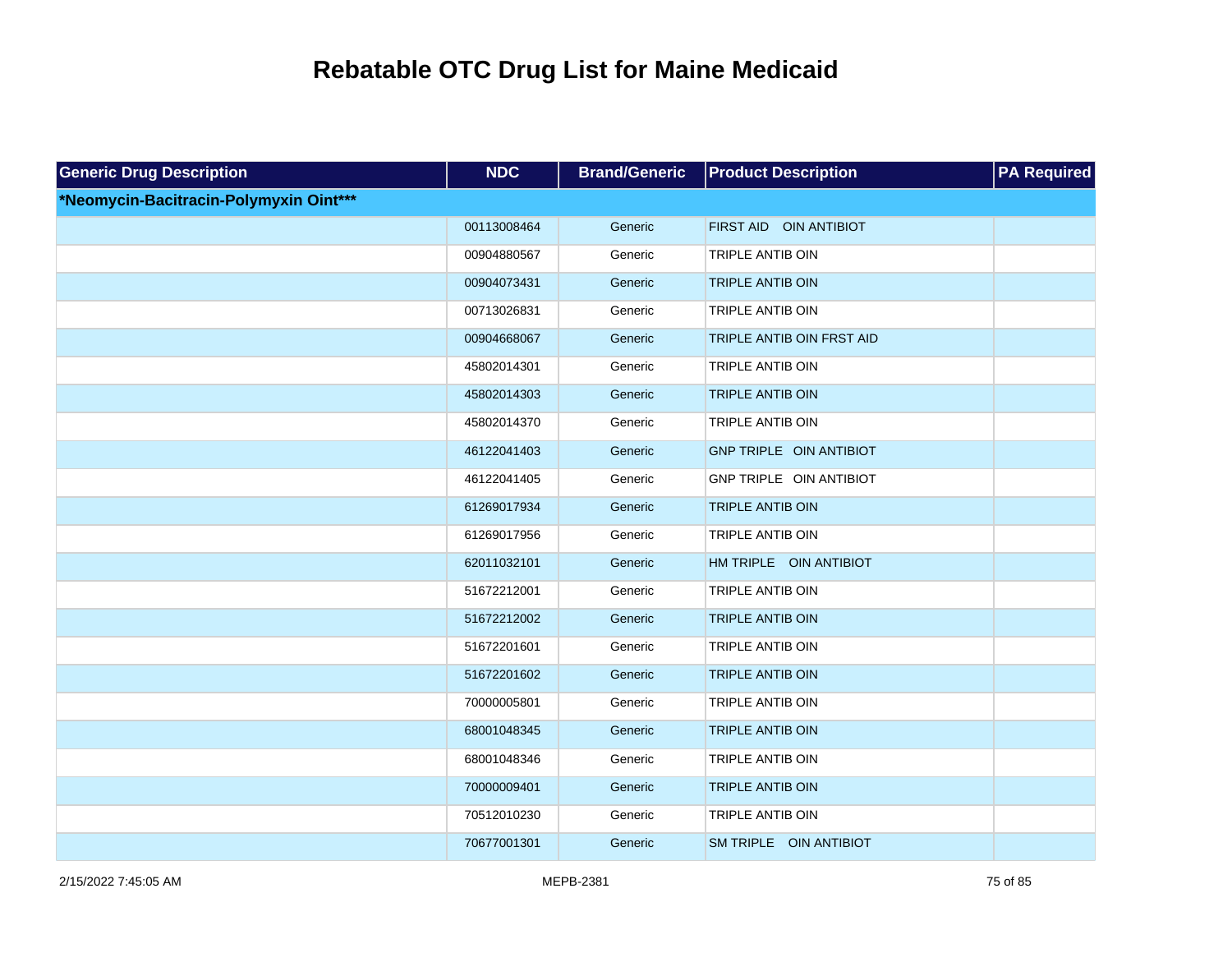# Rebatable OTC Drug List for Maine Medicaid

| Generic Drug Description | NDC | Brand/Generic | Product Description | PA Required |
|---|---|---|---|---|
| ***Neomycin-Bacitracin-Polymyxin Oint***** | | | | |
| | 00113008464 | Generic | FIRST AID OIN ANTIBIOT | |
| | 00904880567 | Generic | TRIPLE ANTIB OIN | |
| | 00904073431 | Generic | TRIPLE ANTIB OIN | |
| | 00713026831 | Generic | TRIPLE ANTIB OIN | |
| | 00904668067 | Generic | TRIPLE ANTIB OIN FRST AID | |
| | 45802014301 | Generic | TRIPLE ANTIB OIN | |
| | 45802014303 | Generic | TRIPLE ANTIB OIN | |
| | 45802014370 | Generic | TRIPLE ANTIB OIN | |
| | 46122041403 | Generic | GNP TRIPLE OIN ANTIBIOT | |
| | 46122041405 | Generic | GNP TRIPLE OIN ANTIBIOT | |
| | 61269017934 | Generic | TRIPLE ANTIB OIN | |
| | 61269017956 | Generic | TRIPLE ANTIB OIN | |
| | 62011032101 | Generic | HM TRIPLE OIN ANTIBIOT | |
| | 51672212001 | Generic | TRIPLE ANTIB OIN | |
| | 51672212002 | Generic | TRIPLE ANTIB OIN | |
| | 51672201601 | Generic | TRIPLE ANTIB OIN | |
| | 51672201602 | Generic | TRIPLE ANTIB OIN | |
| | 70000005801 | Generic | TRIPLE ANTIB OIN | |
| | 68001048345 | Generic | TRIPLE ANTIB OIN | |
| | 68001048346 | Generic | TRIPLE ANTIB OIN | |
| | 70000009401 | Generic | TRIPLE ANTIB OIN | |
| | 70512010230 | Generic | TRIPLE ANTIB OIN | |
| | 70677001301 | Generic | SM TRIPLE OIN ANTIBIOT | |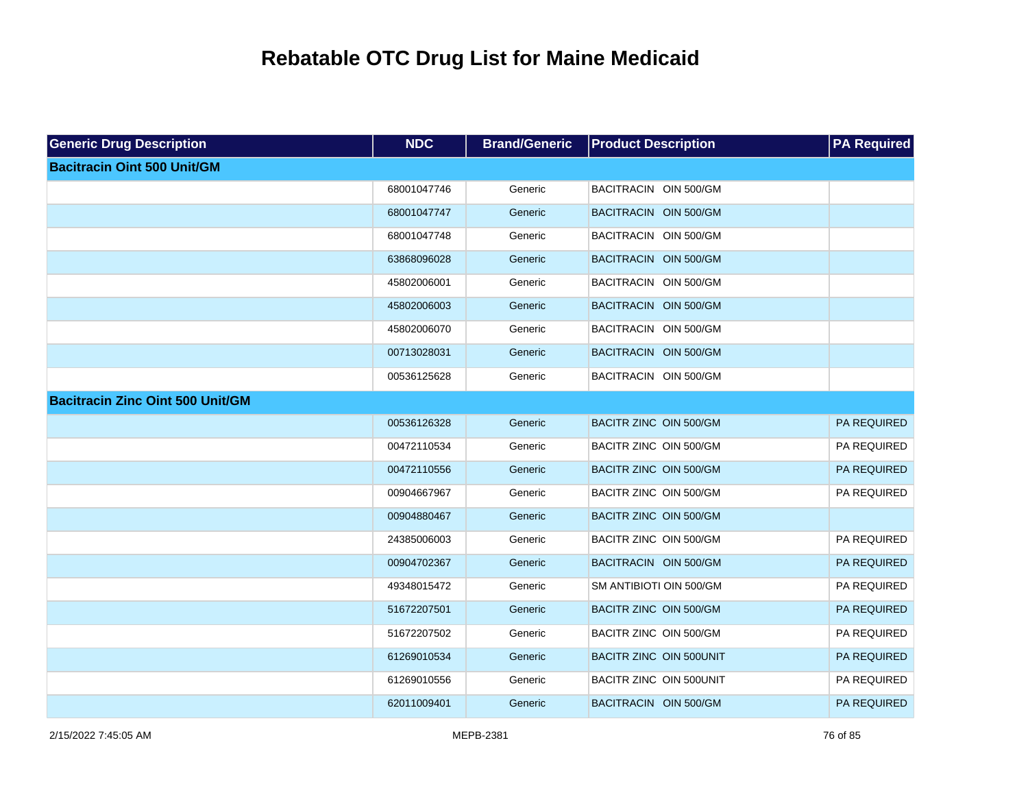# Rebatable OTC Drug List for Maine Medicaid

| Generic Drug Description | NDC | Brand/Generic | Product Description | PA Required |
|---|---|---|---|---|
| **Bacitracin Oint 500 Unit/GM** | | | | |
| | 68001047746 | Generic | BACITRACIN OIN 500/GM | |
| | 68001047747 | Generic | BACITRACIN OIN 500/GM | |
| | 68001047748 | Generic | BACITRACIN OIN 500/GM | |
| | 63868096028 | Generic | BACITRACIN OIN 500/GM | |
| | 45802006001 | Generic | BACITRACIN OIN 500/GM | |
| | 45802006003 | Generic | BACITRACIN OIN 500/GM | |
| | 45802006070 | Generic | BACITRACIN OIN 500/GM | |
| | 00713028031 | Generic | BACITRACIN OIN 500/GM | |
| | 00536125628 | Generic | BACITRACIN OIN 500/GM | |
| **Bacitracin Zinc Oint 500 Unit/GM** | | | | |
| | 00536126328 | Generic | BACITR ZINC OIN 500/GM | PA REQUIRED |
| | 00472110534 | Generic | BACITR ZINC OIN 500/GM | PA REQUIRED |
| | 00472110556 | Generic | BACITR ZINC OIN 500/GM | PA REQUIRED |
| | 00904667967 | Generic | BACITR ZINC OIN 500/GM | PA REQUIRED |
| | 00904880467 | Generic | BACITR ZINC OIN 500/GM | |
| | 24385006003 | Generic | BACITR ZINC OIN 500/GM | PA REQUIRED |
| | 00904702367 | Generic | BACITRACIN OIN 500/GM | PA REQUIRED |
| | 49348015472 | Generic | SM ANTIBIOTI OIN 500/GM | PA REQUIRED |
| | 51672207501 | Generic | BACITR ZINC OIN 500/GM | PA REQUIRED |
| | 51672207502 | Generic | BACITR ZINC OIN 500/GM | PA REQUIRED |
| | 61269010534 | Generic | BACITR ZINC OIN 500UNIT | PA REQUIRED |
| | 61269010556 | Generic | BACITR ZINC OIN 500UNIT | PA REQUIRED |
| | 62011009401 | Generic | BACITRACIN OIN 500/GM | PA REQUIRED |

2/15/2022 7:45:05 AM MEPB-2381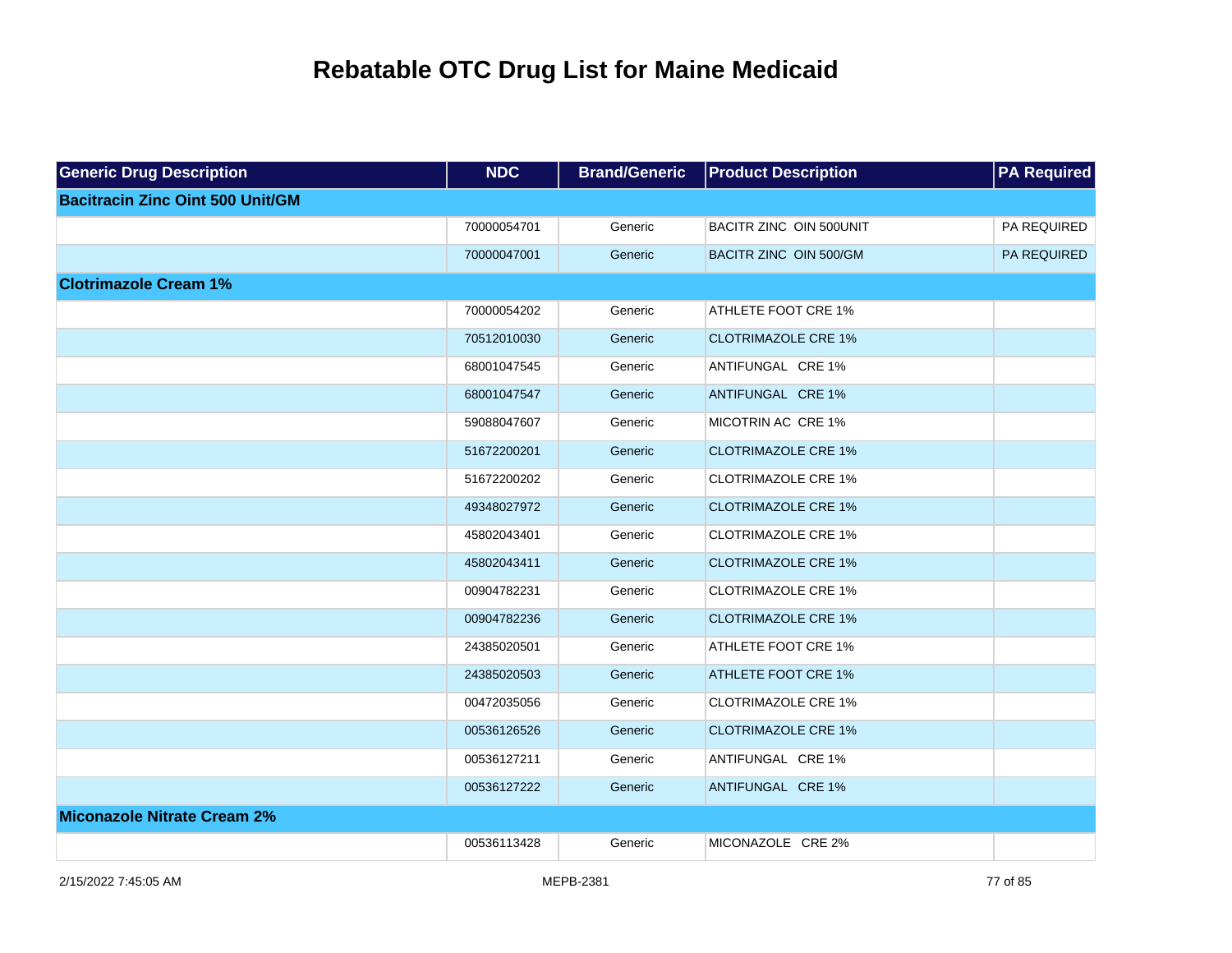# Rebatable OTC Drug List for Maine Medicaid

| Generic Drug Description | NDC | Brand/Generic | Product Description | PA Required |
|---|---|---|---|---|
| **Bacitracin Zinc Oint 500 Unit/GM** | | | | |
| | 70000054701 | Generic | BACITR ZINC OIN 500UNIT | PA REQUIRED |
| | 70000047001 | Generic | BACITR ZINC OIN 500/GM | PA REQUIRED |
| **Clotrimazole Cream 1%** | | | | |
| | 70000054202 | Generic | ATHLETE FOOT CRE 1% | |
| | 70512010030 | Generic | CLOTRIMAZOLE CRE 1% | |
| | 68001047545 | Generic | ANTIFUNGAL CRE 1% | |
| | 68001047547 | Generic | ANTIFUNGAL CRE 1% | |
| | 59088047607 | Generic | MICOTRIN AC CRE 1% | |
| | 51672200201 | Generic | CLOTRIMAZOLE CRE 1% | |
| | 51672200202 | Generic | CLOTRIMAZOLE CRE 1% | |
| | 49348027972 | Generic | CLOTRIMAZOLE CRE 1% | |
| | 45802043401 | Generic | CLOTRIMAZOLE CRE 1% | |
| | 45802043411 | Generic | CLOTRIMAZOLE CRE 1% | |
| | 00904782231 | Generic | CLOTRIMAZOLE CRE 1% | |
| | 00904782236 | Generic | CLOTRIMAZOLE CRE 1% | |
| | 24385020501 | Generic | ATHLETE FOOT CRE 1% | |
| | 24385020503 | Generic | ATHLETE FOOT CRE 1% | |
| | 00472035056 | Generic | CLOTRIMAZOLE CRE 1% | |
| | 00536126526 | Generic | CLOTRIMAZOLE CRE 1% | |
| | 00536127211 | Generic | ANTIFUNGAL CRE 1% | |
| | 00536127222 | Generic | ANTIFUNGAL CRE 1% | |
| **Miconazole Nitrate Cream 2%** | | | | |
| | 00536113428 | Generic | MICONAZOLE CRE 2% | |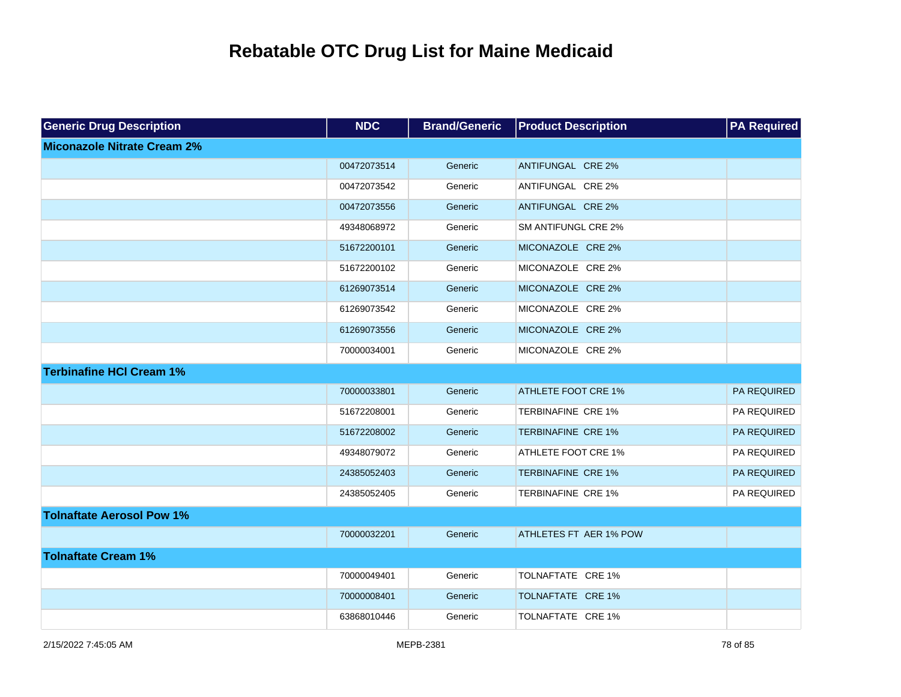# Rebatable OTC Drug List for Maine Medicaid

| Generic Drug Description | NDC | Brand/Generic | Product Description | PA Required |
|---|---|---|---|---|
| **Miconazole Nitrate Cream 2%** | | | | |
| | 00472073514 | Generic | ANTIFUNGAL CRE 2% | |
| | 00472073542 | Generic | ANTIFUNGAL CRE 2% | |
| | 00472073556 | Generic | ANTIFUNGAL CRE 2% | |
| | 49348068972 | Generic | SM ANTIFUNGL CRE 2% | |
| | 51672200101 | Generic | MICONAZOLE CRE 2% | |
| | 51672200102 | Generic | MICONAZOLE CRE 2% | |
| | 61269073514 | Generic | MICONAZOLE CRE 2% | |
| | 61269073542 | Generic | MICONAZOLE CRE 2% | |
| | 61269073556 | Generic | MICONAZOLE CRE 2% | |
| | 70000034001 | Generic | MICONAZOLE CRE 2% | |
| **Terbinafine HCl Cream 1%** | | | | |
| | 70000033801 | Generic | ATHLETE FOOT CRE 1% | PA REQUIRED |
| | 51672208001 | Generic | TERBINAFINE CRE 1% | PA REQUIRED |
| | 51672208002 | Generic | TERBINAFINE CRE 1% | PA REQUIRED |
| | 49348079072 | Generic | ATHLETE FOOT CRE 1% | PA REQUIRED |
| | 24385052403 | Generic | TERBINAFINE CRE 1% | PA REQUIRED |
| | 24385052405 | Generic | TERBINAFINE CRE 1% | PA REQUIRED |
| **Tolnaftate Aerosol Pow 1%** | | | | |
| | 70000032201 | Generic | ATHLETES FT AER 1% POW | |
| **Tolnaftate Cream 1%** | | | | |
| | 70000049401 | Generic | TOLNAFTATE CRE 1% | |
| | 70000008401 | Generic | TOLNAFTATE CRE 1% | |
| | 63868010446 | Generic | TOLNAFTATE CRE 1% | |

2/15/2022 7:45:05 AM MEPB-2381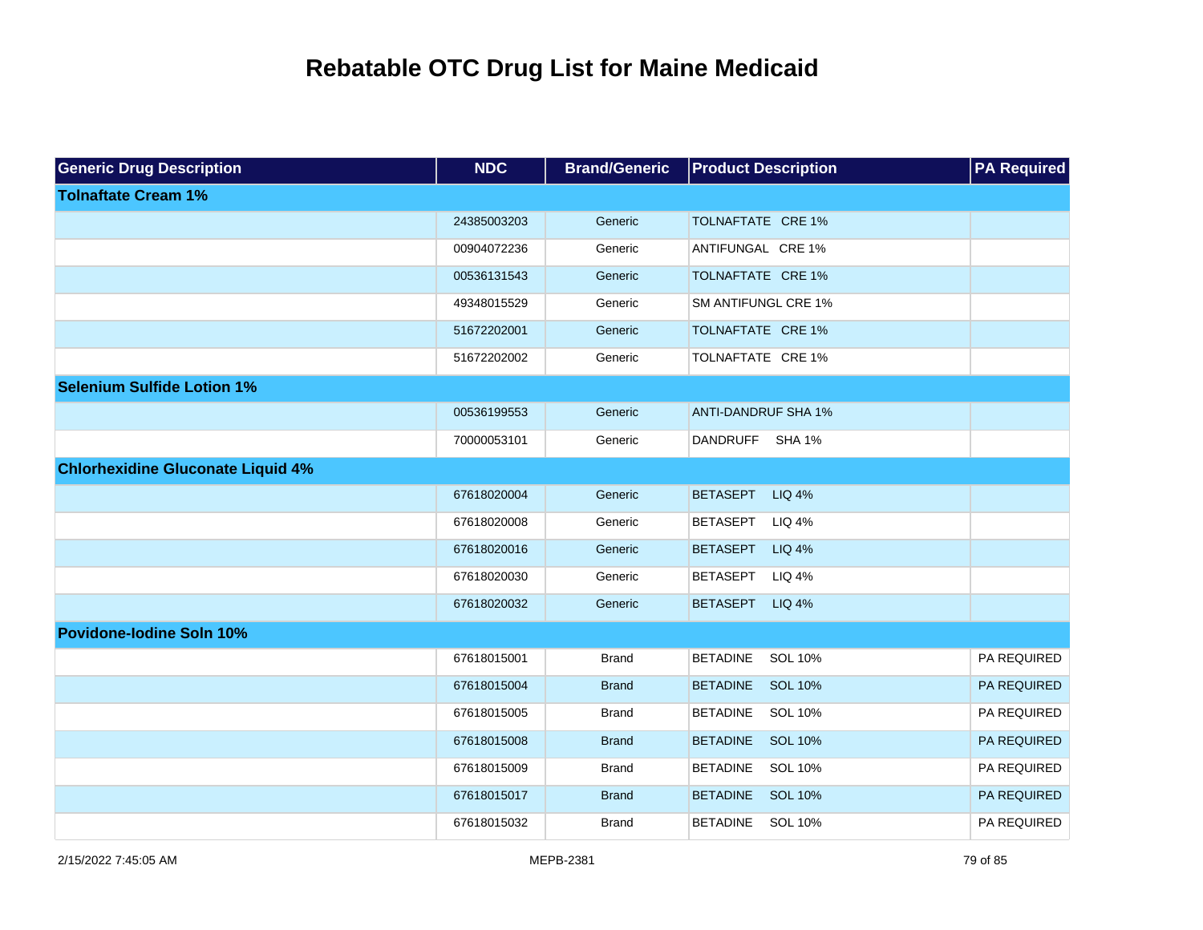# Rebatable OTC Drug List for Maine Medicaid

| Generic Drug Description | NDC | Brand/Generic | Product Description | PA Required |
|---|---|---|---|---|
| **Tolnaftate Cream 1%** | | | | |
| | 24385003203 | Generic | TOLNAFTATE CRE 1% | |
| | 00904072236 | Generic | ANTIFUNGAL CRE 1% | |
| | 00536131543 | Generic | TOLNAFTATE CRE 1% | |
| | 49348015529 | Generic | SM ANTIFUNGL CRE 1% | |
| | 51672202001 | Generic | TOLNAFTATE CRE 1% | |
| | 51672202002 | Generic | TOLNAFTATE CRE 1% | |
| **Selenium Sulfide Lotion 1%** | | | | |
| | 00536199553 | Generic | ANTI-DANDRUF SHA 1% | |
| | 70000053101 | Generic | DANDRUFF SHA 1% | |
| **Chlorhexidine Gluconate Liquid 4%** | | | | |
| | 67618020004 | Generic | BETASEPT LIQ 4% | |
| | 67618020008 | Generic | BETASEPT LIQ 4% | |
| | 67618020016 | Generic | BETASEPT LIQ 4% | |
| | 67618020030 | Generic | BETASEPT LIQ 4% | |
| | 67618020032 | Generic | BETASEPT LIQ 4% | |
| **Povidone-Iodine Soln 10%** | | | | |
| | 67618015001 | Brand | BETADINE SOL 10% | PA REQUIRED |
| | 67618015004 | Brand | BETADINE SOL 10% | PA REQUIRED |
| | 67618015005 | Brand | BETADINE SOL 10% | PA REQUIRED |
| | 67618015008 | Brand | BETADINE SOL 10% | PA REQUIRED |
| | 67618015009 | Brand | BETADINE SOL 10% | PA REQUIRED |
| | 67618015017 | Brand | BETADINE SOL 10% | PA REQUIRED |
| | 67618015032 | Brand | BETADINE SOL 10% | PA REQUIRED |

2/15/2022 7:45:05 AM MEPB-2381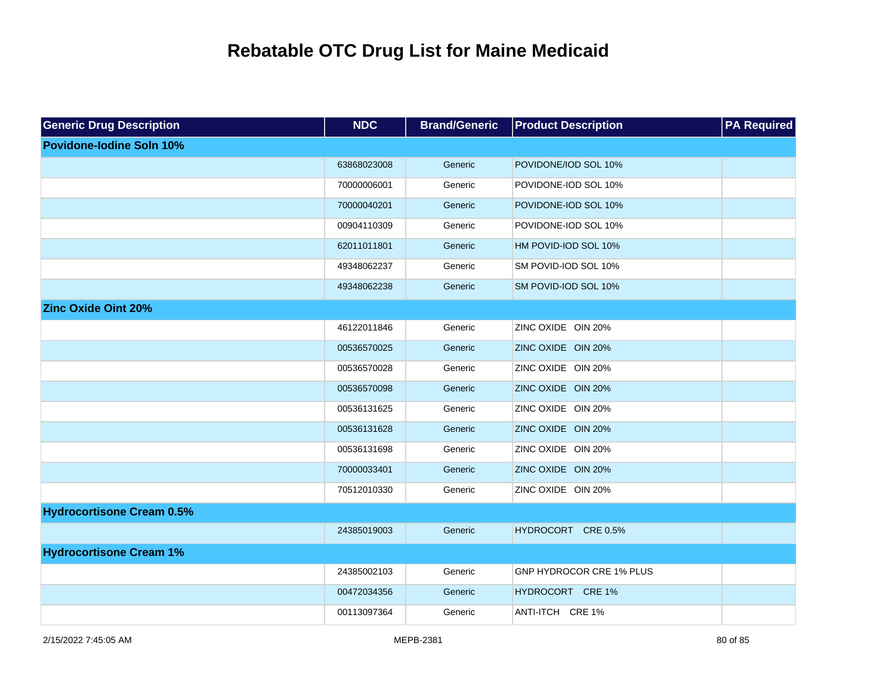# Rebatable OTC Drug List for Maine Medicaid

| Generic Drug Description | NDC | Brand/Generic | Product Description | PA Required |
|---|---|---|---|---|
| **Povidone-Iodine Soln 10%** | | | | |
| | 63868023008 | Generic | POVIDONE/IOD SOL 10% | |
| | 70000006001 | Generic | POVIDONE-IOD SOL 10% | |
| | 70000040201 | Generic | POVIDONE-IOD SOL 10% | |
| | 00904110309 | Generic | POVIDONE-IOD SOL 10% | |
| | 62011011801 | Generic | HM POVID-IOD SOL 10% | |
| | 49348062237 | Generic | SM POVID-IOD SOL 10% | |
| | 49348062238 | Generic | SM POVID-IOD SOL 10% | |
| **Zinc Oxide Oint 20%** | | | | |
| | 46122011846 | Generic | ZINC OXIDE OIN 20% | |
| | 00536570025 | Generic | ZINC OXIDE OIN 20% | |
| | 00536570028 | Generic | ZINC OXIDE OIN 20% | |
| | 00536570098 | Generic | ZINC OXIDE OIN 20% | |
| | 00536131625 | Generic | ZINC OXIDE OIN 20% | |
| | 00536131628 | Generic | ZINC OXIDE OIN 20% | |
| | 00536131698 | Generic | ZINC OXIDE OIN 20% | |
| | 70000033401 | Generic | ZINC OXIDE OIN 20% | |
| | 70512010330 | Generic | ZINC OXIDE OIN 20% | |
| **Hydrocortisone Cream 0.5%** | | | | |
| | 24385019003 | Generic | HYDROCORT CRE 0.5% | |
| **Hydrocortisone Cream 1%** | | | | |
| | 24385002103 | Generic | GNP HYDROCOR CRE 1% PLUS | |
| | 00472034356 | Generic | HYDROCORT CRE 1% | |
| | 00113097364 | Generic | ANTI-ITCH CRE 1% | |

2/15/2022 7:45:05 AM MEPB-2381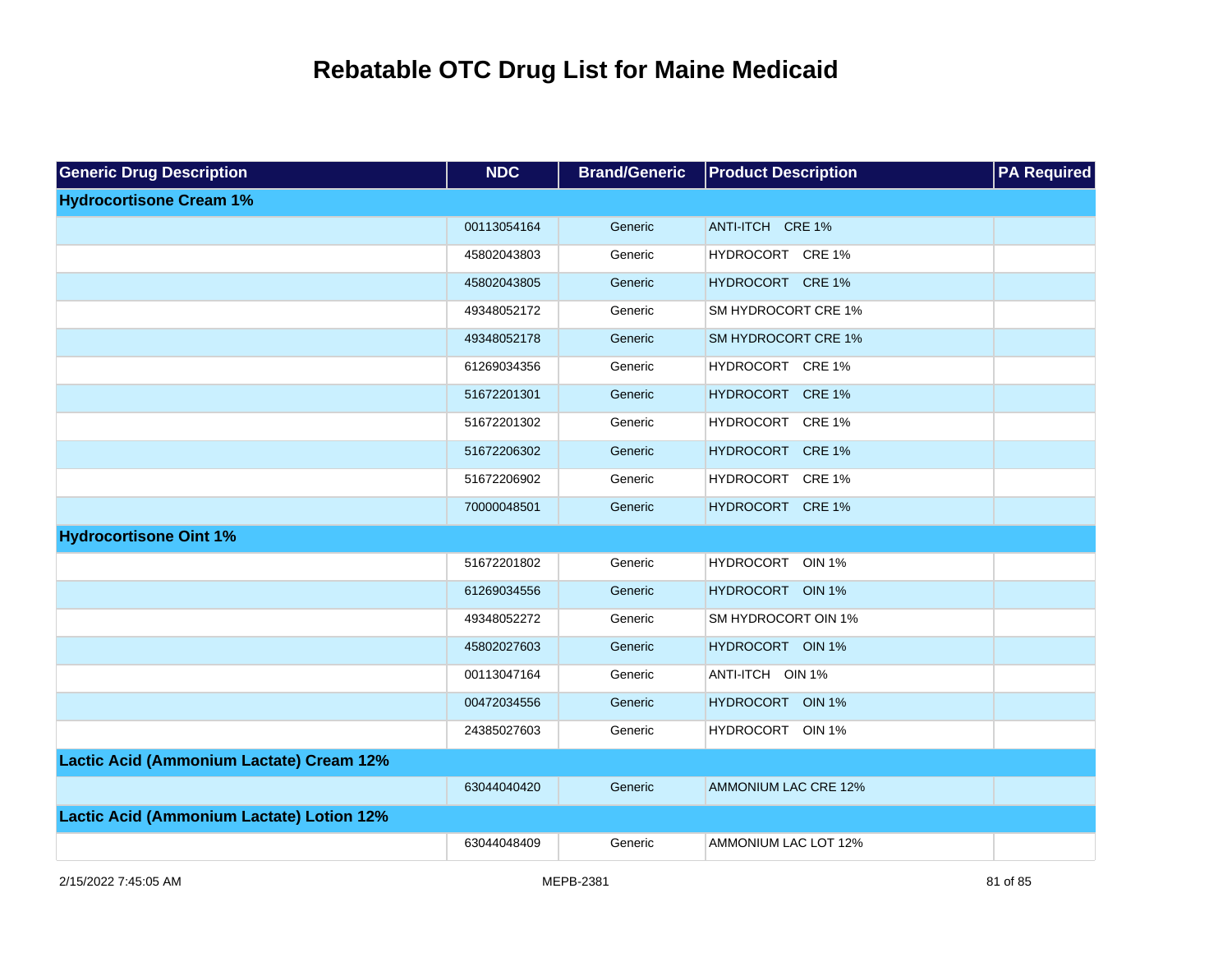# Rebatable OTC Drug List for Maine Medicaid

| Generic Drug Description | NDC | Brand/Generic | Product Description | PA Required |
| --- | --- | --- | --- | --- |
| **Hydrocortisone Cream 1%** | | | | |
| | 00113054164 | Generic | ANTI-ITCH CRE 1% | |
| | 45802043803 | Generic | HYDROCORT CRE 1% | |
| | 45802043805 | Generic | HYDROCORT CRE 1% | |
| | 49348052172 | Generic | SM HYDROCORT CRE 1% | |
| | 49348052178 | Generic | SM HYDROCORT CRE 1% | |
| | 61269034356 | Generic | HYDROCORT CRE 1% | |
| | 51672201301 | Generic | HYDROCORT CRE 1% | |
| | 51672201302 | Generic | HYDROCORT CRE 1% | |
| | 51672206302 | Generic | HYDROCORT CRE 1% | |
| | 51672206902 | Generic | HYDROCORT CRE 1% | |
| | 70000048501 | Generic | HYDROCORT CRE 1% | |
| **Hydrocortisone Oint 1%** | | | | |
| | 51672201802 | Generic | HYDROCORT OIN 1% | |
| | 61269034556 | Generic | HYDROCORT OIN 1% | |
| | 49348052272 | Generic | SM HYDROCORT OIN 1% | |
| | 45802027603 | Generic | HYDROCORT OIN 1% | |
| | 00113047164 | Generic | ANTI-ITCH OIN 1% | |
| | 00472034556 | Generic | HYDROCORT OIN 1% | |
| | 24385027603 | Generic | HYDROCORT OIN 1% | |
| **Lactic Acid (Ammonium Lactate) Cream 12%** | | | | |
| | 63044040420 | Generic | AMMONIUM LAC CRE 12% | |
| **Lactic Acid (Ammonium Lactate) Lotion 12%** | | | | |
| | 63044048409 | Generic | AMMONIUM LAC LOT 12% | |

2/15/2022 7:45:05 AM MEPB-2381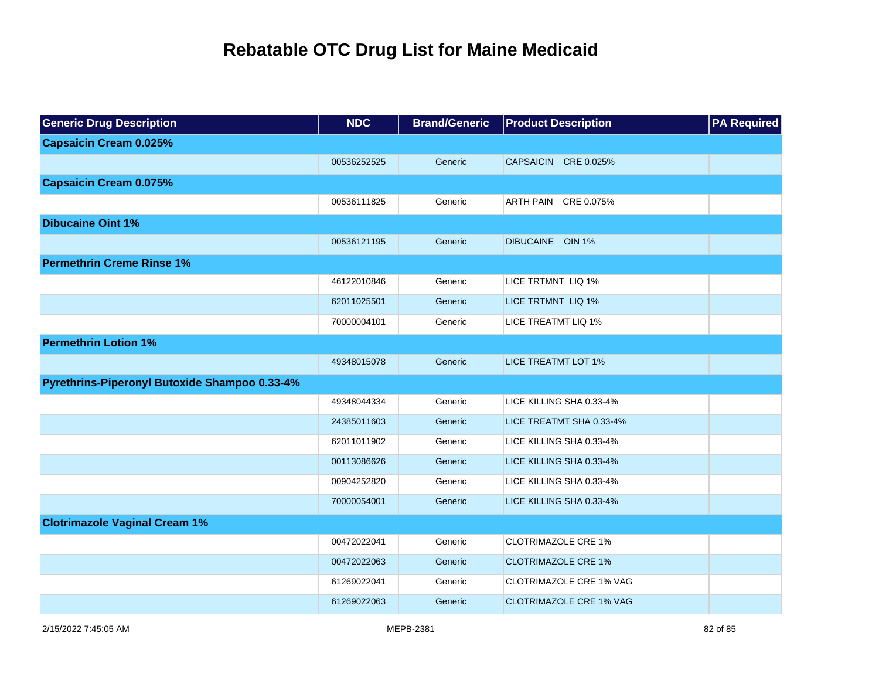# Rebatable OTC Drug List for Maine Medicaid

| Generic Drug Description | NDC | Brand/Generic | Product Description | PA Required |
|---|---|---|---|---|
| **Capsaicin Cream 0.025%** | | | | |
| | 00536252525 | Generic | CAPSAICIN CRE 0.025% | |
| **Capsaicin Cream 0.075%** | | | | |
| | 00536111825 | Generic | ARTH PAIN CRE 0.075% | |
| **Dibucaine Oint 1%** | | | | |
| | 00536121195 | Generic | DIBUCAINE OIN 1% | |
| **Permethrin Creme Rinse 1%** | | | | |
| | 46122010846 | Generic | LICE TRTMNT LIQ 1% | |
| | 62011025501 | Generic | LICE TRTMNT LIQ 1% | |
| | 70000004101 | Generic | LICE TREATMT LIQ 1% | |
| **Permethrin Lotion 1%** | | | | |
| | 49348015078 | Generic | LICE TREATMT LOT 1% | |
| **Pyrethrins-Piperonyl Butoxide Shampoo 0.33-4%** | | | | |
| | 49348044334 | Generic | LICE KILLING SHA 0.33-4% | |
| | 24385011603 | Generic | LICE TREATMT SHA 0.33-4% | |
| | 62011011902 | Generic | LICE KILLING SHA 0.33-4% | |
| | 00113086626 | Generic | LICE KILLING SHA 0.33-4% | |
| | 00904252820 | Generic | LICE KILLING SHA 0.33-4% | |
| | 70000054001 | Generic | LICE KILLING SHA 0.33-4% | |
| **Clotrimazole Vaginal Cream 1%** | | | | |
| | 00472022041 | Generic | CLOTRIMAZOLE CRE 1% | |
| | 00472022063 | Generic | CLOTRIMAZOLE CRE 1% | |
| | 61269022041 | Generic | CLOTRIMAZOLE CRE 1% VAG | |
| | 61269022063 | Generic | CLOTRIMAZOLE CRE 1% VAG | |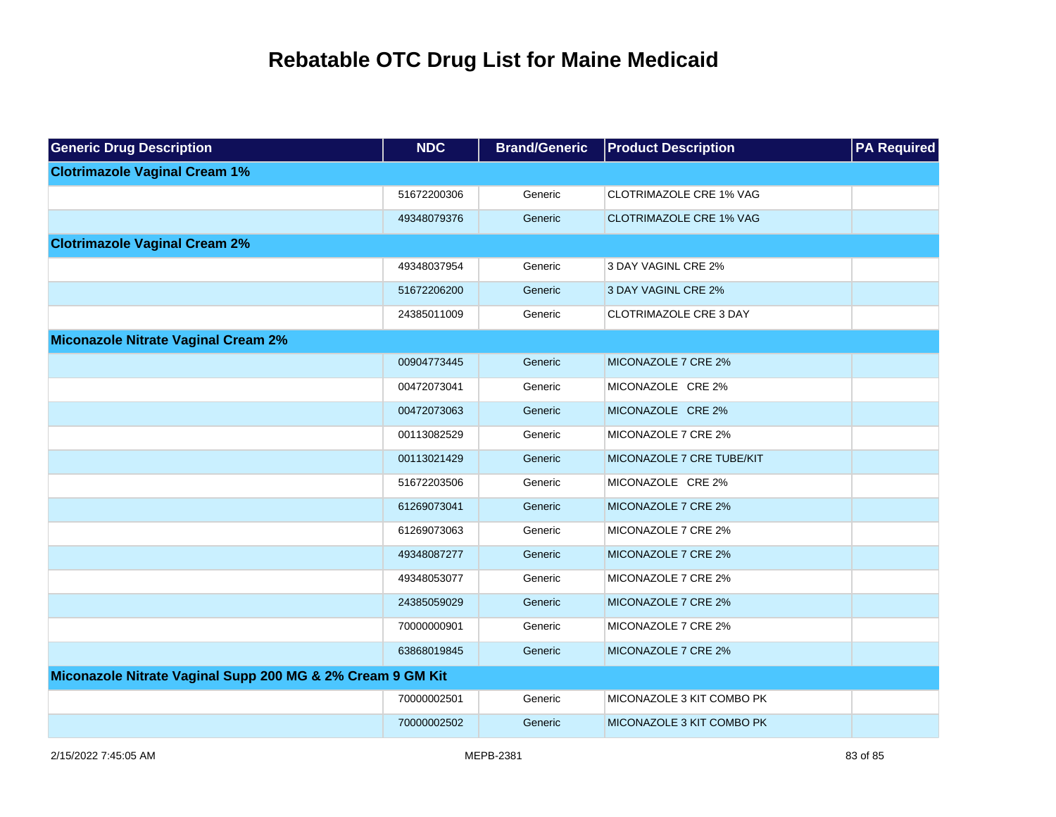# Rebatable OTC Drug List for Maine Medicaid

| Generic Drug Description | NDC | Brand/Generic | Product Description | PA Required |
|---|---|---|---|---|
| **Clotrimazole Vaginal Cream 1%** | | | | |
| | 51672200306 | Generic | CLOTRIMAZOLE CRE 1% VAG | |
| | 49348079376 | Generic | CLOTRIMAZOLE CRE 1% VAG | |
| **Clotrimazole Vaginal Cream 2%** | | | | |
| | 49348037954 | Generic | 3 DAY VAGINL CRE 2% | |
| | 51672206200 | Generic | 3 DAY VAGINL CRE 2% | |
| | 24385011009 | Generic | CLOTRIMAZOLE CRE 3 DAY | |
| **Miconazole Nitrate Vaginal Cream 2%** | | | | |
| | 00904773445 | Generic | MICONAZOLE 7 CRE 2% | |
| | 00472073041 | Generic | MICONAZOLE CRE 2% | |
| | 00472073063 | Generic | MICONAZOLE CRE 2% | |
| | 00113082529 | Generic | MICONAZOLE 7 CRE 2% | |
| | 00113021429 | Generic | MICONAZOLE 7 CRE TUBE/KIT | |
| | 51672203506 | Generic | MICONAZOLE CRE 2% | |
| | 61269073041 | Generic | MICONAZOLE 7 CRE 2% | |
| | 61269073063 | Generic | MICONAZOLE 7 CRE 2% | |
| | 49348087277 | Generic | MICONAZOLE 7 CRE 2% | |
| | 49348053077 | Generic | MICONAZOLE 7 CRE 2% | |
| | 24385059029 | Generic | MICONAZOLE 7 CRE 2% | |
| | 70000000901 | Generic | MICONAZOLE 7 CRE 2% | |
| | 63868019845 | Generic | MICONAZOLE 7 CRE 2% | |
| **Miconazole Nitrate Vaginal Supp 200 MG & 2% Cream 9 GM Kit** | | | | |
| | 70000002501 | Generic | MICONAZOLE 3 KIT COMBO PK | |
| | 70000002502 | Generic | MICONAZOLE 3 KIT COMBO PK | |

2/15/2022 7:45:05 AM MEPB-2381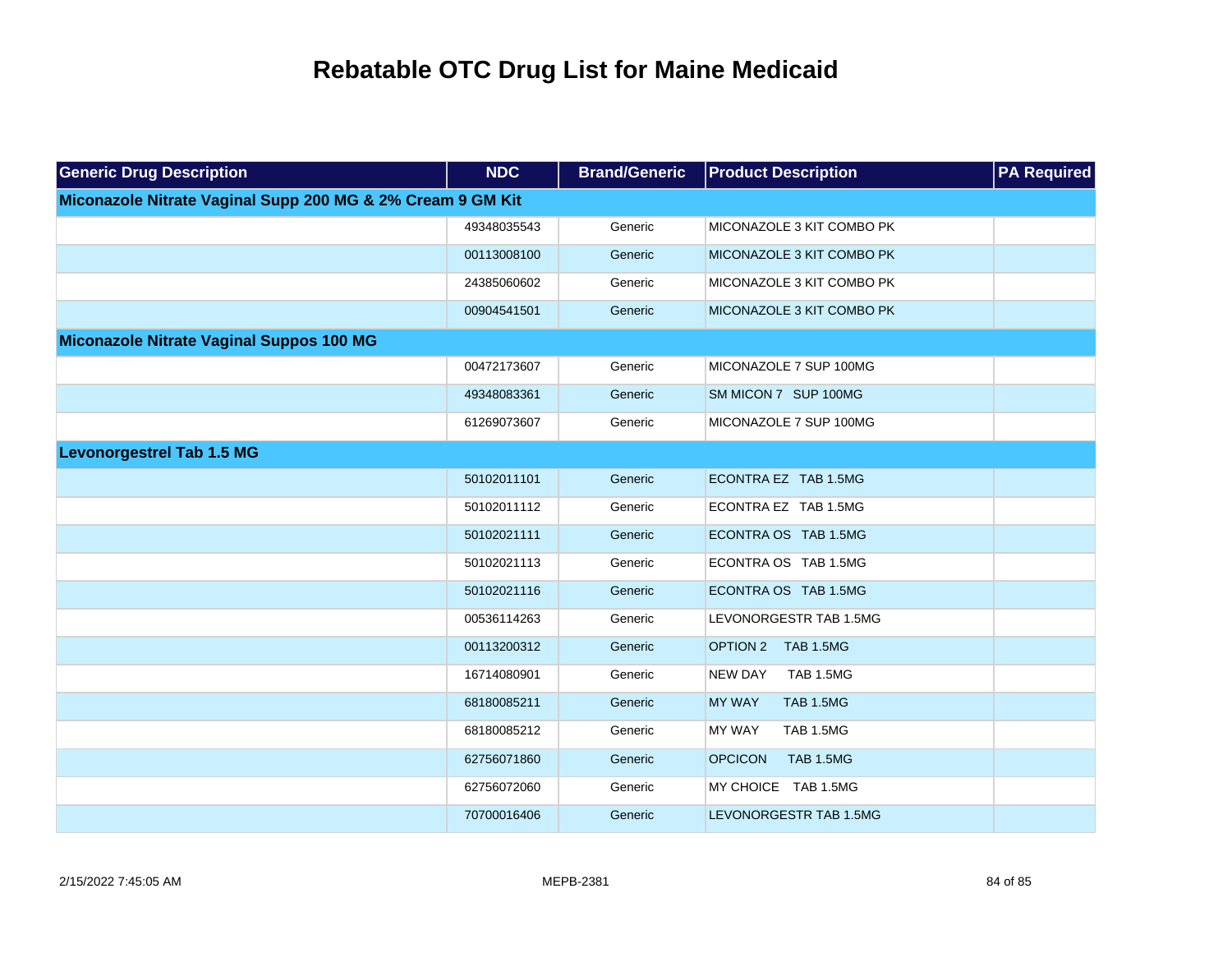# Rebatable OTC Drug List for Maine Medicaid

| Generic Drug Description | NDC | Brand/Generic | Product Description | PA Required |
|---|---|---|---|---|
| **Miconazole Nitrate Vaginal Supp 200 MG & 2% Cream 9 GM Kit** | | | | |
| | 49348035543 | Generic | MICONAZOLE 3 KIT COMBO PK | |
| | 00113008100 | Generic | MICONAZOLE 3 KIT COMBO PK | |
| | 24385060602 | Generic | MICONAZOLE 3 KIT COMBO PK | |
| | 00904541501 | Generic | MICONAZOLE 3 KIT COMBO PK | |
| **Miconazole Nitrate Vaginal Suppos 100 MG** | | | | |
| | 00472173607 | Generic | MICONAZOLE 7 SUP 100MG | |
| | 49348083361 | Generic | SM MICON 7 SUP 100MG | |
| | 61269073607 | Generic | MICONAZOLE 7 SUP 100MG | |
| **Levonorgestrel Tab 1.5 MG** | | | | |
| | 50102011101 | Generic | ECONTRA EZ TAB 1.5MG | |
| | 50102011112 | Generic | ECONTRA EZ TAB 1.5MG | |
| | 50102021111 | Generic | ECONTRA OS TAB 1.5MG | |
| | 50102021113 | Generic | ECONTRA OS TAB 1.5MG | |
| | 50102021116 | Generic | ECONTRA OS TAB 1.5MG | |
| | 00536114263 | Generic | LEVONORGESTR TAB 1.5MG | |
| | 00113200312 | Generic | OPTION 2 TAB 1.5MG | |
| | 16714080901 | Generic | NEW DAY TAB 1.5MG | |
| | 68180085211 | Generic | MY WAY TAB 1.5MG | |
| | 68180085212 | Generic | MY WAY TAB 1.5MG | |
| | 62756071860 | Generic | OPCICON TAB 1.5MG | |
| | 62756072060 | Generic | MY CHOICE TAB 1.5MG | |
| | 70700016406 | Generic | LEVONORGESTR TAB 1.5MG | |

2/15/2022 7:45:05 AM MEPB-2381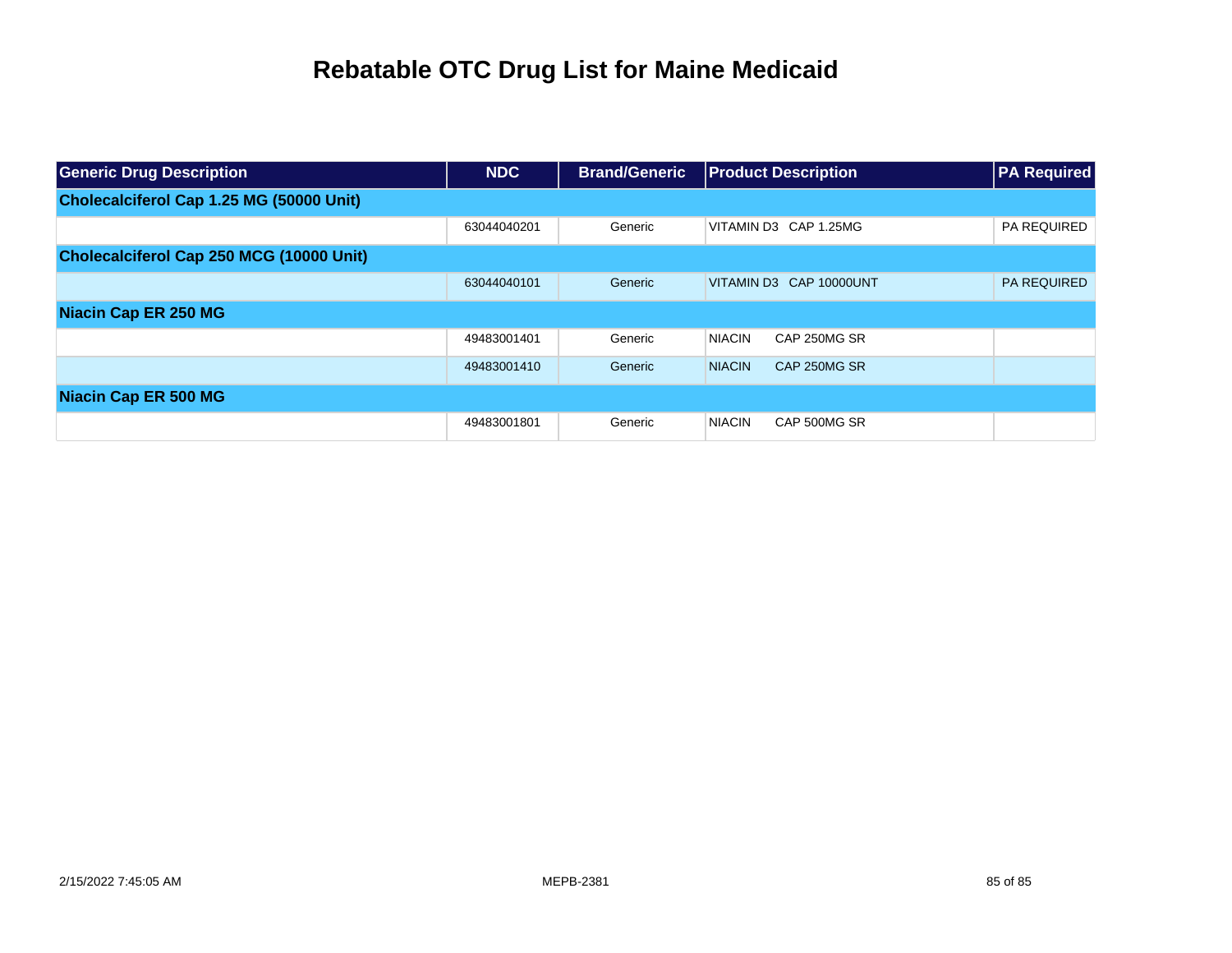# Rebatable OTC Drug List for Maine Medicaid

| Generic Drug Description | NDC | Brand/Generic | Product Description | PA Required |
|---|---|---|---|---|
| **Cholecalciferol Cap 1.25 MG (50000 Unit)** | | | | |
| | 63044040201 | Generic | VITAMIN D3 CAP 1.25MG | PA REQUIRED |
| **Cholecalciferol Cap 250 MCG (10000 Unit)** | | | | |
| | 63044040101 | Generic | VITAMIN D3 CAP 10000UNT | PA REQUIRED |
| **Niacin Cap ER 250 MG** | | | | |
| | 49483001401 | Generic | NIACIN CAP 250MG SR | |
| | 49483001410 | Generic | NIACIN CAP 250MG SR | |
| **Niacin Cap ER 500 MG** | | | | |
| | 49483001801 | Generic | NIACIN CAP 500MG SR | |

2/15/2022 7:45:05 AM MEPB-2381